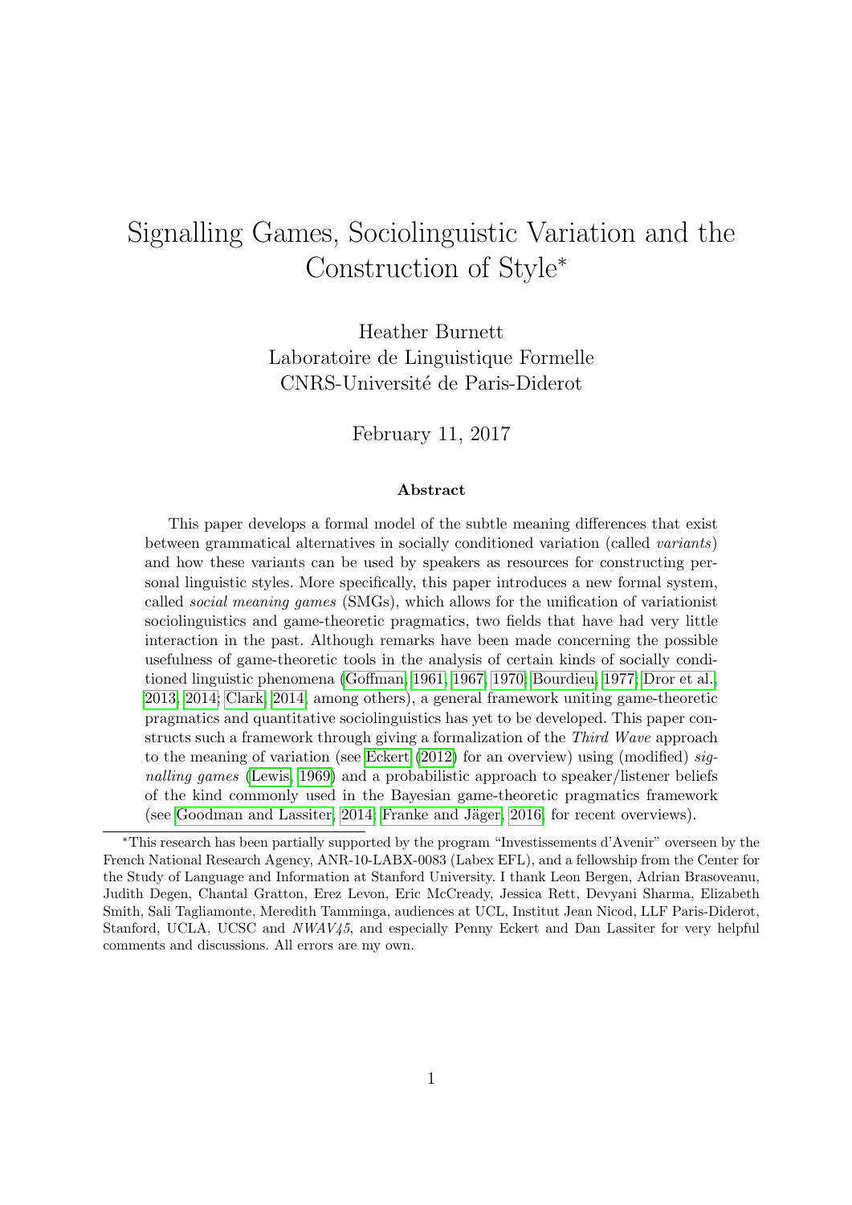# Signalling Games, Sociolinguistic Variation and the Construction of Style*

Heather Burnett
Laboratoire de Linguistique Formelle
CNRS-Université de Paris-Diderot

February 11, 2017

### Abstract

This paper develops a formal model of the subtle meaning differences that exist between grammatical alternatives in socially conditioned variation (called *variants*) and how these variants can be used by speakers as resources for constructing personal linguistic styles. More specifically, this paper introduces a new formal system, called *social meaning games* (SMGs), which allows for the unification of variationist sociolinguistics and game-theoretic pragmatics, two fields that have had very little interaction in the past. Although remarks have been made concerning the possible usefulness of game-theoretic tools in the analysis of certain kinds of socially conditioned linguistic phenomena (Goffman, 1961, 1967, 1970; Bourdieu, 1977; Dror et al., 2013, 2014; Clark, 2014, among others), a general framework uniting game-theoretic pragmatics and quantitative sociolinguistics has yet to be developed. This paper constructs such a framework through giving a formalization of the *Third Wave* approach to the meaning of variation (see Eckert (2012) for an overview) using (modified) *signalling games* (Lewis, 1969) and a probabilistic approach to speaker/listener beliefs of the kind commonly used in the Bayesian game-theoretic pragmatics framework (see Goodman and Lassiter, 2014; Franke and Jäger, 2016, for recent overviews).

---

*This research has been partially supported by the program "Investissements d'Avenir" overseen by the French National Research Agency, ANR-10-LABX-0083 (Labex EFL), and a fellowship from the Center for the Study of Language and Information at Stanford University. I thank Leon Bergen, Adrian Brasoveanu, Judith Degen, Chantal Gratton, Erez Levon, Eric McCready, Jessica Rett, Devyani Sharma, Elizabeth Smith, Sali Tagliamonte, Meredith Tamminga, audiences at UCL, Institut Jean Nicod, LLF Paris-Diderot, Stanford, UCLA, UCSC and *NWAV45*, and especially Penny Eckert and Dan Lassiter for very helpful comments and discussions. All errors are my own.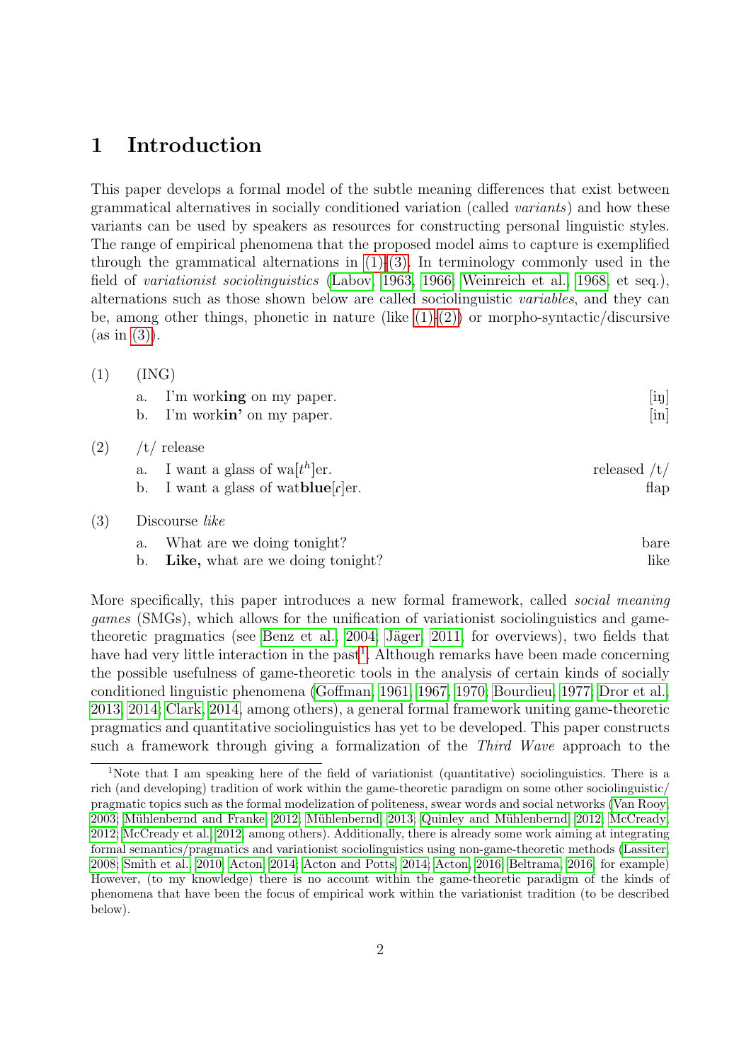# 1 Introduction

This paper develops a formal model of the subtle meaning differences that exist between grammatical alternatives in socially conditioned variation (called *variants*) and how these variants can be used by speakers as resources for constructing personal linguistic styles. The range of empirical phenomena that the proposed model aims to capture is exemplified through the grammatical alternations in (1)-(3). In terminology commonly used in the field of *variationist sociolinguistics* (Labov, 1963, 1966; Weinreich et al., 1968, et seq.), alternations such as those shown below are called sociolinguistic *variables*, and they can be, among other things, phonetic in nature (like (1)-(2)) or morpho-syntactic/discursive (as in (3)).

(1) (ING)

a. I'm work**ing** on my paper. [iŋ]

b. I'm work**in'** on my paper. [in]

(2) /t/ release

a. I want a glass of wa[$t^h$]er. released /t/

b. I want a glass of wat**blue**[ɾ]er. flap

(3) Discourse *like*

a. What are we doing tonight? bare

b. **Like,** what are we doing tonight? like

More specifically, this paper introduces a new formal framework, called *social meaning games* (SMGs), which allows for the unification of variationist sociolinguistics and game-theoretic pragmatics (see Benz et al., 2004; Jäger, 2011, for overviews), two fields that have had very little interaction in the past[1]. Although remarks have been made concerning the possible usefulness of game-theoretic tools in the analysis of certain kinds of socially conditioned linguistic phenomena (Goffman, 1961, 1967, 1970; Bourdieu, 1977; Dror et al., 2013, 2014; Clark, 2014, among others), a general formal framework uniting game-theoretic pragmatics and quantitative sociolinguistics has yet to be developed. This paper constructs such a framework through giving a formalization of the *Third Wave* approach to the

[1]Note that I am speaking here of the field of variationist (quantitative) sociolinguistics. There is a rich (and developing) tradition of work within the game-theoretic paradigm on some other sociolinguistic/pragmatic topics such as the formal modelization of politeness, swear words and social networks (Van Rooy, 2003; Mühlenbernd and Franke, 2012; Mühlenbernd, 2013; Quinley and Mühlenbernd, 2012; McCready, 2012; McCready et al., 2012, among others). Additionally, there is already some work aiming at integrating formal semantics/pragmatics and variationist sociolinguistics using non-game-theoretic methods (Lassiter, 2008; Smith et al., 2010; Acton, 2014; Acton and Potts, 2014; Acton, 2016; Beltrama, 2016, for example) However, (to my knowledge) there is no account within the game-theoretic paradigm of the kinds of phenomena that have been the focus of empirical work within the variationist tradition (to be described below).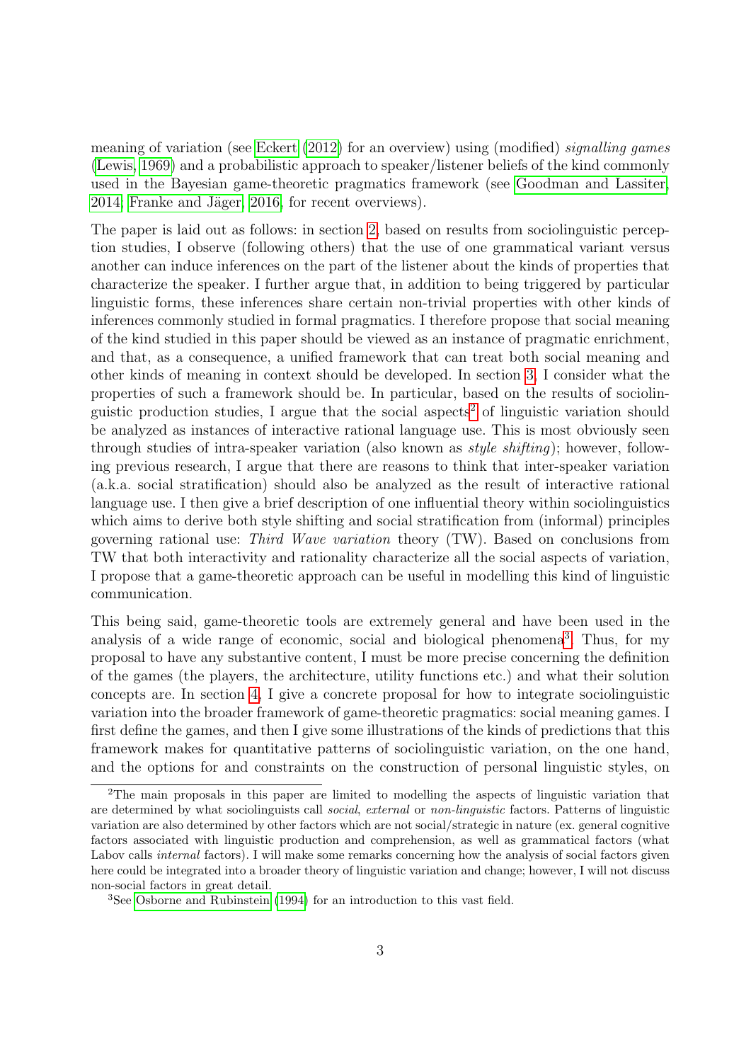meaning of variation (see Eckert (2012) for an overview) using (modified) *signalling games* (Lewis, 1969) and a probabilistic approach to speaker/listener beliefs of the kind commonly used in the Bayesian game-theoretic pragmatics framework (see Goodman and Lassiter, 2014; Franke and Jäger, 2016, for recent overviews).

The paper is laid out as follows: in section 2, based on results from sociolinguistic perception studies, I observe (following others) that the use of one grammatical variant versus another can induce inferences on the part of the listener about the kinds of properties that characterize the speaker. I further argue that, in addition to being triggered by particular linguistic forms, these inferences share certain non-trivial properties with other kinds of inferences commonly studied in formal pragmatics. I therefore propose that social meaning of the kind studied in this paper should be viewed as an instance of pragmatic enrichment, and that, as a consequence, a unified framework that can treat both social meaning and other kinds of meaning in context should be developed. In section 3, I consider what the properties of such a framework should be. In particular, based on the results of sociolinguistic production studies, I argue that the social aspects[2] of linguistic variation should be analyzed as instances of interactive rational language use. This is most obviously seen through studies of intra-speaker variation (also known as *style shifting*); however, following previous research, I argue that there are reasons to think that inter-speaker variation (a.k.a. social stratification) should also be analyzed as the result of interactive rational language use. I then give a brief description of one influential theory within sociolinguistics which aims to derive both style shifting and social stratification from (informal) principles governing rational use: *Third Wave variation* theory (TW). Based on conclusions from TW that both interactivity and rationality characterize all the social aspects of variation, I propose that a game-theoretic approach can be useful in modelling this kind of linguistic communication.

This being said, game-theoretic tools are extremely general and have been used in the analysis of a wide range of economic, social and biological phenomena[3]. Thus, for my proposal to have any substantive content, I must be more precise concerning the definition of the games (the players, the architecture, utility functions etc.) and what their solution concepts are. In section 4, I give a concrete proposal for how to integrate sociolinguistic variation into the broader framework of game-theoretic pragmatics: social meaning games. I first define the games, and then I give some illustrations of the kinds of predictions that this framework makes for quantitative patterns of sociolinguistic variation, on the one hand, and the options for and constraints on the construction of personal linguistic styles, on

[2]The main proposals in this paper are limited to modelling the aspects of linguistic variation that are determined by what sociolinguists call *social*, *external* or *non-linguistic* factors. Patterns of linguistic variation are also determined by other factors which are not social/strategic in nature (ex. general cognitive factors associated with linguistic production and comprehension, as well as grammatical factors (what Labov calls *internal* factors). I will make some remarks concerning how the analysis of social factors given here could be integrated into a broader theory of linguistic variation and change; however, I will not discuss non-social factors in great detail.

[3]See Osborne and Rubinstein (1994) for an introduction to this vast field.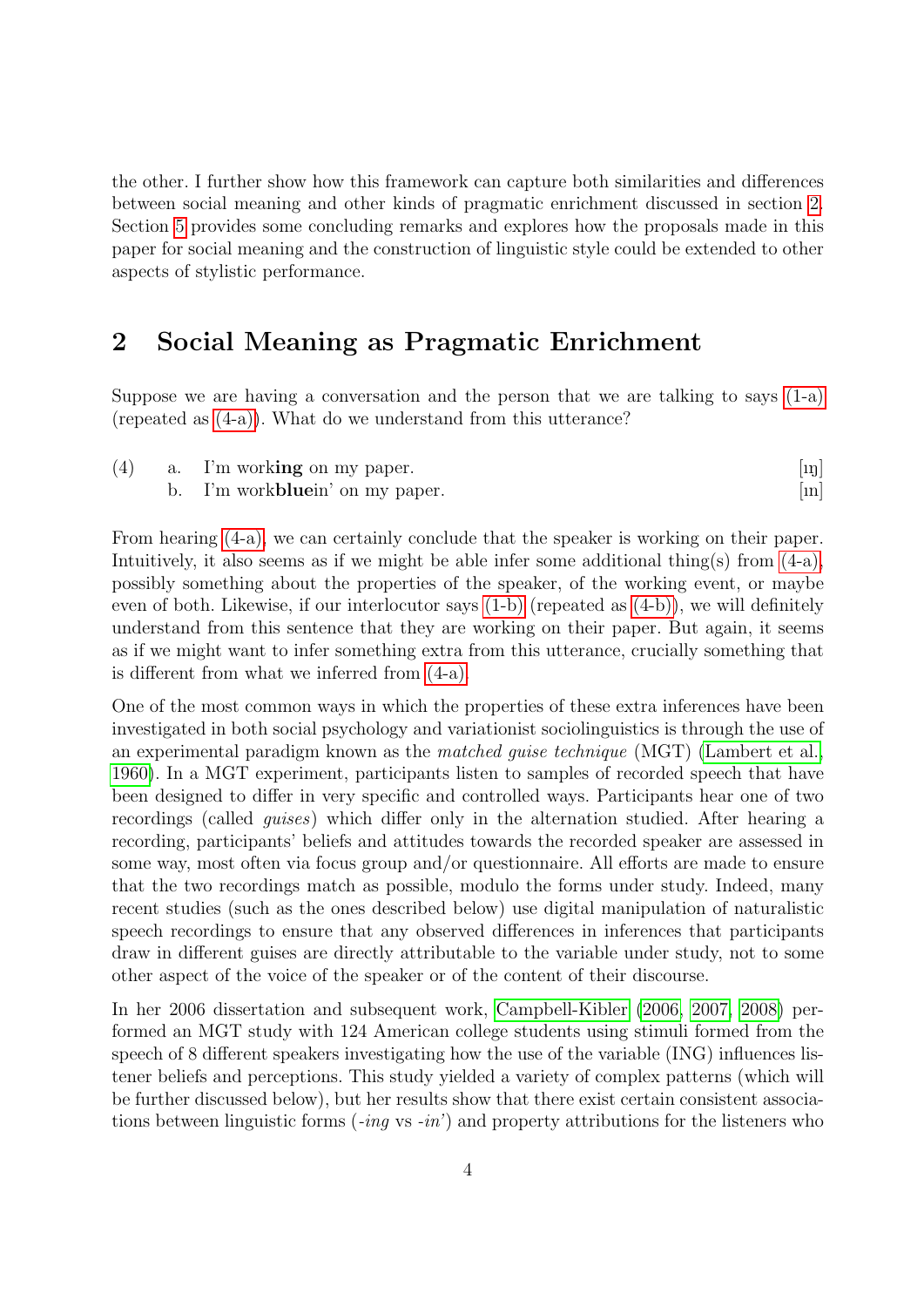the other. I further show how this framework can capture both similarities and differences between social meaning and other kinds of pragmatic enrichment discussed in section 2. Section 5 provides some concluding remarks and explores how the proposals made in this paper for social meaning and the construction of linguistic style could be extended to other aspects of stylistic performance.

## 2 Social Meaning as Pragmatic Enrichment

Suppose we are having a conversation and the person that we are talking to says (1-a) (repeated as (4-a)). What do we understand from this utterance?

(4) a. I'm work**ing** on my paper. [ɪŋ]
    b. I'm work**blue**in' on my paper. [ɪn]

From hearing (4-a), we can certainly conclude that the speaker is working on their paper. Intuitively, it also seems as if we might be able infer some additional thing(s) from (4-a), possibly something about the properties of the speaker, of the working event, or maybe even of both. Likewise, if our interlocutor says (1-b) (repeated as (4-b)), we will definitely understand from this sentence that they are working on their paper. But again, it seems as if we might want to infer something extra from this utterance, crucially something that is different from what we inferred from (4-a).

One of the most common ways in which the properties of these extra inferences have been investigated in both social psychology and variationist sociolinguistics is through the use of an experimental paradigm known as the *matched guise technique* (MGT) (Lambert et al., 1960). In a MGT experiment, participants listen to samples of recorded speech that have been designed to differ in very specific and controlled ways. Participants hear one of two recordings (called *guises*) which differ only in the alternation studied. After hearing a recording, participants' beliefs and attitudes towards the recorded speaker are assessed in some way, most often via focus group and/or questionnaire. All efforts are made to ensure that the two recordings match as possible, modulo the forms under study. Indeed, many recent studies (such as the ones described below) use digital manipulation of naturalistic speech recordings to ensure that any observed differences in inferences that participants draw in different guises are directly attributable to the variable under study, not to some other aspect of the voice of the speaker or of the content of their discourse.

In her 2006 dissertation and subsequent work, Campbell-Kibler (2006, 2007, 2008) performed an MGT study with 124 American college students using stimuli formed from the speech of 8 different speakers investigating how the use of the variable (ING) influences listener beliefs and perceptions. This study yielded a variety of complex patterns (which will be further discussed below), but her results show that there exist certain consistent associations between linguistic forms (*-ing* vs *-in'*) and property attributions for the listeners who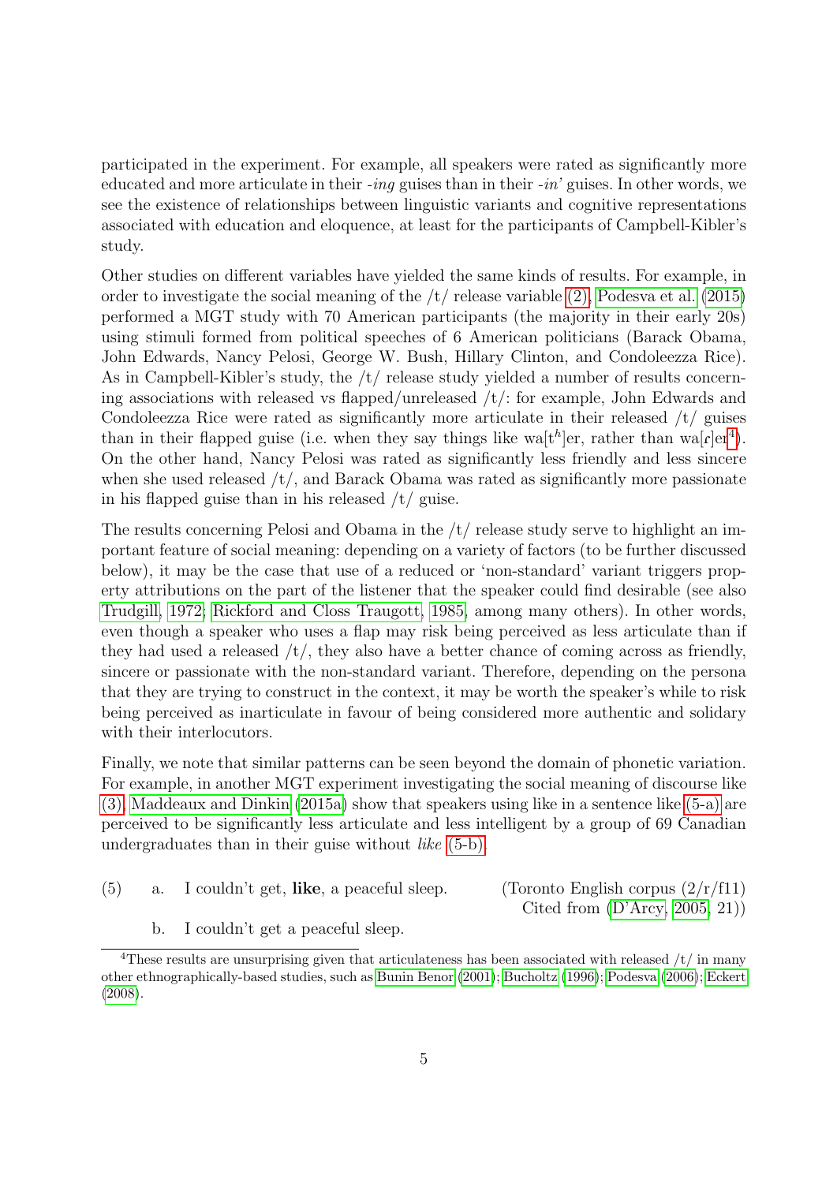participated in the experiment. For example, all speakers were rated as significantly more educated and more articulate in their *-ing* guises than in their *-in'* guises. In other words, we see the existence of relationships between linguistic variants and cognitive representations associated with education and eloquence, at least for the participants of Campbell-Kibler's study.

Other studies on different variables have yielded the same kinds of results. For example, in order to investigate the social meaning of the /t/ release variable (2), Podesva et al. (2015) performed a MGT study with 70 American participants (the majority in their early 20s) using stimuli formed from political speeches of 6 American politicians (Barack Obama, John Edwards, Nancy Pelosi, George W. Bush, Hillary Clinton, and Condoleezza Rice). As in Campbell-Kibler's study, the /t/ release study yielded a number of results concerning associations with released vs flapped/unreleased /t/: for example, John Edwards and Condoleezza Rice were rated as significantly more articulate in their released /t/ guises than in their flapped guise (i.e. when they say things like wa[$t^h$]er, rather than wa[ɾ]er[4]). On the other hand, Nancy Pelosi was rated as significantly less friendly and less sincere when she used released /t/, and Barack Obama was rated as significantly more passionate in his flapped guise than in his released /t/ guise.

The results concerning Pelosi and Obama in the /t/ release study serve to highlight an important feature of social meaning: depending on a variety of factors (to be further discussed below), it may be the case that use of a reduced or 'non-standard' variant triggers property attributions on the part of the listener that the speaker could find desirable (see also Trudgill, 1972; Rickford and Closs Traugott, 1985, among many others). In other words, even though a speaker who uses a flap may risk being perceived as less articulate than if they had used a released /t/, they also have a better chance of coming across as friendly, sincere or passionate with the non-standard variant. Therefore, depending on the persona that they are trying to construct in the context, it may be worth the speaker's while to risk being perceived as inarticulate in favour of being considered more authentic and solidary with their interlocutors.

Finally, we note that similar patterns can be seen beyond the domain of phonetic variation. For example, in another MGT experiment investigating the social meaning of discourse like (3), Maddeaux and Dinkin (2015a) show that speakers using like in a sentence like (5-a) are perceived to be significantly less articulate and less intelligent by a group of 69 Canadian undergraduates than in their guise without *like* (5-b).

(5) a. I couldn't get, **like**, a peaceful sleep. (Toronto English corpus (2/r/f11) Cited from (D'Arcy, 2005, 21))

b. I couldn't get a peaceful sleep.

[4] These results are unsurprising given that articulateness has been associated with released /t/ in many other ethnographically-based studies, such as Bunin Benor (2001); Bucholtz (1996); Podesva (2006); Eckert (2008).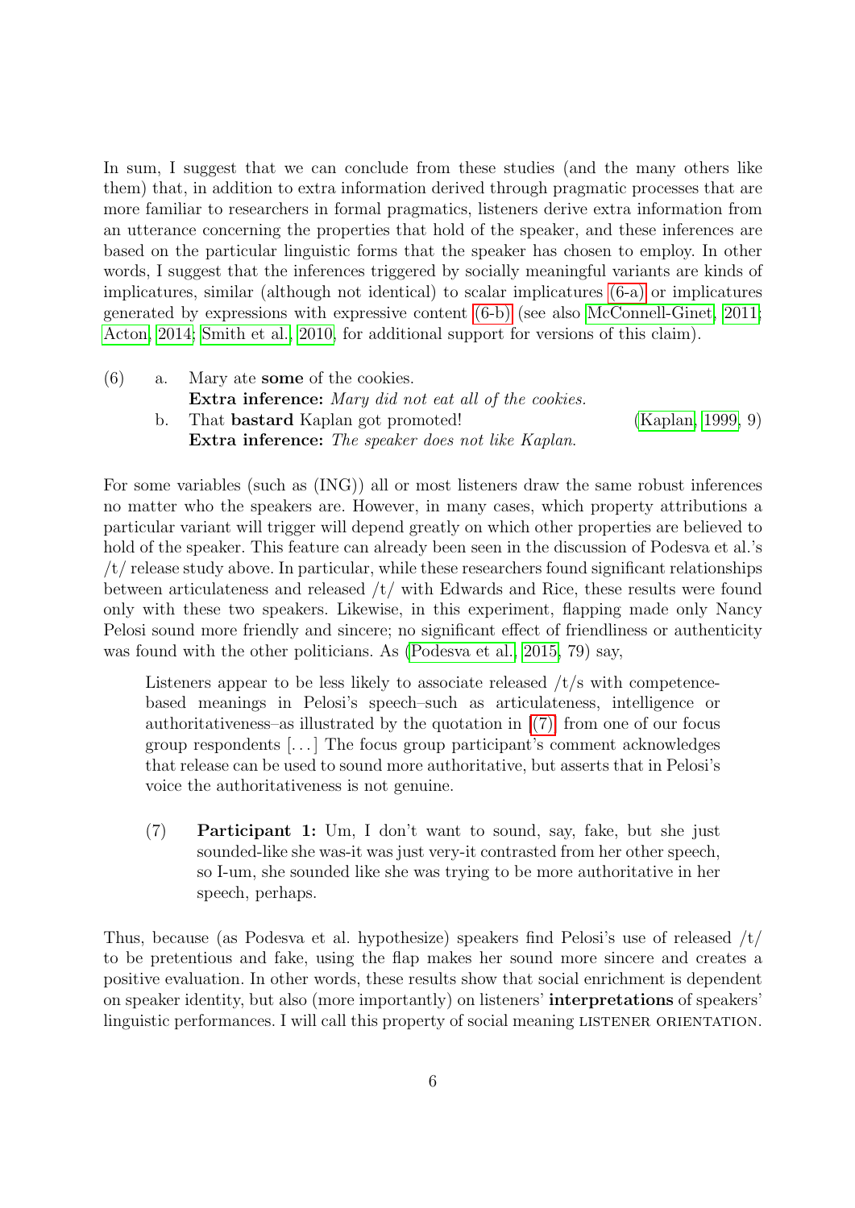In sum, I suggest that we can conclude from these studies (and the many others like them) that, in addition to extra information derived through pragmatic processes that are more familiar to researchers in formal pragmatics, listeners derive extra information from an utterance concerning the properties that hold of the speaker, and these inferences are based on the particular linguistic forms that the speaker has chosen to employ. In other words, I suggest that the inferences triggered by socially meaningful variants are kinds of implicatures, similar (although not identical) to scalar implicatures (6-a) or implicatures generated by expressions with expressive content (6-b) (see also McConnell-Ginet, 2011; Acton, 2014; Smith et al., 2010, for additional support for versions of this claim).

(6) a. Mary ate **some** of the cookies.
**Extra inference:** *Mary did not eat all of the cookies.*

b. That **bastard** Kaplan got promoted! (Kaplan, 1999, 9)
**Extra inference:** *The speaker does not like Kaplan.*

For some variables (such as (ING)) all or most listeners draw the same robust inferences no matter who the speakers are. However, in many cases, which property attributions a particular variant will trigger will depend greatly on which other properties are believed to hold of the speaker. This feature can already been seen in the discussion of Podesva et al.'s /t/ release study above. In particular, while these researchers found significant relationships between articulateness and released /t/ with Edwards and Rice, these results were found only with these two speakers. Likewise, in this experiment, flapping made only Nancy Pelosi sound more friendly and sincere; no significant effect of friendliness or authenticity was found with the other politicians. As (Podesva et al., 2015, 79) say,

> Listeners appear to be less likely to associate released /t/s with competence-based meanings in Pelosi's speech–such as articulateness, intelligence or authoritativeness–as illustrated by the quotation in (7) from one of our focus group respondents [...] The focus group participant's comment acknowledges that release can be used to sound more authoritative, but asserts that in Pelosi's voice the authoritativeness is not genuine.
>
> (7) **Participant 1:** Um, I don't want to sound, say, fake, but she just sounded-like she was-it was just very-it contrasted from her other speech, so I-um, she sounded like she was trying to be more authoritative in her speech, perhaps.

Thus, because (as Podesva et al. hypothesize) speakers find Pelosi's use of released /t/ to be pretentious and fake, using the flap makes her sound more sincere and creates a positive evaluation. In other words, these results show that social enrichment is dependent on speaker identity, but also (more importantly) on listeners' **interpretations** of speakers' linguistic performances. I will call this property of social meaning LISTENER ORIENTATION.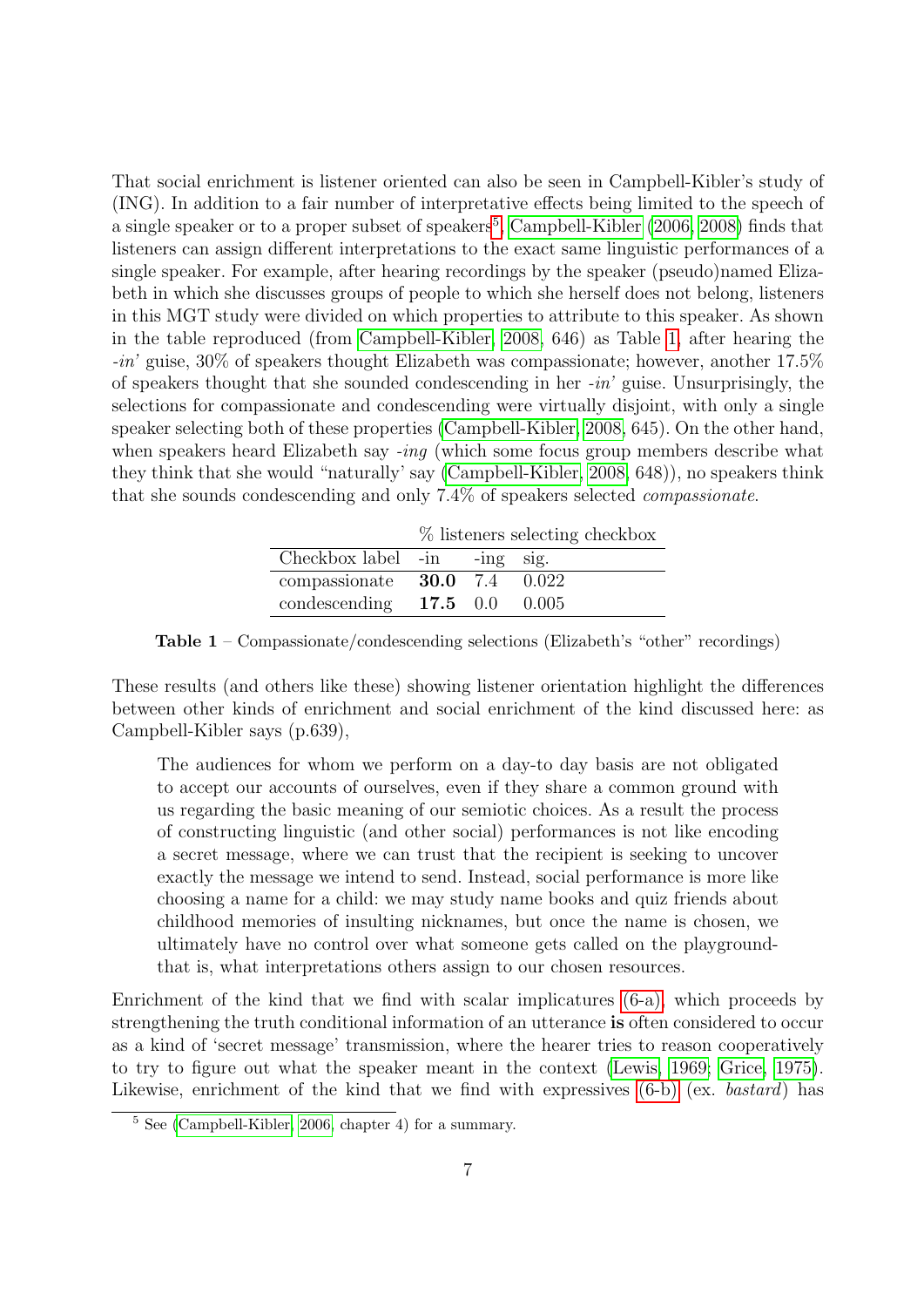That social enrichment is listener oriented can also be seen in Campbell-Kibler's study of (ING). In addition to a fair number of interpretative effects being limited to the speech of a single speaker or to a proper subset of speakers[5], Campbell-Kibler (2006, 2008) finds that listeners can assign different interpretations to the exact same linguistic performances of a single speaker. For example, after hearing recordings by the speaker (pseudo)named Elizabeth in which she discusses groups of people to which she herself does not belong, listeners in this MGT study were divided on which properties to attribute to this speaker. As shown in the table reproduced (from Campbell-Kibler, 2008, 646) as Table 1, after hearing the *-in'* guise, 30% of speakers thought Elizabeth was compassionate; however, another 17.5% of speakers thought that she sounded condescending in her *-in'* guise. Unsurprisingly, the selections for compassionate and condescending were virtually disjoint, with only a single speaker selecting both of these properties (Campbell-Kibler, 2008, 645). On the other hand, when speakers heard Elizabeth say *-ing* (which some focus group members describe what they think that she would "naturally' say (Campbell-Kibler, 2008, 648)), no speakers think that she sounds condescending and only 7.4% of speakers selected *compassionate*.

| | % listeners selecting checkbox | | |
|---|---|---|---|
| Checkbox label | -in | -ing | sig. |
| compassionate | **30.0** | 7.4 | 0.022 |
| condescending | **17.5** | 0.0 | 0.005 |

**Table 1** – Compassionate/condescending selections (Elizabeth's "other" recordings)

These results (and others like these) showing listener orientation highlight the differences between other kinds of enrichment and social enrichment of the kind discussed here: as Campbell-Kibler says (p.639),

> The audiences for whom we perform on a day-to day basis are not obligated to accept our accounts of ourselves, even if they share a common ground with us regarding the basic meaning of our semiotic choices. As a result the process of constructing linguistic (and other social) performances is not like encoding a secret message, where we can trust that the recipient is seeking to uncover exactly the message we intend to send. Instead, social performance is more like choosing a name for a child: we may study name books and quiz friends about childhood memories of insulting nicknames, but once the name is chosen, we ultimately have no control over what someone gets called on the playground-that is, what interpretations others assign to our chosen resources.

Enrichment of the kind that we find with scalar implicatures (6-a), which proceeds by strengthening the truth conditional information of an utterance **is** often considered to occur as a kind of 'secret message' transmission, where the hearer tries to reason cooperatively to try to figure out what the speaker meant in the context (Lewis, 1969; Grice, 1975). Likewise, enrichment of the kind that we find with expressives (6-b) (ex. *bastard*) has

[5] See (Campbell-Kibler, 2006, chapter 4) for a summary.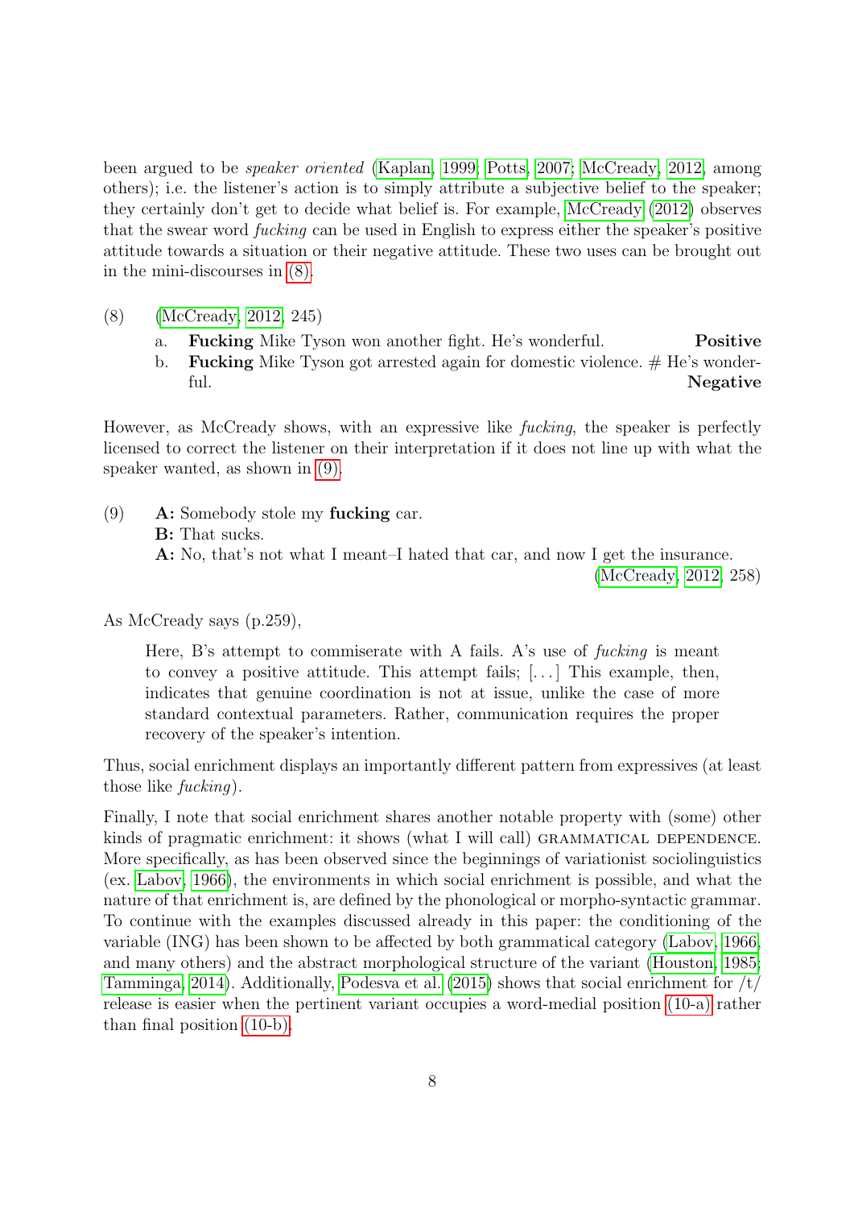been argued to be *speaker oriented* (Kaplan, 1999; Potts, 2007; McCready, 2012, among others); i.e. the listener's action is to simply attribute a subjective belief to the speaker; they certainly don't get to decide what belief is. For example, McCready (2012) observes that the swear word *fucking* can be used in English to express either the speaker's positive attitude towards a situation or their negative attitude. These two uses can be brought out in the mini-discourses in (8).

(8) (McCready, 2012, 245)

a. **Fucking** Mike Tyson won another fight. He's wonderful. **Positive**

b. **Fucking** Mike Tyson got arrested again for domestic violence. # He's wonderful. **Negative**

However, as McCready shows, with an expressive like *fucking*, the speaker is perfectly licensed to correct the listener on their interpretation if it does not line up with what the speaker wanted, as shown in (9).

(9) **A:** Somebody stole my **fucking** car.
**B:** That sucks.
**A:** No, that's not what I meant–I hated that car, and now I get the insurance.
(McCready, 2012, 258)

As McCready says (p.259),

> Here, B's attempt to commiserate with A fails. A's use of *fucking* is meant to convey a positive attitude. This attempt fails; [...] This example, then, indicates that genuine coordination is not at issue, unlike the case of more standard contextual parameters. Rather, communication requires the proper recovery of the speaker's intention.

Thus, social enrichment displays an importantly different pattern from expressives (at least those like *fucking*).

Finally, I note that social enrichment shares another notable property with (some) other kinds of pragmatic enrichment: it shows (what I will call) GRAMMATICAL DEPENDENCE. More specifically, as has been observed since the beginnings of variationist sociolinguistics (ex. Labov, 1966), the environments in which social enrichment is possible, and what the nature of that enrichment is, are defined by the phonological or morpho-syntactic grammar. To continue with the examples discussed already in this paper: the conditioning of the variable (ING) has been shown to be affected by both grammatical category (Labov, 1966, and many others) and the abstract morphological structure of the variant (Houston, 1985; Tamminga, 2014). Additionally, Podesva et al. (2015) shows that social enrichment for /t/ release is easier when the pertinent variant occupies a word-medial position (10-a) rather than final position (10-b).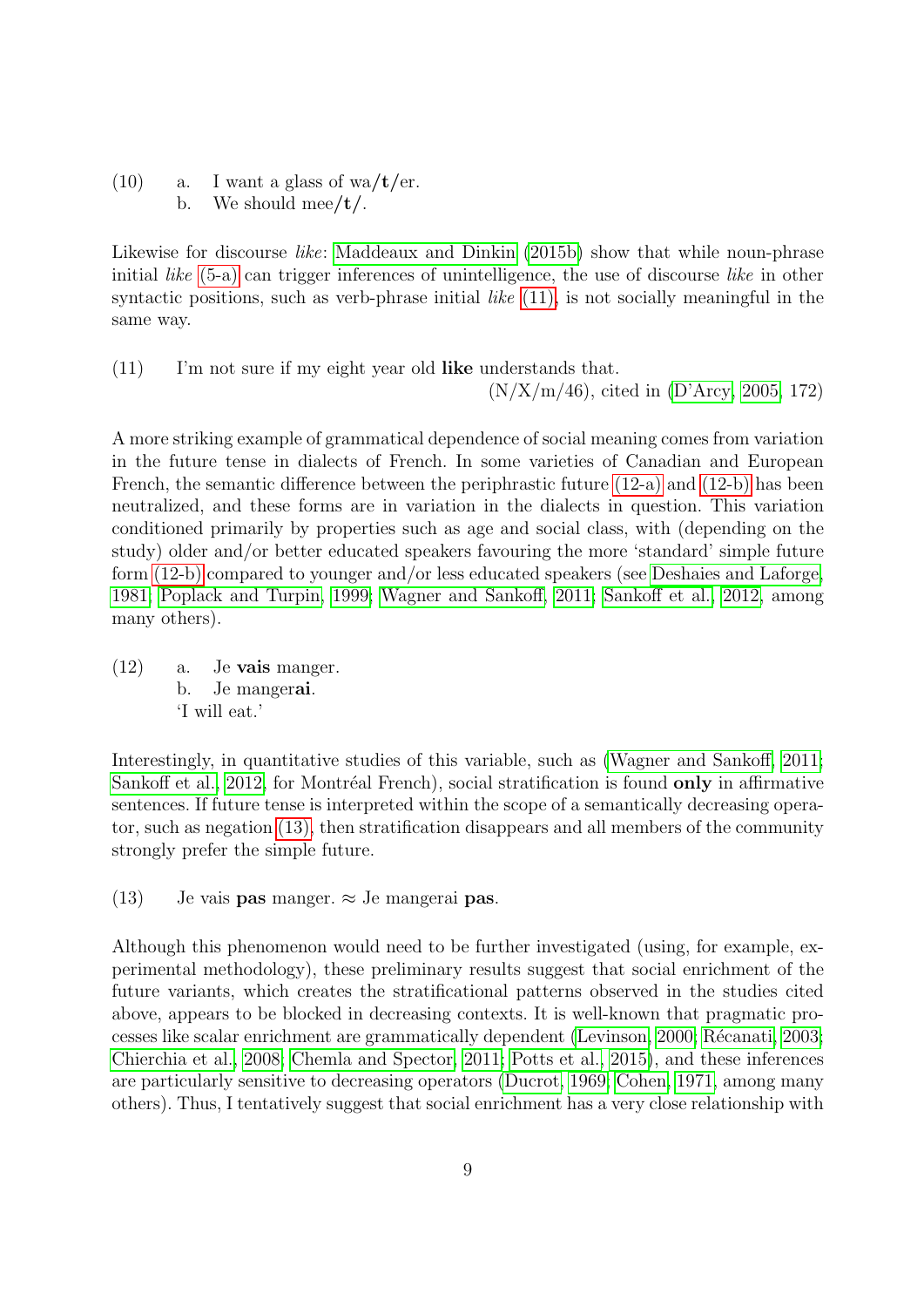(10) a. I want a glass of wa/**t**/er.
b. We should mee/**t**/.

Likewise for discourse *like*: Maddeaux and Dinkin (2015b) show that while noun-phrase initial *like* (5-a) can trigger inferences of unintelligence, the use of discourse *like* in other syntactic positions, such as verb-phrase initial *like* (11), is not socially meaningful in the same way.

(11) I'm not sure if my eight year old **like** understands that.
(N/X/m/46), cited in (D'Arcy, 2005, 172)

A more striking example of grammatical dependence of social meaning comes from variation in the future tense in dialects of French. In some varieties of Canadian and European French, the semantic difference between the periphrastic future (12-a) and (12-b) has been neutralized, and these forms are in variation in the dialects in question. This variation conditioned primarily by properties such as age and social class, with (depending on the study) older and/or better educated speakers favouring the more 'standard' simple future form (12-b) compared to younger and/or less educated speakers (see Deshaies and Laforge, 1981; Poplack and Turpin, 1999; Wagner and Sankoff, 2011; Sankoff et al., 2012, among many others).

(12) a. Je **vais** manger.
b. Je manger**ai**.
'I will eat.'

Interestingly, in quantitative studies of this variable, such as (Wagner and Sankoff, 2011; Sankoff et al., 2012, for Montréal French), social stratification is found **only** in affirmative sentences. If future tense is interpreted within the scope of a semantically decreasing operator, such as negation (13), then stratification disappears and all members of the community strongly prefer the simple future.

(13) Je vais **pas** manger. ≈ Je mangerai **pas**.

Although this phenomenon would need to be further investigated (using, for example, experimental methodology), these preliminary results suggest that social enrichment of the future variants, which creates the stratificational patterns observed in the studies cited above, appears to be blocked in decreasing contexts. It is well-known that pragmatic processes like scalar enrichment are grammatically dependent (Levinson, 2000; Récanati, 2003; Chierchia et al., 2008; Chemla and Spector, 2011; Potts et al., 2015), and these inferences are particularly sensitive to decreasing operators (Ducrot, 1969; Cohen, 1971, among many others). Thus, I tentatively suggest that social enrichment has a very close relationship with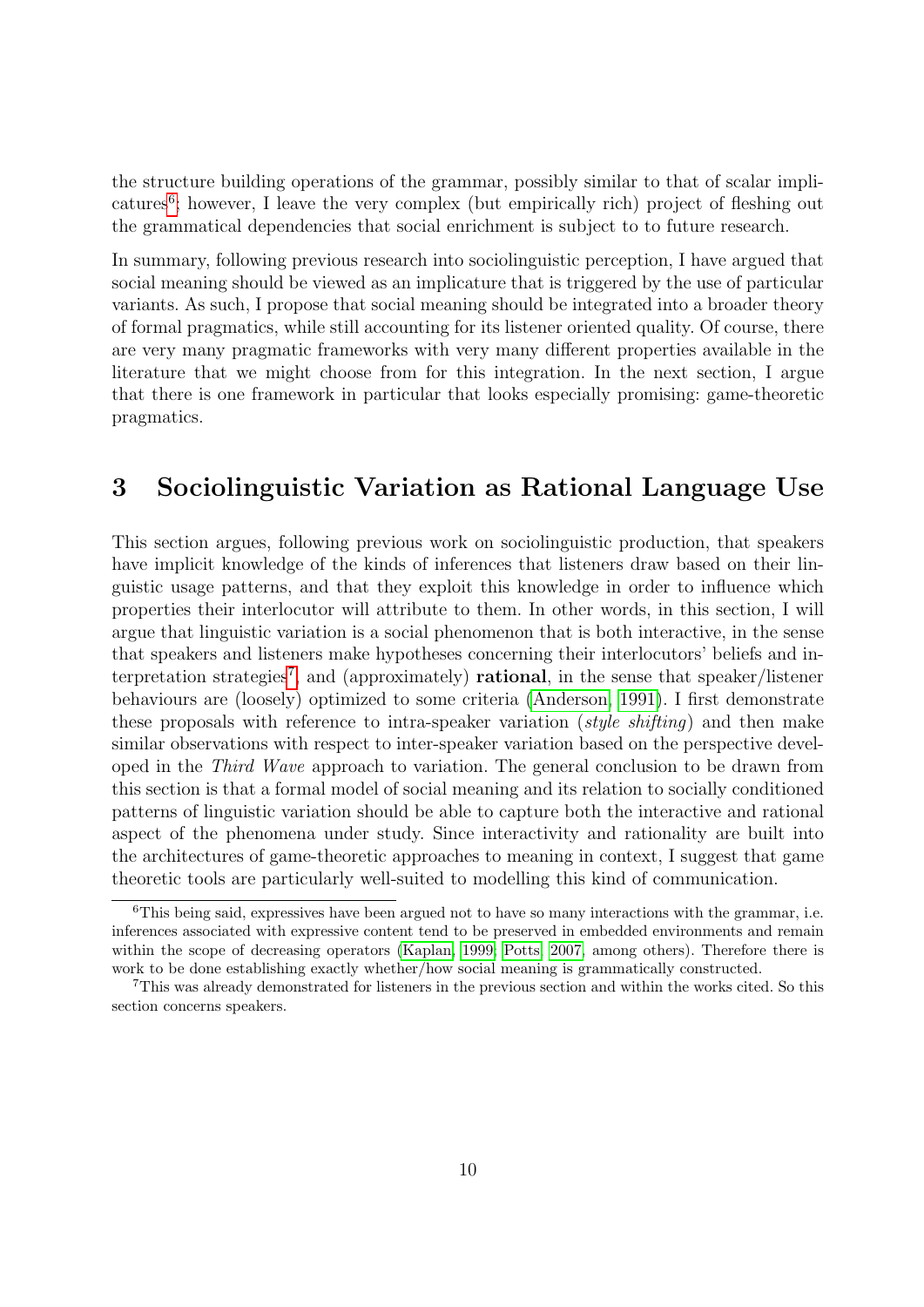the structure building operations of the grammar, possibly similar to that of scalar implicatures[6]; however, I leave the very complex (but empirically rich) project of fleshing out the grammatical dependencies that social enrichment is subject to to future research.

In summary, following previous research into sociolinguistic perception, I have argued that social meaning should be viewed as an implicature that is triggered by the use of particular variants. As such, I propose that social meaning should be integrated into a broader theory of formal pragmatics, while still accounting for its listener oriented quality. Of course, there are very many pragmatic frameworks with very many different properties available in the literature that we might choose from for this integration. In the next section, I argue that there is one framework in particular that looks especially promising: game-theoretic pragmatics.

## 3 Sociolinguistic Variation as Rational Language Use

This section argues, following previous work on sociolinguistic production, that speakers have implicit knowledge of the kinds of inferences that listeners draw based on their linguistic usage patterns, and that they exploit this knowledge in order to influence which properties their interlocutor will attribute to them. In other words, in this section, I will argue that linguistic variation is a social phenomenon that is both interactive, in the sense that speakers and listeners make hypotheses concerning their interlocutors' beliefs and interpretation strategies[7], and (approximately) **rational**, in the sense that speaker/listener behaviours are (loosely) optimized to some criteria (Anderson, 1991). I first demonstrate these proposals with reference to intra-speaker variation (*style shifting*) and then make similar observations with respect to inter-speaker variation based on the perspective developed in the *Third Wave* approach to variation. The general conclusion to be drawn from this section is that a formal model of social meaning and its relation to socially conditioned patterns of linguistic variation should be able to capture both the interactive and rational aspect of the phenomena under study. Since interactivity and rationality are built into the architectures of game-theoretic approaches to meaning in context, I suggest that game theoretic tools are particularly well-suited to modelling this kind of communication.

[6] This being said, expressives have been argued not to have so many interactions with the grammar, i.e. inferences associated with expressive content tend to be preserved in embedded environments and remain within the scope of decreasing operators (Kaplan, 1999; Potts, 2007, among others). Therefore there is work to be done establishing exactly whether/how social meaning is grammatically constructed.

[7] This was already demonstrated for listeners in the previous section and within the works cited. So this section concerns speakers.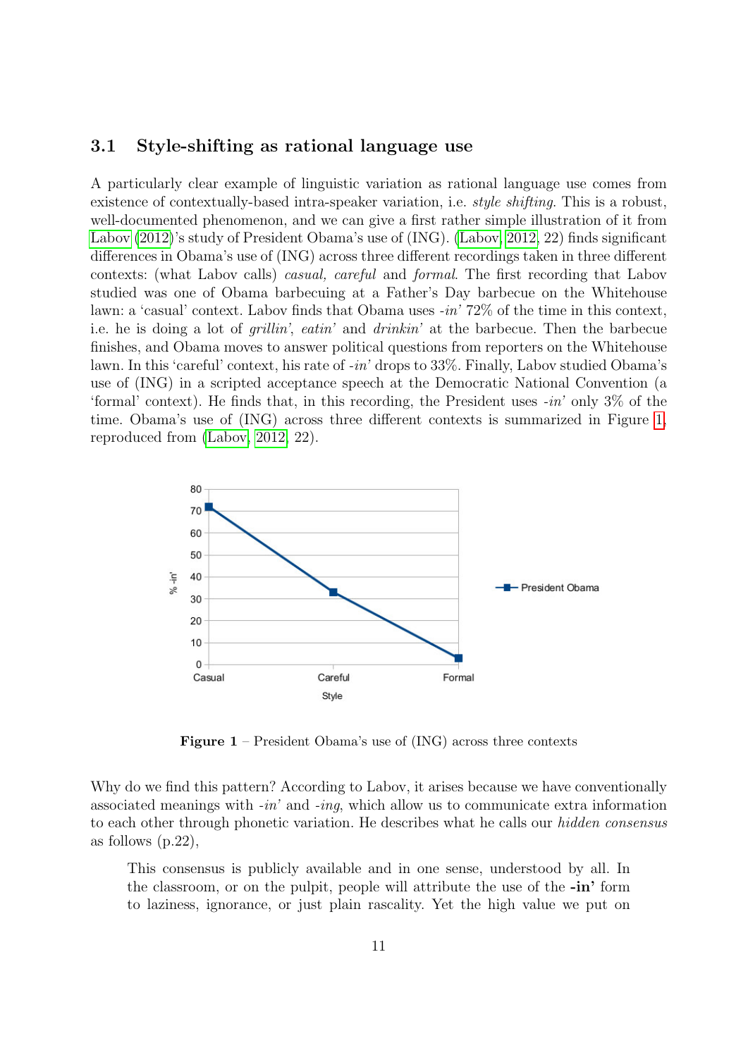### 3.1 Style-shifting as rational language use

A particularly clear example of linguistic variation as rational language use comes from existence of contextually-based intra-speaker variation, i.e. *style shifting*. This is a robust, well-documented phenomenon, and we can give a first rather simple illustration of it from Labov (2012)'s study of President Obama's use of (ING). (Labov, 2012, 22) finds significant differences in Obama's use of (ING) across three different recordings taken in three different contexts: (what Labov calls) *casual, careful* and *formal*. The first recording that Labov studied was one of Obama barbecuing at a Father's Day barbecue on the Whitehouse lawn: a 'casual' context. Labov finds that Obama uses *-in'* 72% of the time in this context, i.e. he is doing a lot of *grillin', eatin'* and *drinkin'* at the barbecue. Then the barbecue finishes, and Obama moves to answer political questions from reporters on the Whitehouse lawn. In this 'careful' context, his rate of *-in'* drops to 33%. Finally, Labov studied Obama's use of (ING) in a scripted acceptance speech at the Democratic National Convention (a 'formal' context). He finds that, in this recording, the President uses *-in'* only 3% of the time. Obama's use of (ING) across three different contexts is summarized in Figure 1, reproduced from (Labov, 2012, 22).

**Figure 1** – President Obama's use of (ING) across three contexts

Why do we find this pattern? According to Labov, it arises because we have conventionally associated meanings with *-in'* and *-ing*, which allow us to communicate extra information to each other through phonetic variation. He describes what he calls our *hidden consensus* as follows (p.22),

> This consensus is publicly available and in one sense, understood by all. In the classroom, or on the pulpit, people will attribute the use of the **-in'** form to laziness, ignorance, or just plain rascality. Yet the high value we put on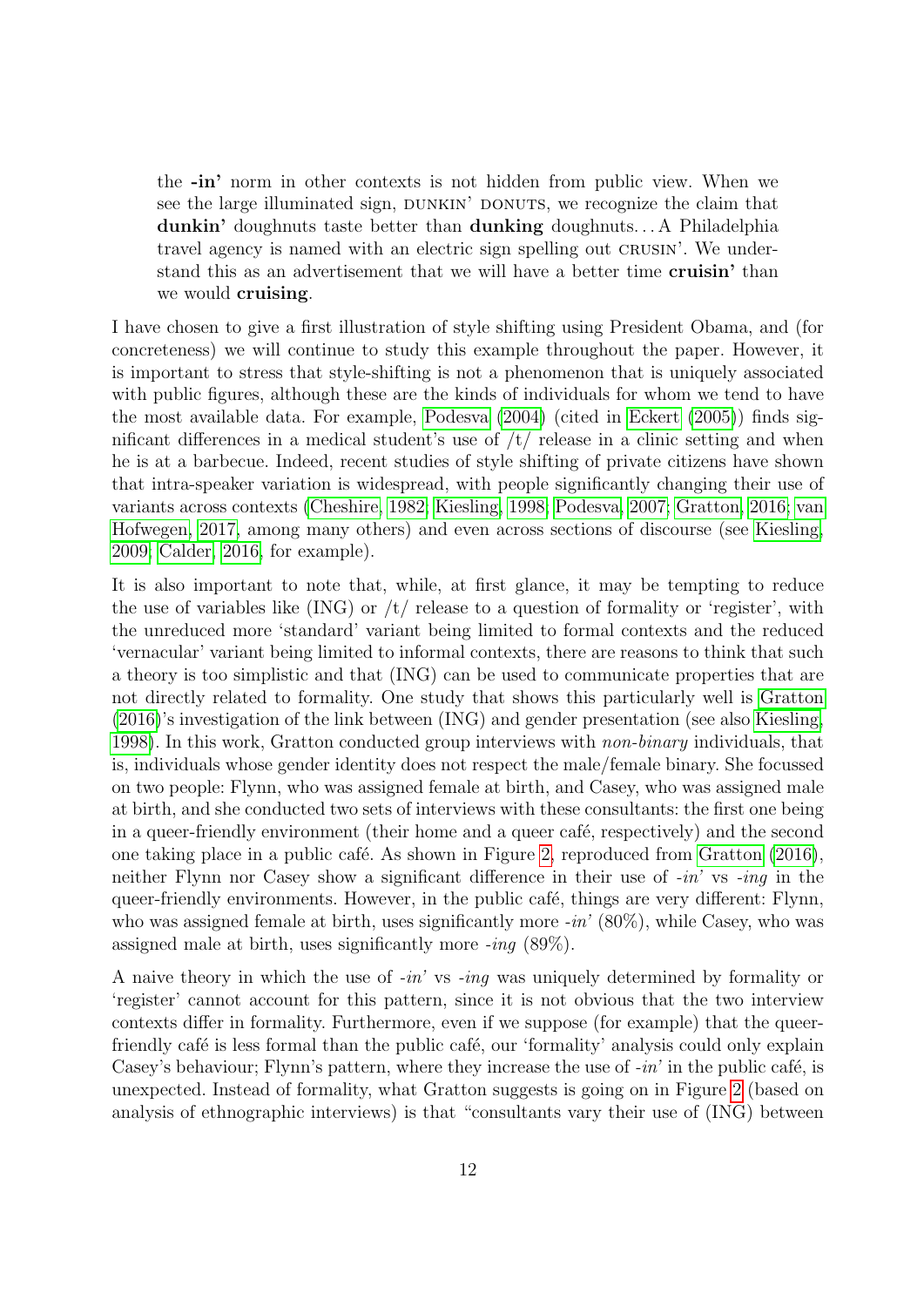> the **-in'** norm in other contexts is not hidden from public view. When we see the large illuminated sign, DUNKIN' DONUTS, we recognize the claim that **dunkin'** doughnuts taste better than **dunking** doughnuts... A Philadelphia travel agency is named with an electric sign spelling out CRUSIN'. We understand this as an advertisement that we will have a better time **cruisin'** than we would **cruising**.

I have chosen to give a first illustration of style shifting using President Obama, and (for concreteness) we will continue to study this example throughout the paper. However, it is important to stress that style-shifting is not a phenomenon that is uniquely associated with public figures, although these are the kinds of individuals for whom we tend to have the most available data. For example, Podesva (2004) (cited in Eckert (2005)) finds significant differences in a medical student's use of /t/ release in a clinic setting and when he is at a barbecue. Indeed, recent studies of style shifting of private citizens have shown that intra-speaker variation is widespread, with people significantly changing their use of variants across contexts (Cheshire, 1982; Kiesling, 1998; Podesva, 2007; Gratton, 2016; van Hofwegen, 2017, among many others) and even across sections of discourse (see Kiesling, 2009; Calder, 2016, for example).

It is also important to note that, while, at first glance, it may be tempting to reduce the use of variables like (ING) or /t/ release to a question of formality or 'register', with the unreduced more 'standard' variant being limited to formal contexts and the reduced 'vernacular' variant being limited to informal contexts, there are reasons to think that such a theory is too simplistic and that (ING) can be used to communicate properties that are not directly related to formality. One study that shows this particularly well is Gratton (2016)'s investigation of the link between (ING) and gender presentation (see also Kiesling, 1998). In this work, Gratton conducted group interviews with *non-binary* individuals, that is, individuals whose gender identity does not respect the male/female binary. She focussed on two people: Flynn, who was assigned female at birth, and Casey, who was assigned male at birth, and she conducted two sets of interviews with these consultants: the first one being in a queer-friendly environment (their home and a queer café, respectively) and the second one taking place in a public café. As shown in Figure 2, reproduced from Gratton (2016), neither Flynn nor Casey show a significant difference in their use of *-in'* vs *-ing* in the queer-friendly environments. However, in the public café, things are very different: Flynn, who was assigned female at birth, uses significantly more *-in'* (80%), while Casey, who was assigned male at birth, uses significantly more *-ing* (89%).

A naive theory in which the use of *-in'* vs *-ing* was uniquely determined by formality or 'register' cannot account for this pattern, since it is not obvious that the two interview contexts differ in formality. Furthermore, even if we suppose (for example) that the queer-friendly café is less formal than the public café, our 'formality' analysis could only explain Casey's behaviour; Flynn's pattern, where they increase the use of *-in'* in the public café, is unexpected. Instead of formality, what Gratton suggests is going on in Figure 2 (based on analysis of ethnographic interviews) is that "consultants vary their use of (ING) between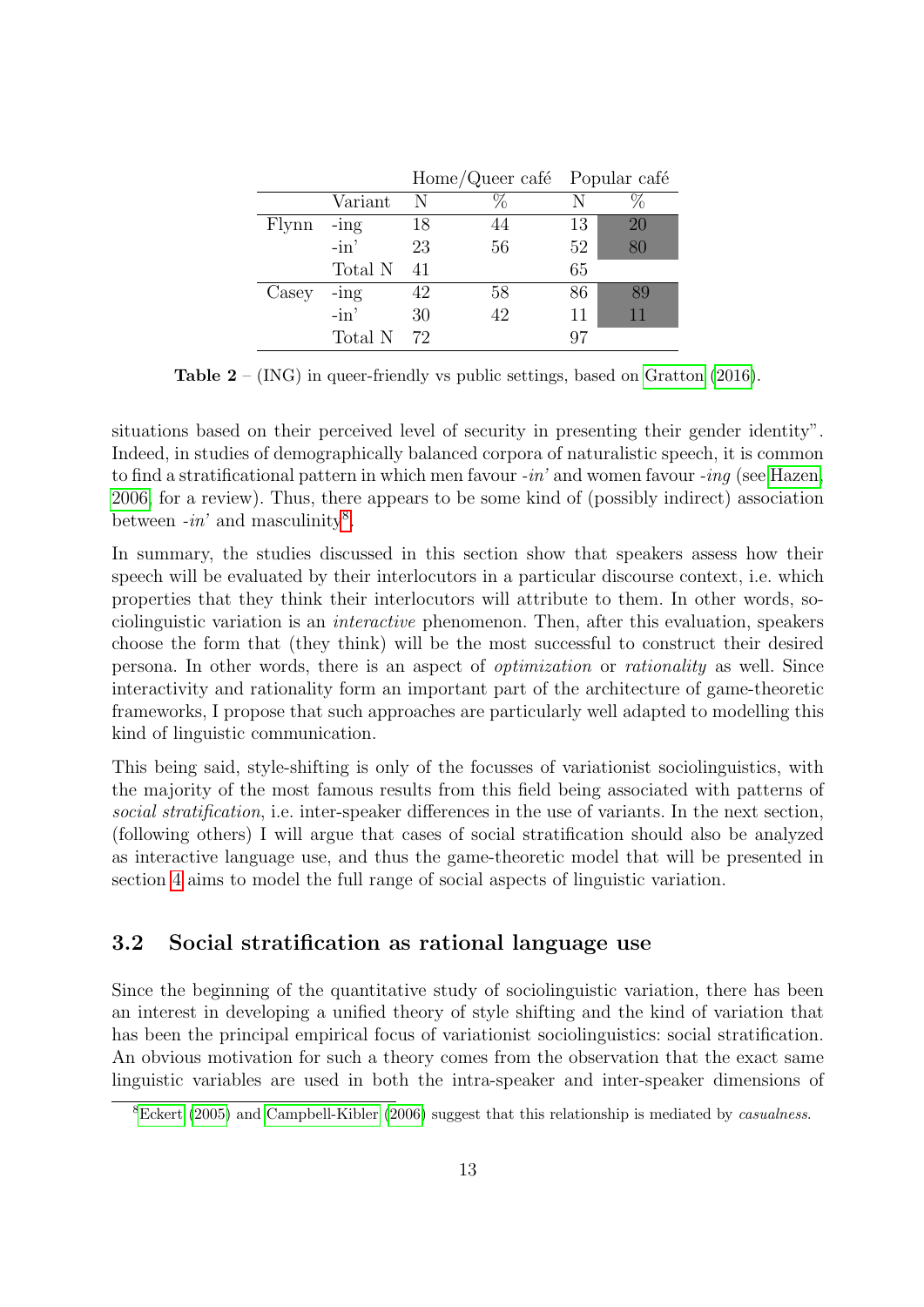| | | Home/Queer café | | Popular café | |
|---|---|---|---|---|---|
| | Variant | N | % | N | % |
| Flynn | -ing | 18 | 44 | 13 | 20 |
| | -in' | 23 | 56 | 52 | 80 |
| | Total N | 41 | | 65 | |
| Casey | -ing | 42 | 58 | 86 | 89 |
| | -in' | 30 | 42 | 11 | 11 |
| | Total N | 72 | | 97 | |

**Table 2** – (ING) in queer-friendly vs public settings, based on Gratton (2016).

situations based on their perceived level of security in presenting their gender identity". Indeed, in studies of demographically balanced corpora of naturalistic speech, it is common to find a stratificational pattern in which men favour *-in'* and women favour *-ing* (see Hazen, 2006, for a review). Thus, there appears to be some kind of (possibly indirect) association between *-in'* and masculinity[8].

In summary, the studies discussed in this section show that speakers assess how their speech will be evaluated by their interlocutors in a particular discourse context, i.e. which properties that they think their interlocutors will attribute to them. In other words, sociolinguistic variation is an *interactive* phenomenon. Then, after this evaluation, speakers choose the form that (they think) will be the most successful to construct their desired persona. In other words, there is an aspect of *optimization* or *rationality* as well. Since interactivity and rationality form an important part of the architecture of game-theoretic frameworks, I propose that such approaches are particularly well adapted to modelling this kind of linguistic communication.

This being said, style-shifting is only of the focusses of variationist sociolinguistics, with the majority of the most famous results from this field being associated with patterns of *social stratification*, i.e. inter-speaker differences in the use of variants. In the next section, (following others) I will argue that cases of social stratification should also be analyzed as interactive language use, and thus the game-theoretic model that will be presented in section 4 aims to model the full range of social aspects of linguistic variation.

### 3.2 Social stratification as rational language use

Since the beginning of the quantitative study of sociolinguistic variation, there has been an interest in developing a unified theory of style shifting and the kind of variation that has been the principal empirical focus of variationist sociolinguistics: social stratification. An obvious motivation for such a theory comes from the observation that the exact same linguistic variables are used in both the intra-speaker and inter-speaker dimensions of

[8] Eckert (2005) and Campbell-Kibler (2006) suggest that this relationship is mediated by *casualness*.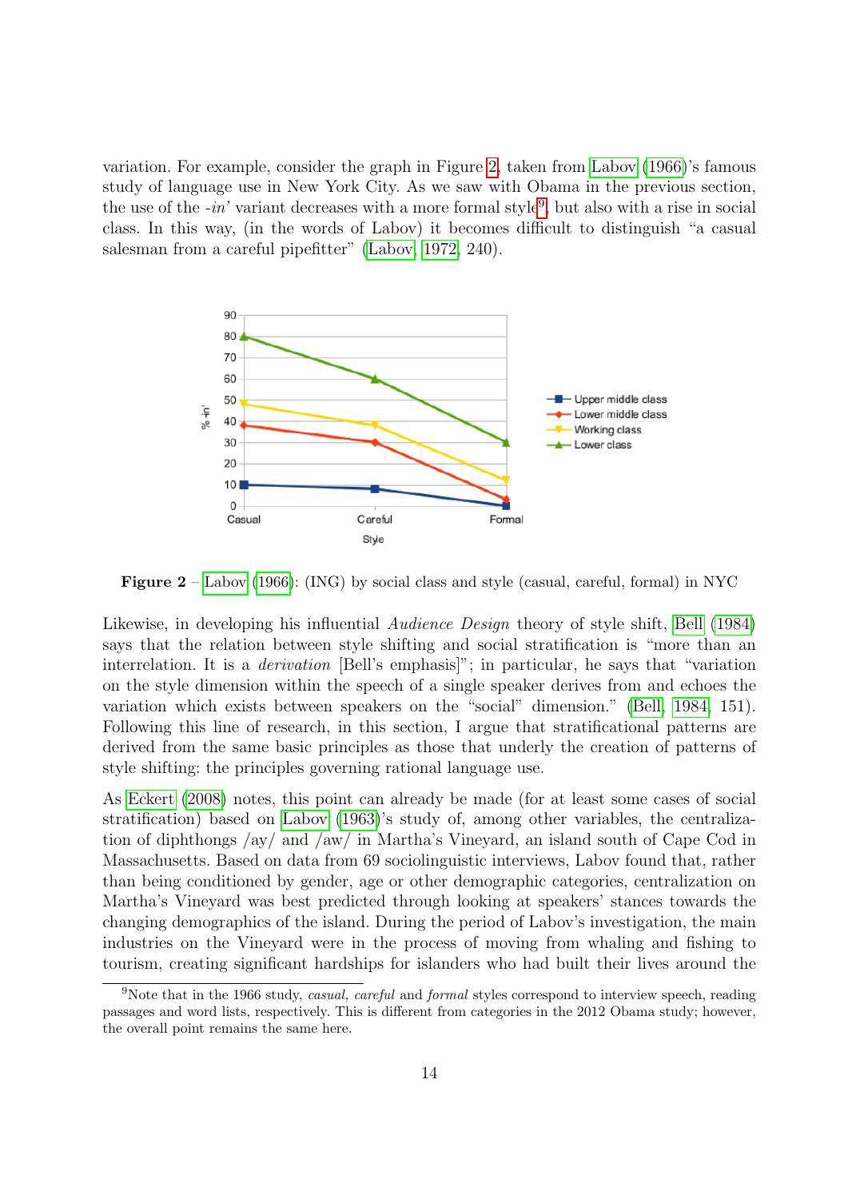variation. For example, consider the graph in Figure 2, taken from Labov (1966)'s famous study of language use in New York City. As we saw with Obama in the previous section, the use of the *-in'* variant decreases with a more formal style[9], but also with a rise in social class. In this way, (in the words of Labov) it becomes difficult to distinguish "a casual salesman from a careful pipefitter" (Labov, 1972, 240).

**Figure 2** – Labov (1966): (ING) by social class and style (casual, careful, formal) in NYC

Likewise, in developing his influential *Audience Design* theory of style shift, Bell (1984) says that the relation between style shifting and social stratification is "more than an interrelation. It is a *derivation* [Bell's emphasis]"; in particular, he says that "variation on the style dimension within the speech of a single speaker derives from and echoes the variation which exists between speakers on the "social" dimension." (Bell, 1984, 151). Following this line of research, in this section, I argue that stratificational patterns are derived from the same basic principles as those that underly the creation of patterns of style shifting: the principles governing rational language use.

As Eckert (2008) notes, this point can already be made (for at least some cases of social stratification) based on Labov (1963)'s study of, among other variables, the centralization of diphthongs /ay/ and /aw/ in Martha's Vineyard, an island south of Cape Cod in Massachusetts. Based on data from 69 sociolinguistic interviews, Labov found that, rather than being conditioned by gender, age or other demographic categories, centralization on Martha's Vineyard was best predicted through looking at speakers' stances towards the changing demographics of the island. During the period of Labov's investigation, the main industries on the Vineyard were in the process of moving from whaling and fishing to tourism, creating significant hardships for islanders who had built their lives around the

[9] Note that in the 1966 study, *casual, careful* and *formal* styles correspond to interview speech, reading passages and word lists, respectively. This is different from categories in the 2012 Obama study; however, the overall point remains the same here.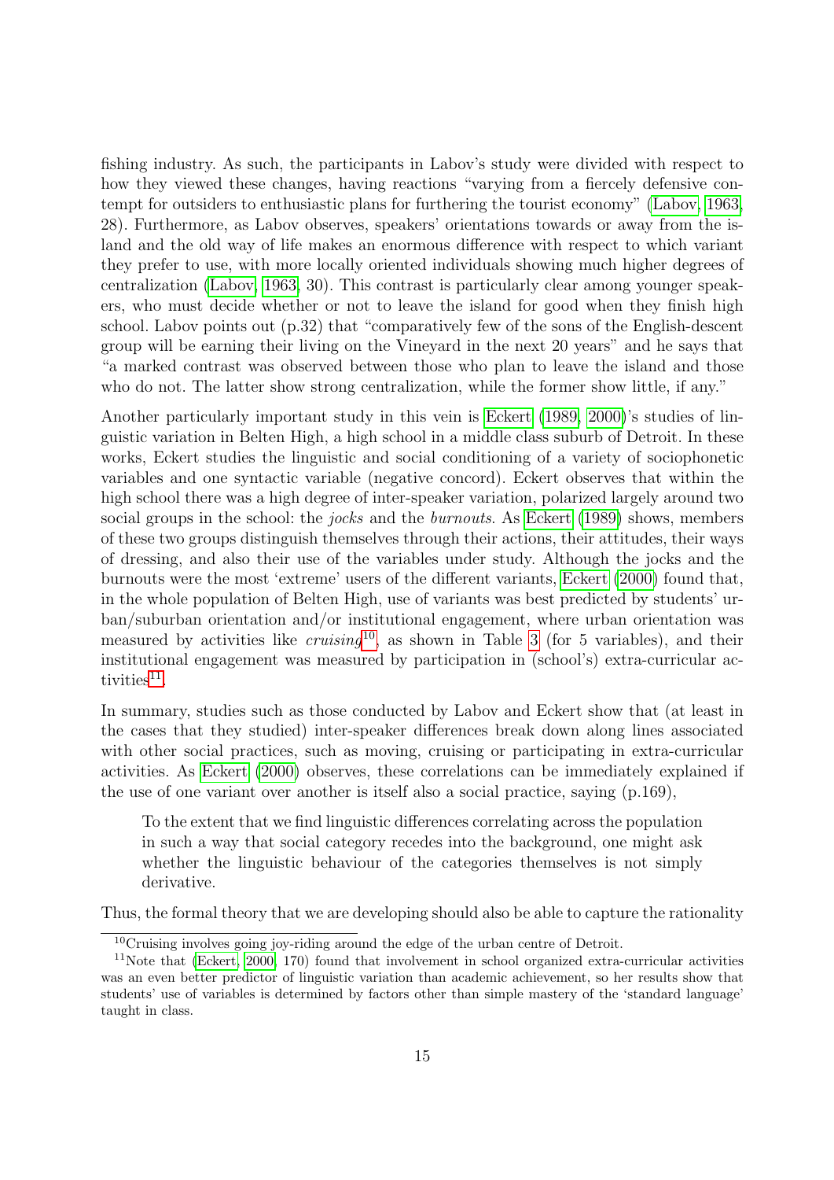fishing industry. As such, the participants in Labov's study were divided with respect to how they viewed these changes, having reactions "varying from a fiercely defensive contempt for outsiders to enthusiastic plans for furthering the tourist economy" (Labov, 1963, 28). Furthermore, as Labov observes, speakers' orientations towards or away from the island and the old way of life makes an enormous difference with respect to which variant they prefer to use, with more locally oriented individuals showing much higher degrees of centralization (Labov, 1963, 30). This contrast is particularly clear among younger speakers, who must decide whether or not to leave the island for good when they finish high school. Labov points out (p.32) that "comparatively few of the sons of the English-descent group will be earning their living on the Vineyard in the next 20 years" and he says that "a marked contrast was observed between those who plan to leave the island and those who do not. The latter show strong centralization, while the former show little, if any."

Another particularly important study in this vein is Eckert (1989, 2000)'s studies of linguistic variation in Belten High, a high school in a middle class suburb of Detroit. In these works, Eckert studies the linguistic and social conditioning of a variety of sociophonetic variables and one syntactic variable (negative concord). Eckert observes that within the high school there was a high degree of inter-speaker variation, polarized largely around two social groups in the school: the *jocks* and the *burnouts*. As Eckert (1989) shows, members of these two groups distinguish themselves through their actions, their attitudes, their ways of dressing, and also their use of the variables under study. Although the jocks and the burnouts were the most 'extreme' users of the different variants, Eckert (2000) found that, in the whole population of Belten High, use of variants was best predicted by students' urban/suburban orientation and/or institutional engagement, where urban orientation was measured by activities like *cruising*[10], as shown in Table 3 (for 5 variables), and their institutional engagement was measured by participation in (school's) extra-curricular activities[11].

In summary, studies such as those conducted by Labov and Eckert show that (at least in the cases that they studied) inter-speaker differences break down along lines associated with other social practices, such as moving, cruising or participating in extra-curricular activities. As Eckert (2000) observes, these correlations can be immediately explained if the use of one variant over another is itself also a social practice, saying (p.169),

> To the extent that we find linguistic differences correlating across the population in such a way that social category recedes into the background, one might ask whether the linguistic behaviour of the categories themselves is not simply derivative.

Thus, the formal theory that we are developing should also be able to capture the rationality

---

[10] Cruising involves going joy-riding around the edge of the urban centre of Detroit.

[11] Note that (Eckert, 2000, 170) found that involvement in school organized extra-curricular activities was an even better predictor of linguistic variation than academic achievement, so her results show that students' use of variables is determined by factors other than simple mastery of the 'standard language' taught in class.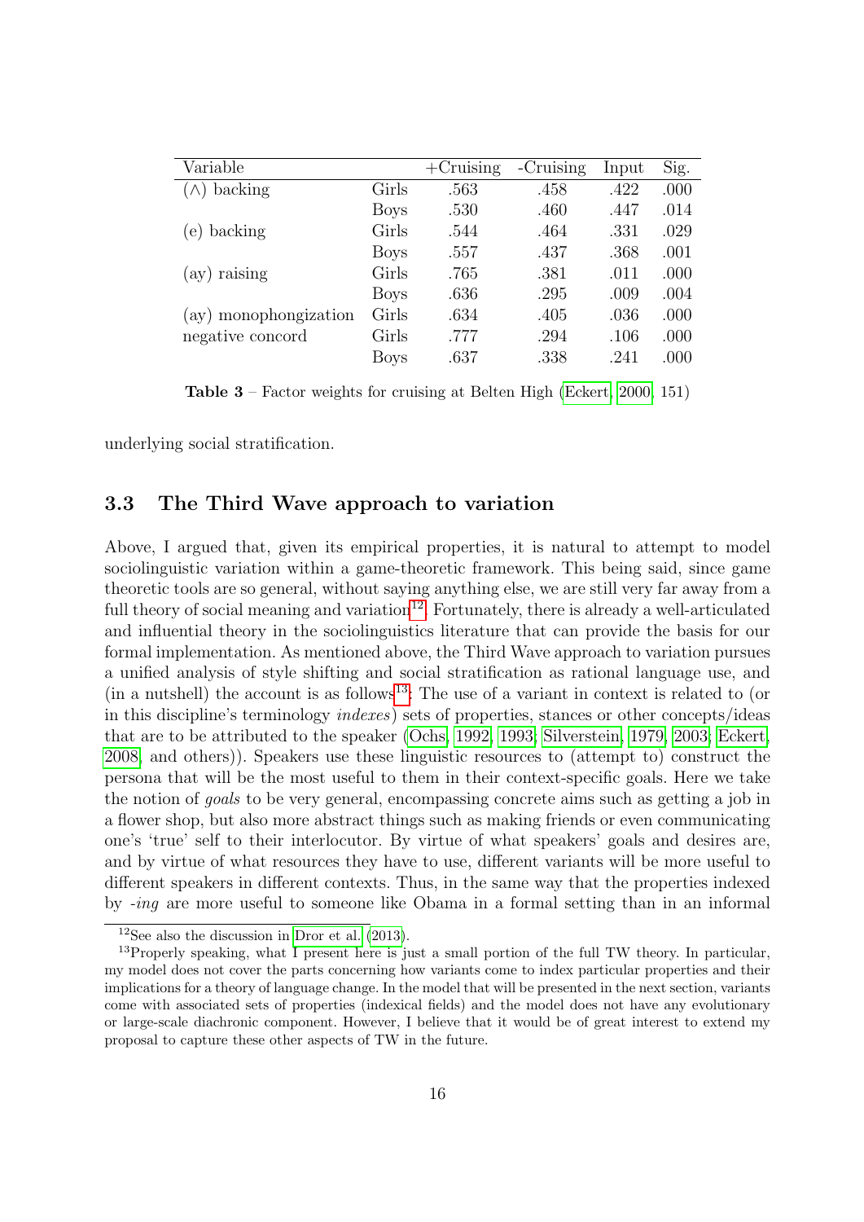| Variable | | +Cruising | -Cruising | Input | Sig. |
|---|---|---|---|---|---|
| (∧) backing | Girls | .563 | .458 | .422 | .000 |
| | Boys | .530 | .460 | .447 | .014 |
| (e) backing | Girls | .544 | .464 | .331 | .029 |
| | Boys | .557 | .437 | .368 | .001 |
| (ay) raising | Girls | .765 | .381 | .011 | .000 |
| | Boys | .636 | .295 | .009 | .004 |
| (ay) monophongization | Girls | .634 | .405 | .036 | .000 |
| negative concord | Girls | .777 | .294 | .106 | .000 |
| | Boys | .637 | .338 | .241 | .000 |

**Table 3** – Factor weights for cruising at Belten High (Eckert, 2000, 151)

underlying social stratification.

### 3.3 The Third Wave approach to variation

Above, I argued that, given its empirical properties, it is natural to attempt to model sociolinguistic variation within a game-theoretic framework. This being said, since game theoretic tools are so general, without saying anything else, we are still very far away from a full theory of social meaning and variation[12]. Fortunately, there is already a well-articulated and influential theory in the sociolinguistics literature that can provide the basis for our formal implementation. As mentioned above, the Third Wave approach to variation pursues a unified analysis of style shifting and social stratification as rational language use, and (in a nutshell) the account is as follows[13]: The use of a variant in context is related to (or in this discipline's terminology *indexes*) sets of properties, stances or other concepts/ideas that are to be attributed to the speaker (Ochs, 1992, 1993; Silverstein, 1979, 2003; Eckert, 2008, and others)). Speakers use these linguistic resources to (attempt to) construct the persona that will be the most useful to them in their context-specific goals. Here we take the notion of *goals* to be very general, encompassing concrete aims such as getting a job in a flower shop, but also more abstract things such as making friends or even communicating one's 'true' self to their interlocutor. By virtue of what speakers' goals and desires are, and by virtue of what resources they have to use, different variants will be more useful to different speakers in different contexts. Thus, in the same way that the properties indexed by *-ing* are more useful to someone like Obama in a formal setting than in an informal

[12] See also the discussion in Dror et al. (2013).

[13] Properly speaking, what I present here is just a small portion of the full TW theory. In particular, my model does not cover the parts concerning how variants come to index particular properties and their implications for a theory of language change. In the model that will be presented in the next section, variants come with associated sets of properties (indexical fields) and the model does not have any evolutionary or large-scale diachronic component. However, I believe that it would be of great interest to extend my proposal to capture these other aspects of TW in the future.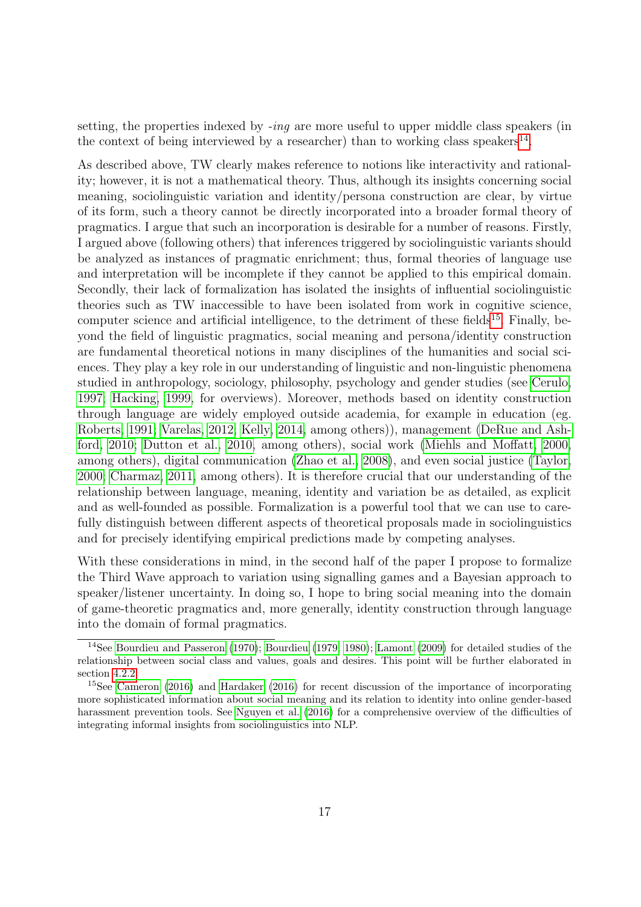setting, the properties indexed by *-ing* are more useful to upper middle class speakers (in the context of being interviewed by a researcher) than to working class speakers[14].

As described above, TW clearly makes reference to notions like interactivity and rationality; however, it is not a mathematical theory. Thus, although its insights concerning social meaning, sociolinguistic variation and identity/persona construction are clear, by virtue of its form, such a theory cannot be directly incorporated into a broader formal theory of pragmatics. I argue that such an incorporation is desirable for a number of reasons. Firstly, I argued above (following others) that inferences triggered by sociolinguistic variants should be analyzed as instances of pragmatic enrichment; thus, formal theories of language use and interpretation will be incomplete if they cannot be applied to this empirical domain. Secondly, their lack of formalization has isolated the insights of influential sociolinguistic theories such as TW inaccessible to have been isolated from work in cognitive science, computer science and artificial intelligence, to the detriment of these fields[15]. Finally, beyond the field of linguistic pragmatics, social meaning and persona/identity construction are fundamental theoretical notions in many disciplines of the humanities and social sciences. They play a key role in our understanding of linguistic and non-linguistic phenomena studied in anthropology, sociology, philosophy, psychology and gender studies (see Cerulo, 1997; Hacking, 1999, for overviews). Moreover, methods based on identity construction through language are widely employed outside academia, for example in education (eg. Roberts, 1991; Varelas, 2012; Kelly, 2014, among others)), management (DeRue and Ashford, 2010; Dutton et al., 2010, among others), social work (Miehls and Moffatt, 2000, among others), digital communication (Zhao et al., 2008), and even social justice (Taylor, 2000; Charmaz, 2011, among others). It is therefore crucial that our understanding of the relationship between language, meaning, identity and variation be as detailed, as explicit and as well-founded as possible. Formalization is a powerful tool that we can use to carefully distinguish between different aspects of theoretical proposals made in sociolinguistics and for precisely identifying empirical predictions made by competing analyses.

With these considerations in mind, in the second half of the paper I propose to formalize the Third Wave approach to variation using signalling games and a Bayesian approach to speaker/listener uncertainty. In doing so, I hope to bring social meaning into the domain of game-theoretic pragmatics and, more generally, identity construction through language into the domain of formal pragmatics.

---

[14] See Bourdieu and Passeron (1970); Bourdieu (1979, 1980); Lamont (2009) for detailed studies of the relationship between social class and values, goals and desires. This point will be further elaborated in section 4.2.2.

[15] See Cameron (2016) and Hardaker (2016) for recent discussion of the importance of incorporating more sophisticated information about social meaning and its relation to identity into online gender-based harassment prevention tools. See Nguyen et al. (2016) for a comprehensive overview of the difficulties of integrating informal insights from sociolinguistics into NLP.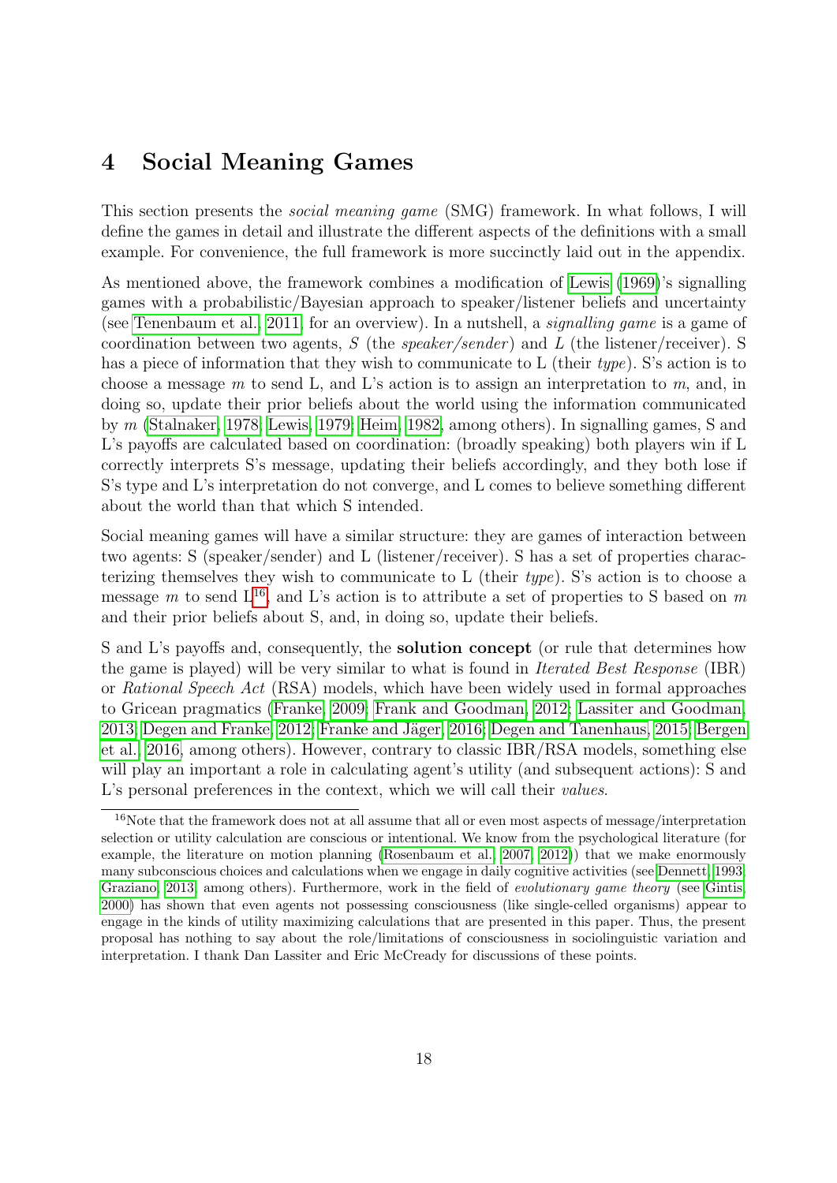# 4 Social Meaning Games

This section presents the *social meaning game* (SMG) framework. In what follows, I will define the games in detail and illustrate the different aspects of the definitions with a small example. For convenience, the full framework is more succinctly laid out in the appendix.

As mentioned above, the framework combines a modification of Lewis (1969)'s signalling games with a probabilistic/Bayesian approach to speaker/listener beliefs and uncertainty (see Tenenbaum et al., 2011, for an overview). In a nutshell, a *signalling game* is a game of coordination between two agents, $S$ (the *speaker/sender*) and $L$ (the listener/receiver). S has a piece of information that they wish to communicate to L (their *type*). S's action is to choose a message $m$ to send L, and L's action is to assign an interpretation to $m$, and, in doing so, update their prior beliefs about the world using the information communicated by $m$ (Stalnaker, 1978; Lewis, 1979; Heim, 1982, among others). In signalling games, S and L's payoffs are calculated based on coordination: (broadly speaking) both players win if L correctly interprets S's message, updating their beliefs accordingly, and they both lose if S's type and L's interpretation do not converge, and L comes to believe something different about the world than that which S intended.

Social meaning games will have a similar structure: they are games of interaction between two agents: S (speaker/sender) and L (listener/receiver). S has a set of properties characterizing themselves they wish to communicate to L (their *type*). S's action is to choose a message $m$ to send L[16], and L's action is to attribute a set of properties to S based on $m$ and their prior beliefs about S, and, in doing so, update their beliefs.

S and L's payoffs and, consequently, the **solution concept** (or rule that determines how the game is played) will be very similar to what is found in *Iterated Best Response* (IBR) or *Rational Speech Act* (RSA) models, which have been widely used in formal approaches to Gricean pragmatics (Franke, 2009; Frank and Goodman, 2012; Lassiter and Goodman, 2013; Degen and Franke, 2012; Franke and Jäger, 2016; Degen and Tanenhaus, 2015; Bergen et al., 2016, among others). However, contrary to classic IBR/RSA models, something else will play an important a role in calculating agent's utility (and subsequent actions): S and L's personal preferences in the context, which we will call their *values*.

[16] Note that the framework does not at all assume that all or even most aspects of message/interpretation selection or utility calculation are conscious or intentional. We know from the psychological literature (for example, the literature on motion planning (Rosenbaum et al., 2007, 2012)) that we make enormously many subconscious choices and calculations when we engage in daily cognitive activities (see Dennett, 1993; Graziano, 2013, among others). Furthermore, work in the field of *evolutionary game theory* (see Gintis, 2000) has shown that even agents not possessing consciousness (like single-celled organisms) appear to engage in the kinds of utility maximizing calculations that are presented in this paper. Thus, the present proposal has nothing to say about the role/limitations of consciousness in sociolinguistic variation and interpretation. I thank Dan Lassiter and Eric McCready for discussions of these points.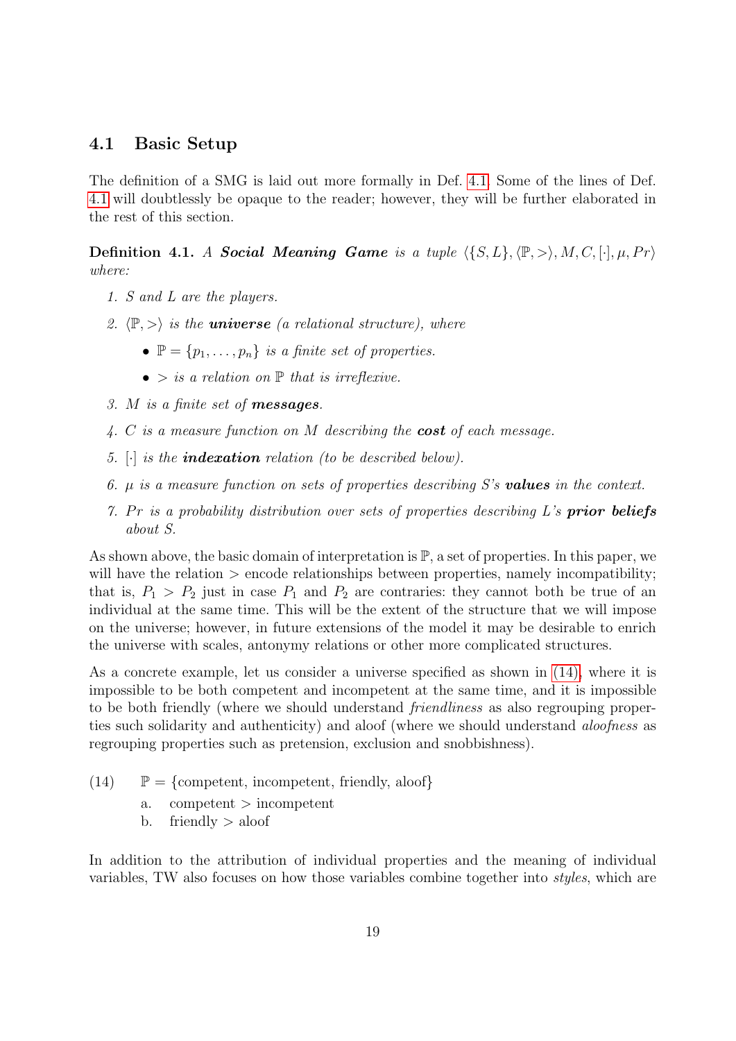## 4.1 Basic Setup

The definition of a SMG is laid out more formally in Def. 4.1. Some of the lines of Def. 4.1 will doubtlessly be opaque to the reader; however, they will be further elaborated in the rest of this section.

**Definition 4.1.** *A* ***Social Meaning Game*** *is a tuple* $\langle \{S, L\}, \langle \mathbb{P}, > \rangle, M, C, [\cdot], \mu, Pr \rangle$ *where:*

1. *S and L are the players.*
2. $\langle \mathbb{P}, > \rangle$ *is the* ***universe*** *(a relational structure), where*
   - $\mathbb{P} = \{p_1, \ldots, p_n\}$ *is a finite set of properties.*
   - $>$ *is a relation on* $\mathbb{P}$ *that is irreflexive.*
3. *M is a finite set of* ***messages****.*
4. *C is a measure function on M describing the* ***cost*** *of each message.*
5. $[\cdot]$ *is the* ***indexation*** *relation (to be described below).*
6. $\mu$ *is a measure function on sets of properties describing S's* ***values*** *in the context.*
7. *Pr is a probability distribution over sets of properties describing L's* ***prior beliefs*** *about S.*

As shown above, the basic domain of interpretation is $\mathbb{P}$, a set of properties. In this paper, we will have the relation $>$ encode relationships between properties, namely incompatibility; that is, $P_1 > P_2$ just in case $P_1$ and $P_2$ are contraries: they cannot both be true of an individual at the same time. This will be the extent of the structure that we will impose on the universe; however, in future extensions of the model it may be desirable to enrich the universe with scales, antonymy relations or other more complicated structures.

As a concrete example, let us consider a universe specified as shown in (14), where it is impossible to be both competent and incompetent at the same time, and it is impossible to be both friendly (where we should understand *friendliness* as also regrouping properties such solidarity and authenticity) and aloof (where we should understand *aloofness* as regrouping properties such as pretension, exclusion and snobbishness).

(14) $\mathbb{P}$ = {competent, incompetent, friendly, aloof}

   a. competent > incompetent

   b. friendly > aloof

In addition to the attribution of individual properties and the meaning of individual variables, TW also focuses on how those variables combine together into *styles*, which are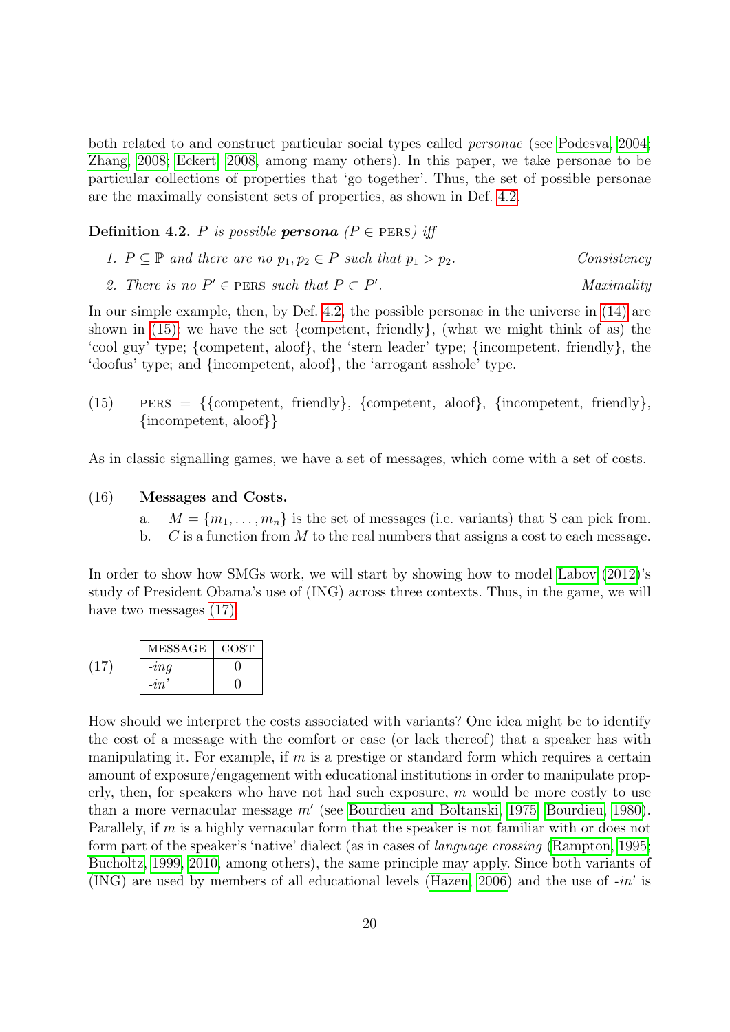both related to and construct particular social types called *personae* (see Podesva, 2004; Zhang, 2008; Eckert, 2008, among many others). In this paper, we take personae to be particular collections of properties that 'go together'. Thus, the set of possible personae are the maximally consistent sets of properties, as shown in Def. 4.2.

**Definition 4.2.** *P is possible* ***persona*** *($P \in$ PERS) iff*

1. *$P \subseteq \mathbb{P}$ and there are no $p_1, p_2 \in P$ such that $p_1 > p_2$.* *Consistency*
2. *There is no $P' \in$ PERS such that $P \subset P'$.* *Maximality*

In our simple example, then, by Def. 4.2, the possible personae in the universe in (14) are shown in (15): we have the set {competent, friendly}, (what we might think of as) the 'cool guy' type; {competent, aloof}, the 'stern leader' type; {incompetent, friendly}, the 'doofus' type; and {incompetent, aloof}, the 'arrogant asshole' type.

(15) PERS = {{competent, friendly}, {competent, aloof}, {incompetent, friendly}, {incompetent, aloof}}

As in classic signalling games, we have a set of messages, which come with a set of costs.

(16) **Messages and Costs.**

a. $M = \{m_1, \ldots, m_n\}$ is the set of messages (i.e. variants) that S can pick from.

b. $C$ is a function from $M$ to the real numbers that assigns a cost to each message.

In order to show how SMGs work, we will start by showing how to model Labov (2012)'s study of President Obama's use of (ING) across three contexts. Thus, in the game, we will have two messages (17).

(17)

| MESSAGE | COST |
|---|---|
| *-ing* | 0 |
| *-in'* | 0 |

How should we interpret the costs associated with variants? One idea might be to identify the cost of a message with the comfort or ease (or lack thereof) that a speaker has with manipulating it. For example, if $m$ is a prestige or standard form which requires a certain amount of exposure/engagement with educational institutions in order to manipulate properly, then, for speakers who have not had such exposure, $m$ would be more costly to use than a more vernacular message $m'$ (see Bourdieu and Boltanski, 1975; Bourdieu, 1980). Parallely, if $m$ is a highly vernacular form that the speaker is not familiar with or does not form part of the speaker's 'native' dialect (as in cases of *language crossing* (Rampton, 1995; Bucholtz, 1999, 2010, among others), the same principle may apply. Since both variants of (ING) are used by members of all educational levels (Hazen, 2006) and the use of *-in'* is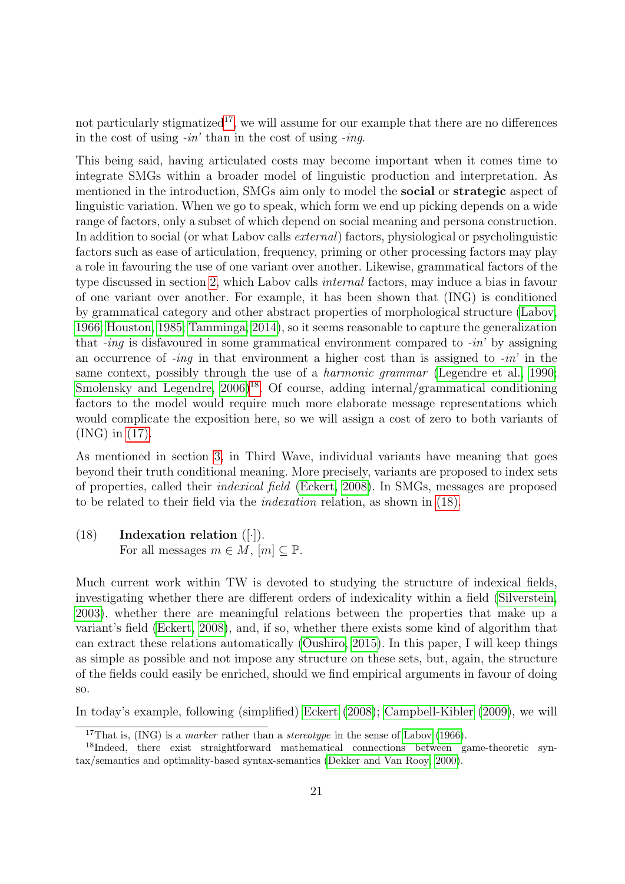not particularly stigmatized[17], we will assume for our example that there are no differences in the cost of using *-in'* than in the cost of using *-ing*.

This being said, having articulated costs may become important when it comes time to integrate SMGs within a broader model of linguistic production and interpretation. As mentioned in the introduction, SMGs aim only to model the **social** or **strategic** aspect of linguistic variation. When we go to speak, which form we end up picking depends on a wide range of factors, only a subset of which depend on social meaning and persona construction. In addition to social (or what Labov calls *external*) factors, physiological or psycholinguistic factors such as ease of articulation, frequency, priming or other processing factors may play a role in favouring the use of one variant over another. Likewise, grammatical factors of the type discussed in section 2, which Labov calls *internal* factors, may induce a bias in favour of one variant over another. For example, it has been shown that (ING) is conditioned by grammatical category and other abstract properties of morphological structure (Labov, 1966; Houston, 1985; Tamminga, 2014), so it seems reasonable to capture the generalization that *-ing* is disfavoured in some grammatical environment compared to *-in'* by assigning an occurrence of *-ing* in that environment a higher cost than is assigned to *-in'* in the same context, possibly through the use of a *harmonic grammar* (Legendre et al., 1990; Smolensky and Legendre, 2006)[18]. Of course, adding internal/grammatical conditioning factors to the model would require much more elaborate message representations which would complicate the exposition here, so we will assign a cost of zero to both variants of (ING) in (17).

As mentioned in section 3, in Third Wave, individual variants have meaning that goes beyond their truth conditional meaning. More precisely, variants are proposed to index sets of properties, called their *indexical field* (Eckert, 2008). In SMGs, messages are proposed to be related to their field via the *indexation* relation, as shown in (18).

(18) **Indexation relation** ($[\cdot]$).
For all messages $m \in M$, $[m] \subseteq \mathbb{P}$.

Much current work within TW is devoted to studying the structure of indexical fields, investigating whether there are different orders of indexicality within a field (Silverstein, 2003), whether there are meaningful relations between the properties that make up a variant's field (Eckert, 2008), and, if so, whether there exists some kind of algorithm that can extract these relations automatically (Oushiro, 2015). In this paper, I will keep things as simple as possible and not impose any structure on these sets, but, again, the structure of the fields could easily be enriched, should we find empirical arguments in favour of doing so.

In today's example, following (simplified) Eckert (2008); Campbell-Kibler (2009), we will

[17] That is, (ING) is a *marker* rather than a *stereotype* in the sense of Labov (1966).

[18] Indeed, there exist straightforward mathematical connections between game-theoretic syntax/semantics and optimality-based syntax-semantics (Dekker and Van Rooy, 2000).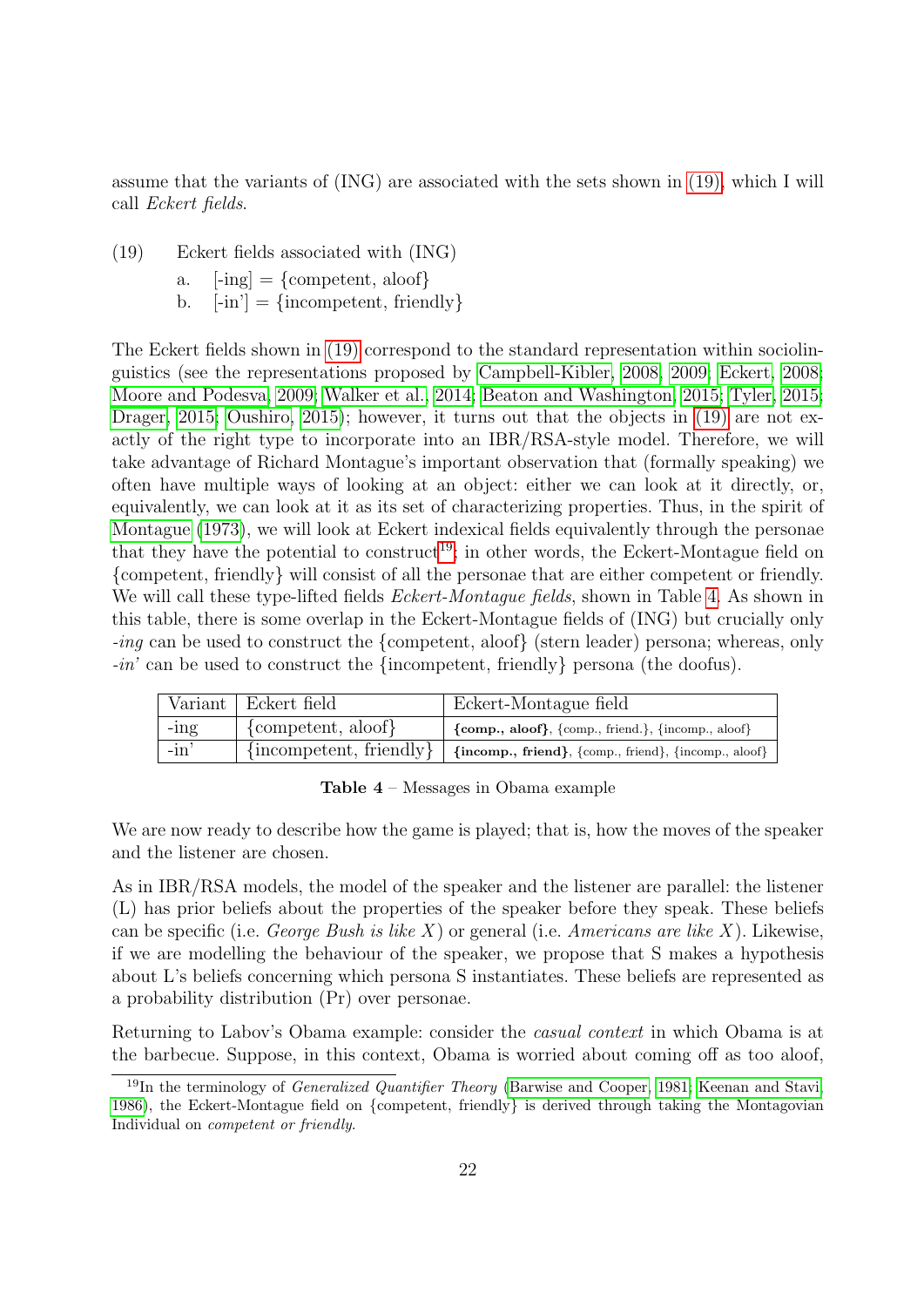assume that the variants of (ING) are associated with the sets shown in (19), which I will call *Eckert fields*.

(19) Eckert fields associated with (ING)

a. [-ing] = {competent, aloof}

b. [-in'] = {incompetent, friendly}

The Eckert fields shown in (19) correspond to the standard representation within sociolinguistics (see the representations proposed by Campbell-Kibler, 2008, 2009; Eckert, 2008; Moore and Podesva, 2009; Walker et al., 2014; Beaton and Washington, 2015; Tyler, 2015; Drager, 2015; Oushiro, 2015); however, it turns out that the objects in (19) are not exactly of the right type to incorporate into an IBR/RSA-style model. Therefore, we will take advantage of Richard Montague's important observation that (formally speaking) we often have multiple ways of looking at an object: either we can look at it directly, or, equivalently, we can look at it as its set of characterizing properties. Thus, in the spirit of Montague (1973), we will look at Eckert indexical fields equivalently through the personae that they have the potential to construct[19]; in other words, the Eckert-Montague field on {competent, friendly} will consist of all the personae that are either competent or friendly. We will call these type-lifted fields *Eckert-Montague fields*, shown in Table 4. As shown in this table, there is some overlap in the Eckert-Montague fields of (ING) but crucially only *-ing* can be used to construct the {competent, aloof} (stern leader) persona; whereas, only *-in'* can be used to construct the {incompetent, friendly} persona (the doofus).

| Variant | Eckert field | Eckert-Montague field |
|---|---|---|
| -ing | {competent, aloof} | **{comp., aloof}**, {comp., friend.}, {incomp., aloof} |
| -in' | {incompetent, friendly} | **{incomp., friend}**, {comp., friend}, {incomp., aloof} |

**Table 4** – Messages in Obama example

We are now ready to describe how the game is played; that is, how the moves of the speaker and the listener are chosen.

As in IBR/RSA models, the model of the speaker and the listener are parallel: the listener (L) has prior beliefs about the properties of the speaker before they speak. These beliefs can be specific (i.e. *George Bush is like X*) or general (i.e. *Americans are like X*). Likewise, if we are modelling the behaviour of the speaker, we propose that S makes a hypothesis about L's beliefs concerning which persona S instantiates. These beliefs are represented as a probability distribution (Pr) over personae.

Returning to Labov's Obama example: consider the *casual context* in which Obama is at the barbecue. Suppose, in this context, Obama is worried about coming off as too aloof,

[19] In the terminology of *Generalized Quantifier Theory* (Barwise and Cooper, 1981; Keenan and Stavi, 1986), the Eckert-Montague field on {competent, friendly} is derived through taking the Montagovian Individual on *competent or friendly*.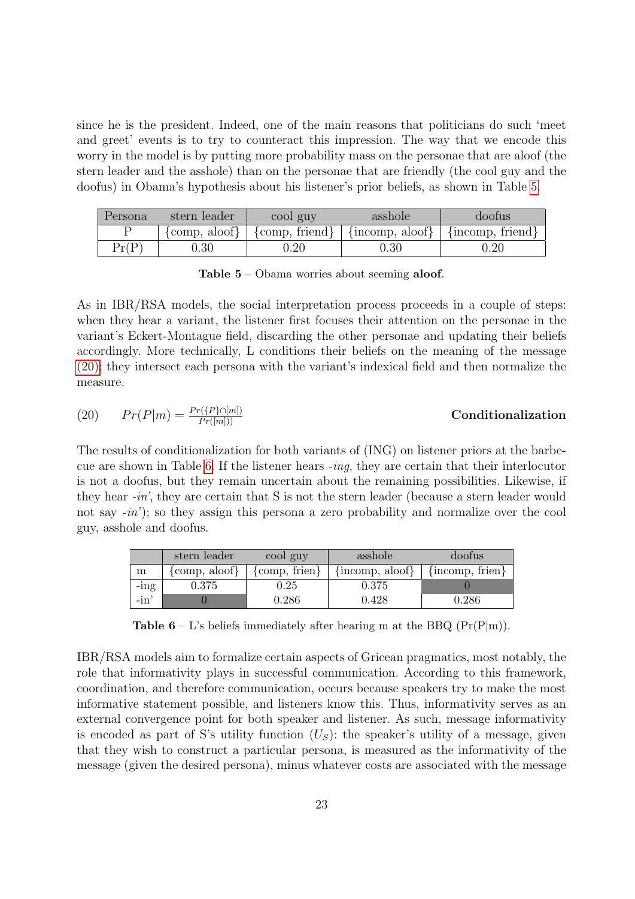since he is the president. Indeed, one of the main reasons that politicians do such 'meet and greet' events is to try to counteract this impression. The way that we encode this worry in the model is by putting more probability mass on the personae that are aloof (the stern leader and the asshole) than on the personae that are friendly (the cool guy and the doofus) in Obama's hypothesis about his listener's prior beliefs, as shown in Table 5.

| Persona | stern leader | cool guy | asshole | doofus |
|---|---|---|---|---|
| P | {comp, aloof} | {comp, friend} | {incomp, aloof} | {incomp, friend} |
| Pr(P) | 0.30 | 0.20 | 0.30 | 0.20 |

**Table 5** – Obama worries about seeming **aloof**.

As in IBR/RSA models, the social interpretation process proceeds in a couple of steps: when they hear a variant, the listener first focuses their attention on the personae in the variant's Eckert-Montague field, discarding the other personae and updating their beliefs accordingly. More technically, L conditions their beliefs on the meaning of the message (20): they intersect each persona with the variant's indexical field and then normalize the measure.

(20) $Pr(P|m) = \frac{Pr(\{P\} \cap [m])}{Pr([m]))}$ **Conditionalization**

The results of conditionalization for both variants of (ING) on listener priors at the barbecue are shown in Table 6. If the listener hears *-ing*, they are certain that their interlocutor is not a doofus, but they remain uncertain about the remaining possibilities. Likewise, if they hear *-in'*, they are certain that S is not the stern leader (because a stern leader would not say *-in'*); so they assign this persona a zero probability and normalize over the cool guy, asshole and doofus.

| | stern leader | cool guy | asshole | doofus |
|---|---|---|---|---|
| m | {comp, aloof} | {comp, frien} | {incomp, aloof} | {incomp, frien} |
| -ing | 0.375 | 0.25 | 0.375 | 0 |
| -in' | 0 | 0.286 | 0.428 | 0.286 |

**Table 6** – L's beliefs immediately after hearing m at the BBQ (Pr(P|m)).

IBR/RSA models aim to formalize certain aspects of Gricean pragmatics, most notably, the role that informativity plays in successful communication. According to this framework, coordination, and therefore communication, occurs because speakers try to make the most informative statement possible, and listeners know this. Thus, informativity serves as an external convergence point for both speaker and listener. As such, message informativity is encoded as part of S's utility function ($U_S$): the speaker's utility of a message, given that they wish to construct a particular persona, is measured as the informativity of the message (given the desired persona), minus whatever costs are associated with the message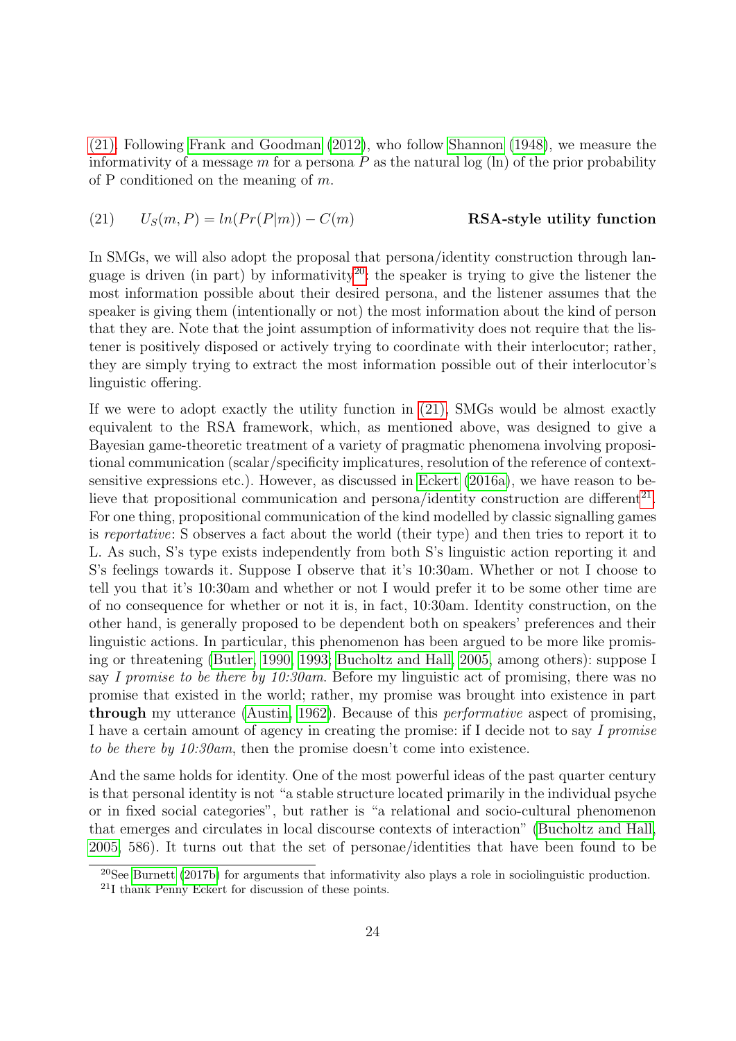(21). Following Frank and Goodman (2012), who follow Shannon (1948), we measure the informativity of a message $m$ for a persona $P$ as the natural log (ln) of the prior probability of P conditioned on the meaning of $m$.

(21) $U_S(m, P) = ln(Pr(P|m)) - C(m)$ **RSA-style utility function**

In SMGs, we will also adopt the proposal that persona/identity construction through language is driven (in part) by informativity[20]: the speaker is trying to give the listener the most information possible about their desired persona, and the listener assumes that the speaker is giving them (intentionally or not) the most information about the kind of person that they are. Note that the joint assumption of informativity does not require that the listener is positively disposed or actively trying to coordinate with their interlocutor; rather, they are simply trying to extract the most information possible out of their interlocutor's linguistic offering.

If we were to adopt exactly the utility function in (21), SMGs would be almost exactly equivalent to the RSA framework, which, as mentioned above, was designed to give a Bayesian game-theoretic treatment of a variety of pragmatic phenomena involving propositional communication (scalar/specificity implicatures, resolution of the reference of context-sensitive expressions etc.). However, as discussed in Eckert (2016a), we have reason to believe that propositional communication and persona/identity construction are different[21]. For one thing, propositional communication of the kind modelled by classic signalling games is *reportative*: S observes a fact about the world (their type) and then tries to report it to L. As such, S's type exists independently from both S's linguistic action reporting it and S's feelings towards it. Suppose I observe that it's 10:30am. Whether or not I choose to tell you that it's 10:30am and whether or not I would prefer it to be some other time are of no consequence for whether or not it is, in fact, 10:30am. Identity construction, on the other hand, is generally proposed to be dependent both on speakers' preferences and their linguistic actions. In particular, this phenomenon has been argued to be more like promising or threatening (Butler, 1990, 1993; Bucholtz and Hall, 2005, among others): suppose I say *I promise to be there by 10:30am*. Before my linguistic act of promising, there was no promise that existed in the world; rather, my promise was brought into existence in part **through** my utterance (Austin, 1962). Because of this *performative* aspect of promising, I have a certain amount of agency in creating the promise: if I decide not to say *I promise to be there by 10:30am*, then the promise doesn't come into existence.

And the same holds for identity. One of the most powerful ideas of the past quarter century is that personal identity is not "a stable structure located primarily in the individual psyche or in fixed social categories", but rather is "a relational and socio-cultural phenomenon that emerges and circulates in local discourse contexts of interaction" (Bucholtz and Hall, 2005, 586). It turns out that the set of personae/identities that have been found to be

[20]See Burnett (2017b) for arguments that informativity also plays a role in sociolinguistic production.

[21]I thank Penny Eckert for discussion of these points.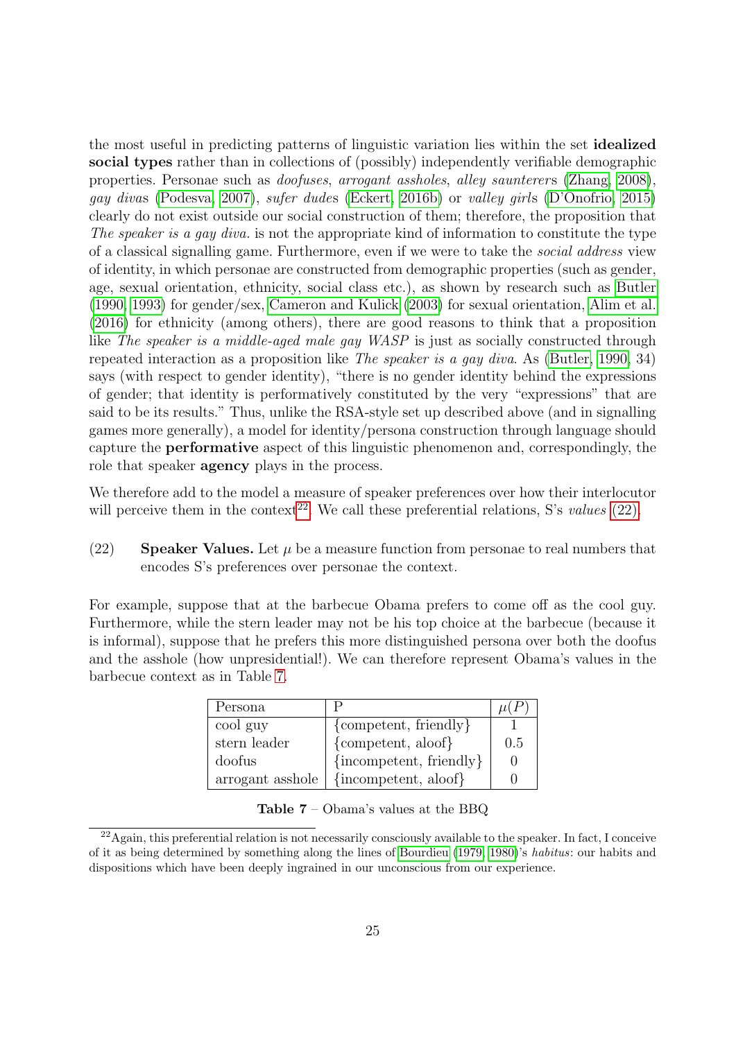the most useful in predicting patterns of linguistic variation lies within the set **idealized social types** rather than in collections of (possibly) independently verifiable demographic properties. Personae such as *doofuses*, *arrogant assholes*, *alley saunterers* (Zhang, 2008), *gay divas* (Podesva, 2007), *sufer dudes* (Eckert, 2016b) or *valley girls* (D'Onofrio, 2015) clearly do not exist outside our social construction of them; therefore, the proposition that *The speaker is a gay diva.* is not the appropriate kind of information to constitute the type of a classical signalling game. Furthermore, even if we were to take the *social address* view of identity, in which personae are constructed from demographic properties (such as gender, age, sexual orientation, ethnicity, social class etc.), as shown by research such as Butler (1990, 1993) for gender/sex, Cameron and Kulick (2003) for sexual orientation, Alim et al. (2016) for ethnicity (among others), there are good reasons to think that a proposition like *The speaker is a middle-aged male gay WASP* is just as socially constructed through repeated interaction as a proposition like *The speaker is a gay diva*. As (Butler, 1990, 34) says (with respect to gender identity), "there is no gender identity behind the expressions of gender; that identity is performatively constituted by the very "expressions" that are said to be its results." Thus, unlike the RSA-style set up described above (and in signalling games more generally), a model for identity/persona construction through language should capture the **performative** aspect of this linguistic phenomenon and, correspondingly, the role that speaker **agency** plays in the process.

We therefore add to the model a measure of speaker preferences over how their interlocutor will perceive them in the context[22]. We call these preferential relations, S's *values* (22).

(22) **Speaker Values.** Let $\mu$ be a measure function from personae to real numbers that encodes S's preferences over personae the context.

For example, suppose that at the barbecue Obama prefers to come off as the cool guy. Furthermore, while the stern leader may not be his top choice at the barbecue (because it is informal), suppose that he prefers this more distinguished persona over both the doofus and the asshole (how unpresidential!). We can therefore represent Obama's values in the barbecue context as in Table 7.

| Persona | P | $\mu(P)$ |
|---|---|---|
| cool guy | {competent, friendly} | 1 |
| stern leader | {competent, aloof} | 0.5 |
| doofus | {incompetent, friendly} | 0 |
| arrogant asshole | {incompetent, aloof} | 0 |

**Table 7** – Obama's values at the BBQ

[22] Again, this preferential relation is not necessarily consciously available to the speaker. In fact, I conceive of it as being determined by something along the lines of Bourdieu (1979, 1980)'s *habitus*: our habits and dispositions which have been deeply ingrained in our unconscious from our experience.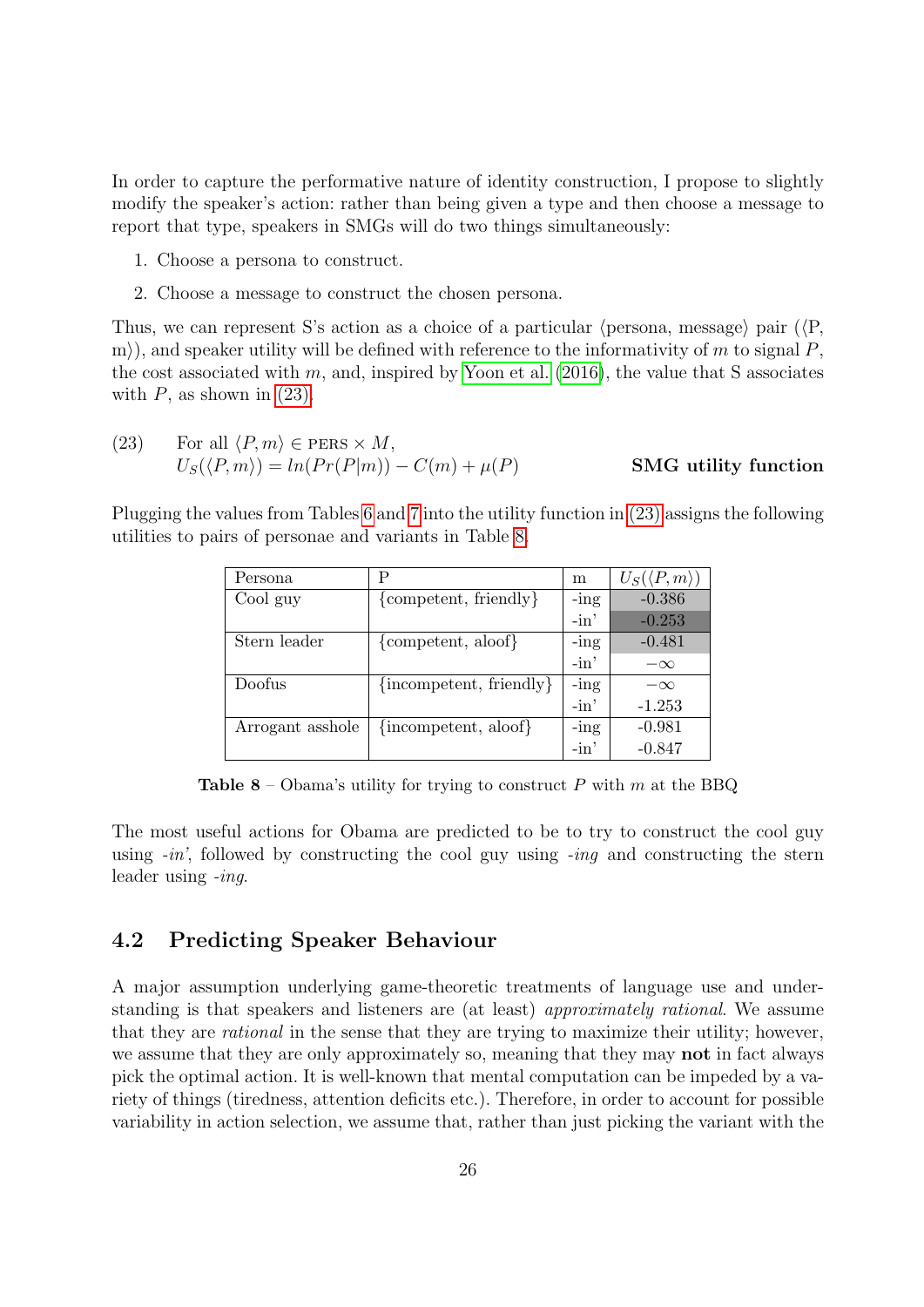In order to capture the performative nature of identity construction, I propose to slightly modify the speaker's action: rather than being given a type and then choose a message to report that type, speakers in SMGs will do two things simultaneously:

1. Choose a persona to construct.
2. Choose a message to construct the chosen persona.

Thus, we can represent S's action as a choice of a particular ⟨persona, message⟩ pair (⟨P, m⟩), and speaker utility will be defined with reference to the informativity of $m$ to signal $P$, the cost associated with $m$, and, inspired by Yoon et al. (2016), the value that S associates with $P$, as shown in (23).

(23) For all $\langle P, m \rangle \in \text{PERS} \times M$,
$$U_S(\langle P, m \rangle) = ln(Pr(P|m)) - C(m) + \mu(P)$$ **SMG utility function**

Plugging the values from Tables 6 and 7 into the utility function in (23) assigns the following utilities to pairs of personae and variants in Table 8.

| Persona | P | m | $U_S(\langle P, m \rangle)$ |
|---|---|---|---|
| Cool guy | {competent, friendly} | -ing | -0.386 |
| | | -in' | -0.253 |
| Stern leader | {competent, aloof} | -ing | -0.481 |
| | | -in' | $-\infty$ |
| Doofus | {incompetent, friendly} | -ing | $-\infty$ |
| | | -in' | -1.253 |
| Arrogant asshole | {incompetent, aloof} | -ing | -0.981 |
| | | -in' | -0.847 |

**Table 8** – Obama's utility for trying to construct $P$ with $m$ at the BBQ

The most useful actions for Obama are predicted to be to try to construct the cool guy using *-in'*, followed by constructing the cool guy using *-ing* and constructing the stern leader using *-ing*.

## 4.2 Predicting Speaker Behaviour

A major assumption underlying game-theoretic treatments of language use and understanding is that speakers and listeners are (at least) *approximately rational*. We assume that they are *rational* in the sense that they are trying to maximize their utility; however, we assume that they are only approximately so, meaning that they may **not** in fact always pick the optimal action. It is well-known that mental computation can be impeded by a variety of things (tiredness, attention deficits etc.). Therefore, in order to account for possible variability in action selection, we assume that, rather than just picking the variant with the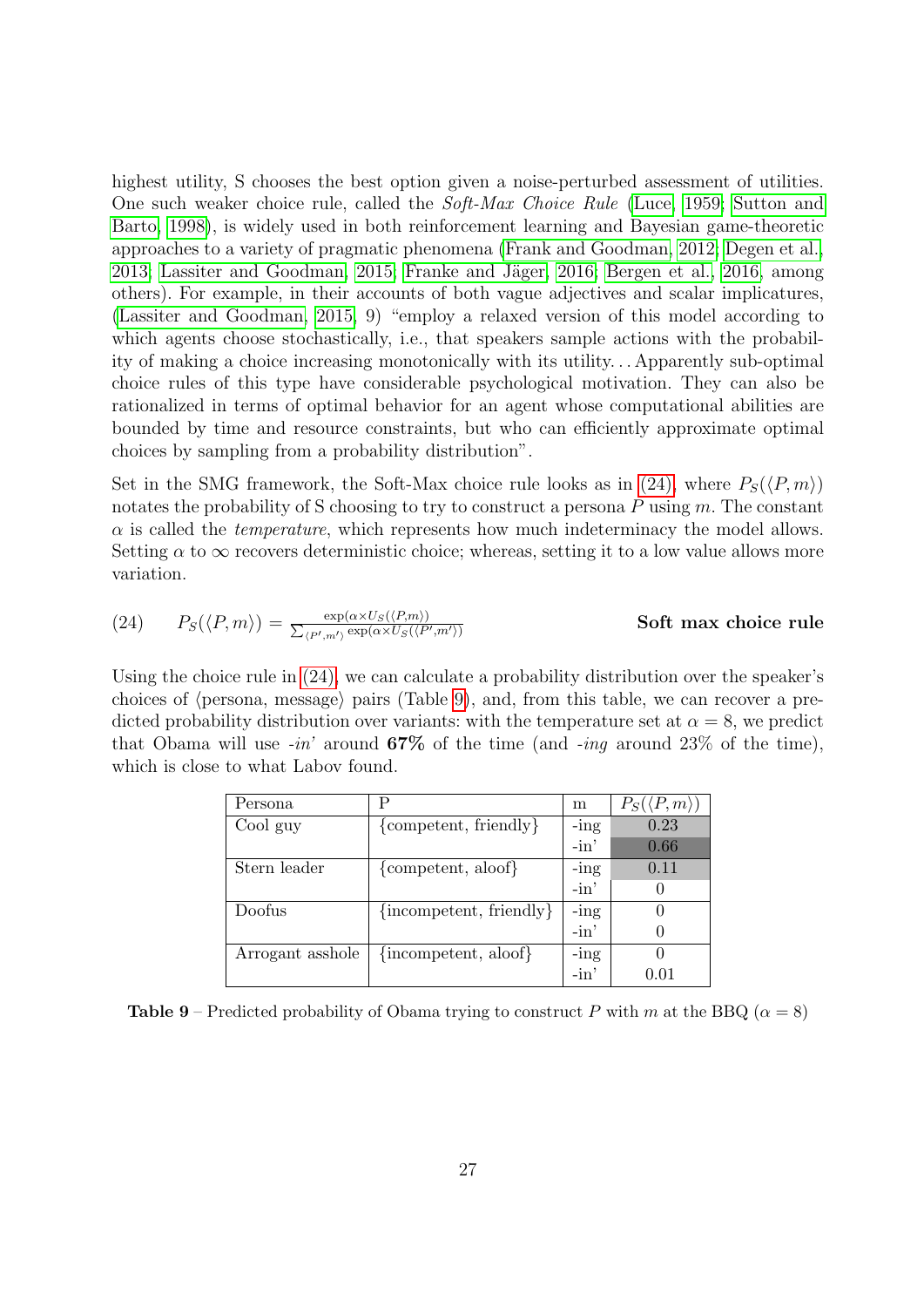highest utility, S chooses the best option given a noise-perturbed assessment of utilities. One such weaker choice rule, called the *Soft-Max Choice Rule* (Luce, 1959; Sutton and Barto, 1998), is widely used in both reinforcement learning and Bayesian game-theoretic approaches to a variety of pragmatic phenomena (Frank and Goodman, 2012; Degen et al., 2013; Lassiter and Goodman, 2015; Franke and Jäger, 2016; Bergen et al., 2016, among others). For example, in their accounts of both vague adjectives and scalar implicatures, (Lassiter and Goodman, 2015, 9) "employ a relaxed version of this model according to which agents choose stochastically, i.e., that speakers sample actions with the probability of making a choice increasing monotonically with its utility. . . Apparently sub-optimal choice rules of this type have considerable psychological motivation. They can also be rationalized in terms of optimal behavior for an agent whose computational abilities are bounded by time and resource constraints, but who can efficiently approximate optimal choices by sampling from a probability distribution".

Set in the SMG framework, the Soft-Max choice rule looks as in (24), where $P_S(\langle P, m \rangle)$ notates the probability of S choosing to try to construct a persona $P$ using $m$. The constant $\alpha$ is called the *temperature*, which represents how much indeterminacy the model allows. Setting $\alpha$ to $\infty$ recovers deterministic choice; whereas, setting it to a low value allows more variation.

(24) $$P_S(\langle P, m \rangle) = \frac{\exp(\alpha \times U_S(\langle P, m \rangle))}{\sum_{\langle P', m' \rangle} \exp(\alpha \times U_S(\langle P', m' \rangle))}$$ **Soft max choice rule**

Using the choice rule in (24), we can calculate a probability distribution over the speaker's choices of ⟨persona, message⟩ pairs (Table 9), and, from this table, we can recover a predicted probability distribution over variants: with the temperature set at $\alpha = 8$, we predict that Obama will use *-in'* around **67%** of the time (and *-ing* around 23% of the time), which is close to what Labov found.

| Persona | P | m | $P_S(\langle P, m \rangle)$ |
|---|---|---|---|
| Cool guy | {competent, friendly} | -ing | 0.23 |
| | | -in' | 0.66 |
| Stern leader | {competent, aloof} | -ing | 0.11 |
| | | -in' | 0 |
| Doofus | {incompetent, friendly} | -ing | 0 |
| | | -in' | 0 |
| Arrogant asshole | {incompetent, aloof} | -ing | 0 |
| | | -in' | 0.01 |

**Table 9** – Predicted probability of Obama trying to construct $P$ with $m$ at the BBQ ($\alpha = 8$)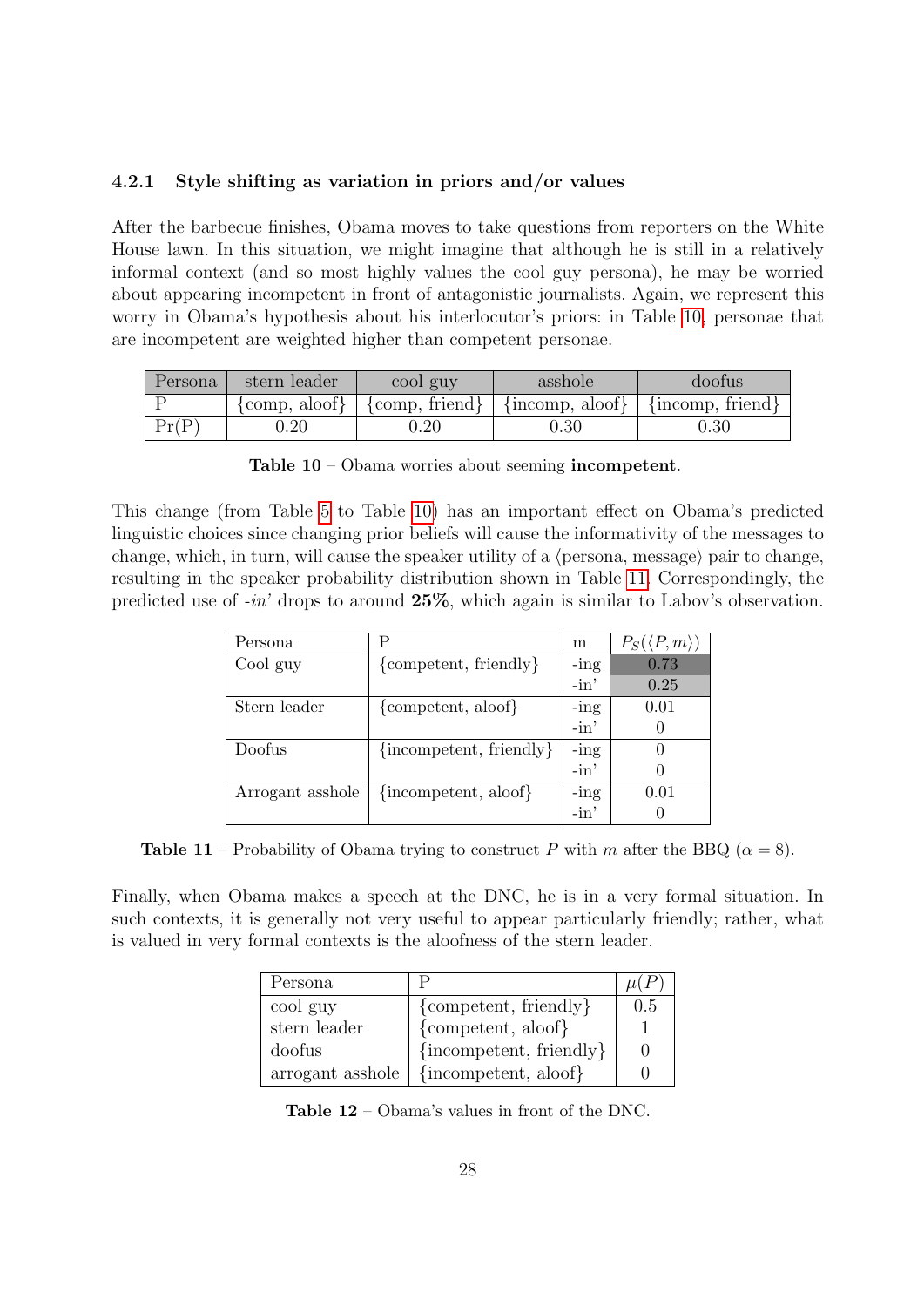#### 4.2.1 Style shifting as variation in priors and/or values

After the barbecue finishes, Obama moves to take questions from reporters on the White House lawn. In this situation, we might imagine that although he is still in a relatively informal context (and so most highly values the cool guy persona), he may be worried about appearing incompetent in front of antagonistic journalists. Again, we represent this worry in Obama's hypothesis about his interlocutor's priors: in Table 10, personae that are incompetent are weighted higher than competent personae.

| Persona | stern leader | cool guy | asshole | doofus |
|---|---|---|---|---|
| P | {comp, aloof} | {comp, friend} | {incomp, aloof} | {incomp, friend} |
| Pr(P) | 0.20 | 0.20 | 0.30 | 0.30 |

**Table 10** – Obama worries about seeming **incompetent**.

This change (from Table 5 to Table 10) has an important effect on Obama's predicted linguistic choices since changing prior beliefs will cause the informativity of the messages to change, which, in turn, will cause the speaker utility of a ⟨persona, message⟩ pair to change, resulting in the speaker probability distribution shown in Table 11. Correspondingly, the predicted use of *-in'* drops to around **25%**, which again is similar to Labov's observation.

| Persona | P | m | $P_S(\langle P, m\rangle)$ |
|---|---|---|---|
| Cool guy | {competent, friendly} | -ing | 0.73 |
| | | -in' | 0.25 |
| Stern leader | {competent, aloof} | -ing | 0.01 |
| | | -in' | 0 |
| Doofus | {incompetent, friendly} | -ing | 0 |
| | | -in' | 0 |
| Arrogant asshole | {incompetent, aloof} | -ing | 0.01 |
| | | -in' | 0 |

**Table 11** – Probability of Obama trying to construct $P$ with $m$ after the BBQ ($\alpha = 8$).

Finally, when Obama makes a speech at the DNC, he is in a very formal situation. In such contexts, it is generally not very useful to appear particularly friendly; rather, what is valued in very formal contexts is the aloofness of the stern leader.

| Persona | P | $\mu(P)$ |
|---|---|---|
| cool guy | {competent, friendly} | 0.5 |
| stern leader | {competent, aloof} | 1 |
| doofus | {incompetent, friendly} | 0 |
| arrogant asshole | {incompetent, aloof} | 0 |

**Table 12** – Obama's values in front of the DNC.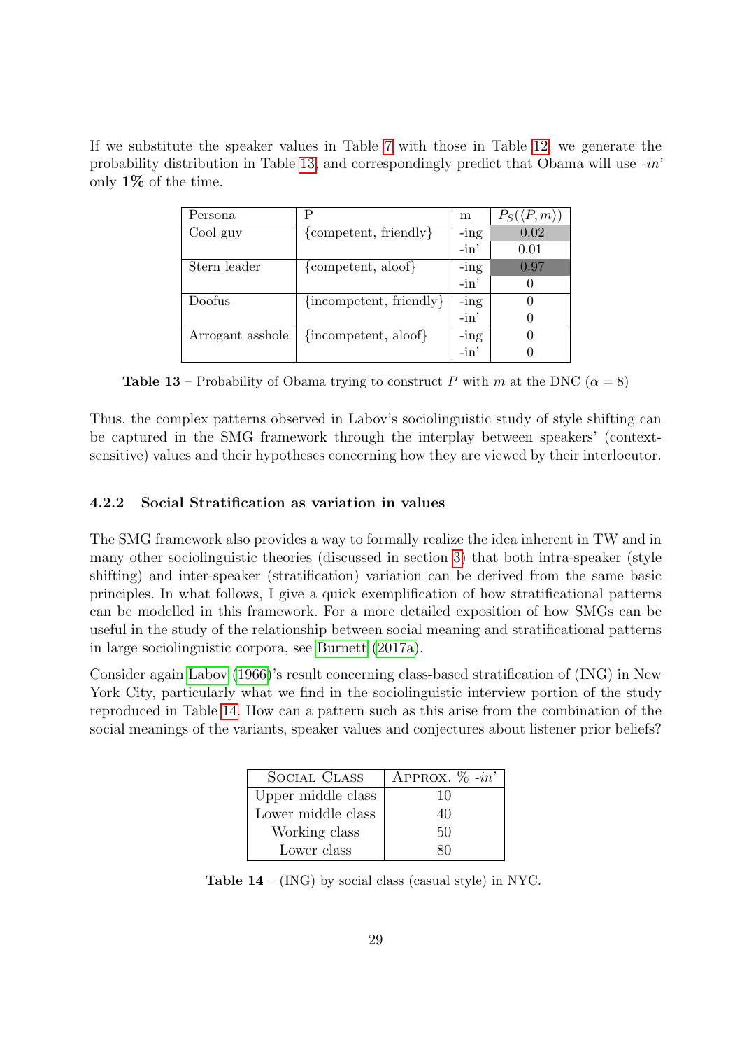If we substitute the speaker values in Table 7 with those in Table 12, we generate the probability distribution in Table 13, and correspondingly predict that Obama will use *-in'* only **1%** of the time.

| Persona | P | m | $P_S(\langle P, m \rangle)$ |
|---|---|---|---|
| Cool guy | {competent, friendly} | -ing | 0.02 |
| | | -in' | 0.01 |
| Stern leader | {competent, aloof} | -ing | 0.97 |
| | | -in' | 0 |
| Doofus | {incompetent, friendly} | -ing | 0 |
| | | -in' | 0 |
| Arrogant asshole | {incompetent, aloof} | -ing | 0 |
| | | -in' | 0 |

**Table 13** – Probability of Obama trying to construct $P$ with $m$ at the DNC ($\alpha = 8$)

Thus, the complex patterns observed in Labov's sociolinguistic study of style shifting can be captured in the SMG framework through the interplay between speakers' (context-sensitive) values and their hypotheses concerning how they are viewed by their interlocutor.

### 4.2.2 Social Stratification as variation in values

The SMG framework also provides a way to formally realize the idea inherent in TW and in many other sociolinguistic theories (discussed in section 3) that both intra-speaker (style shifting) and inter-speaker (stratification) variation can be derived from the same basic principles. In what follows, I give a quick exemplification of how stratificational patterns can be modelled in this framework. For a more detailed exposition of how SMGs can be useful in the study of the relationship between social meaning and stratificational patterns in large sociolinguistic corpora, see Burnett (2017a).

Consider again Labov (1966)'s result concerning class-based stratification of (ING) in New York City, particularly what we find in the sociolinguistic interview portion of the study reproduced in Table 14. How can a pattern such as this arise from the combination of the social meanings of the variants, speaker values and conjectures about listener prior beliefs?

| Social Class | Approx. % *-in'* |
|---|---|
| Upper middle class | 10 |
| Lower middle class | 40 |
| Working class | 50 |
| Lower class | 80 |

**Table 14** – (ING) by social class (casual style) in NYC.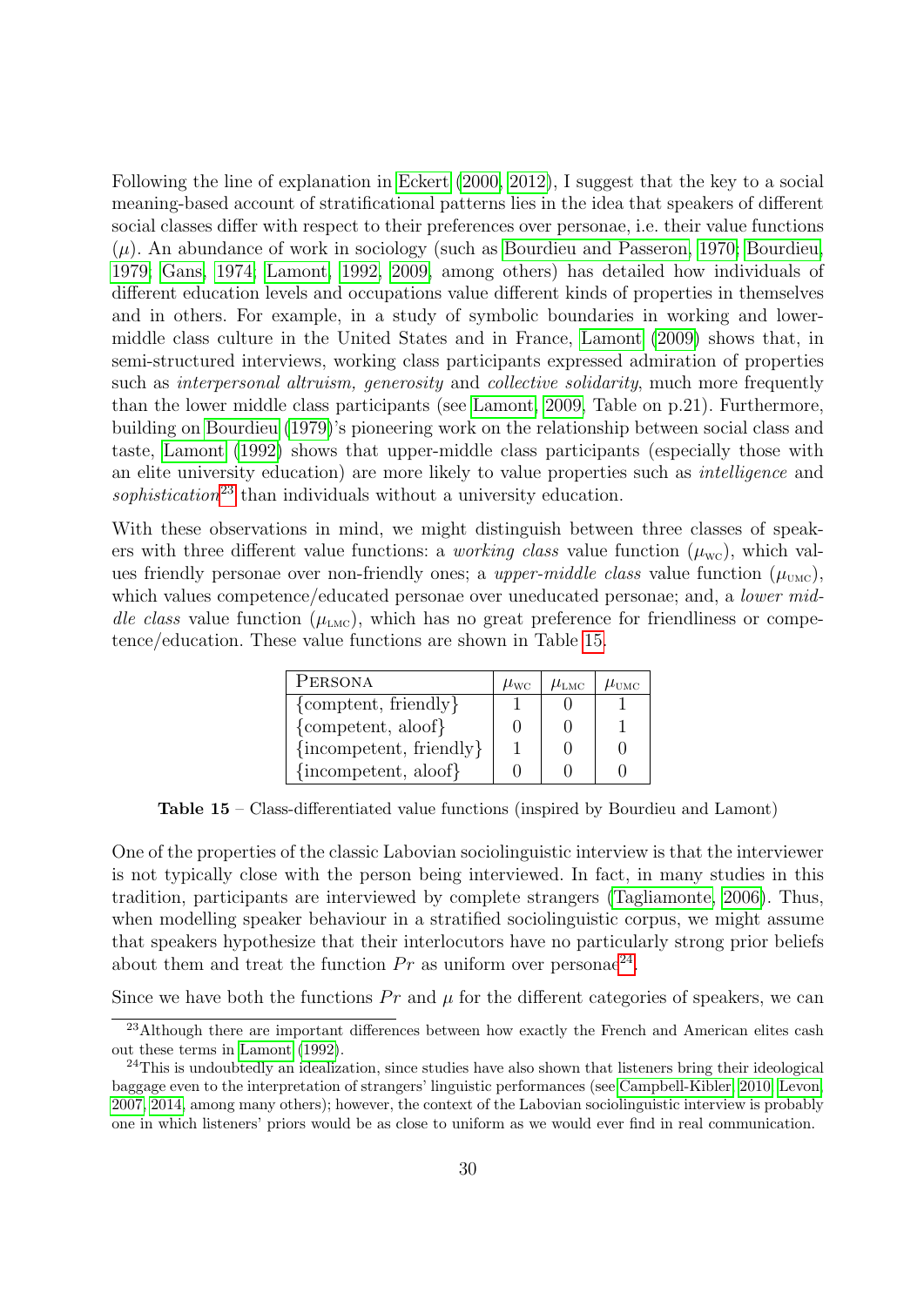Following the line of explanation in Eckert (2000, 2012), I suggest that the key to a social meaning-based account of stratificational patterns lies in the idea that speakers of different social classes differ with respect to their preferences over personae, i.e. their value functions ($\mu$). An abundance of work in sociology (such as Bourdieu and Passeron, 1970; Bourdieu, 1979; Gans, 1974; Lamont, 1992, 2009, among others) has detailed how individuals of different education levels and occupations value different kinds of properties in themselves and in others. For example, in a study of symbolic boundaries in working and lower-middle class culture in the United States and in France, Lamont (2009) shows that, in semi-structured interviews, working class participants expressed admiration of properties such as *interpersonal altruism, generosity* and *collective solidarity*, much more frequently than the lower middle class participants (see Lamont, 2009, Table on p.21). Furthermore, building on Bourdieu (1979)'s pioneering work on the relationship between social class and taste, Lamont (1992) shows that upper-middle class participants (especially those with an elite university education) are more likely to value properties such as *intelligence* and *sophistication*[23] than individuals without a university education.

With these observations in mind, we might distinguish between three classes of speakers with three different value functions: a *working class* value function ($\mu_{\text{WC}}$), which values friendly personae over non-friendly ones; a *upper-middle class* value function ($\mu_{\text{UMC}}$), which values competence/educated personae over uneducated personae; and, a *lower middle class* value function ($\mu_{\text{LMC}}$), which has no great preference for friendliness or competence/education. These value functions are shown in Table 15.

| PERSONA | $\mu_{\text{WC}}$ | $\mu_{\text{LMC}}$ | $\mu_{\text{UMC}}$ |
|---|---|---|---|
| {comptent, friendly} | 1 | 0 | 1 |
| {competent, aloof} | 0 | 0 | 1 |
| {incompetent, friendly} | 1 | 0 | 0 |
| {incompetent, aloof} | 0 | 0 | 0 |

**Table 15** – Class-differentiated value functions (inspired by Bourdieu and Lamont)

One of the properties of the classic Labovian sociolinguistic interview is that the interviewer is not typically close with the person being interviewed. In fact, in many studies in this tradition, participants are interviewed by complete strangers (Tagliamonte, 2006). Thus, when modelling speaker behaviour in a stratified sociolinguistic corpus, we might assume that speakers hypothesize that their interlocutors have no particularly strong prior beliefs about them and treat the function $Pr$ as uniform over personae[24].

Since we have both the functions $Pr$ and $\mu$ for the different categories of speakers, we can

[23] Although there are important differences between how exactly the French and American elites cash out these terms in Lamont (1992).

[24] This is undoubtedly an idealization, since studies have also shown that listeners bring their ideological baggage even to the interpretation of strangers' linguistic performances (see Campbell-Kibler, 2010; Levon, 2007, 2014, among many others); however, the context of the Labovian sociolinguistic interview is probably one in which listeners' priors would be as close to uniform as we would ever find in real communication.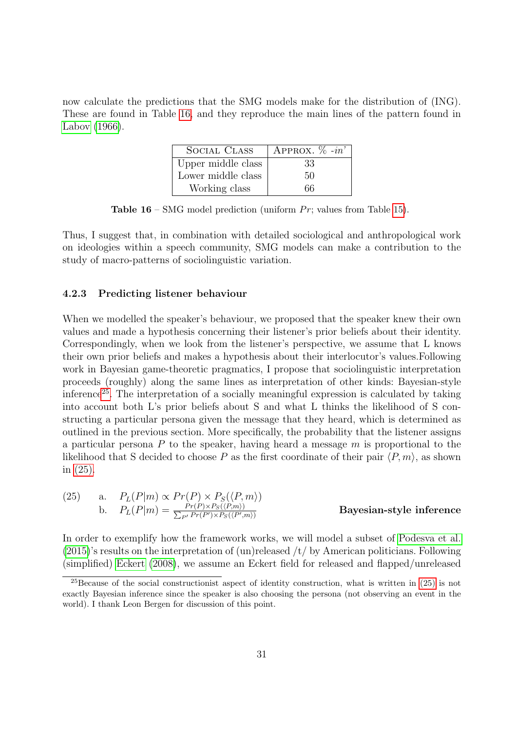now calculate the predictions that the SMG models make for the distribution of (ING). These are found in Table 16, and they reproduce the main lines of the pattern found in Labov (1966).

| Social Class | Approx. % *-in'* |
|---|---|
| Upper middle class | 33 |
| Lower middle class | 50 |
| Working class | 66 |

**Table 16** – SMG model prediction (uniform $Pr$; values from Table 15).

Thus, I suggest that, in combination with detailed sociological and anthropological work on ideologies within a speech community, SMG models can make a contribution to the study of macro-patterns of sociolinguistic variation.

### 4.2.3 Predicting listener behaviour

When we modelled the speaker's behaviour, we proposed that the speaker knew their own values and made a hypothesis concerning their listener's prior beliefs about their identity. Correspondingly, when we look from the listener's perspective, we assume that L knows their own prior beliefs and makes a hypothesis about their interlocutor's values.Following work in Bayesian game-theoretic pragmatics, I propose that sociolinguistic interpretation proceeds (roughly) along the same lines as interpretation of other kinds: Bayesian-style inference[25]. The interpretation of a socially meaningful expression is calculated by taking into account both L's prior beliefs about S and what L thinks the likelihood of S constructing a particular persona given the message that they heard, which is determined as outlined in the previous section. More specifically, the probability that the listener assigns a particular persona $P$ to the speaker, having heard a message $m$ is proportional to the likelihood that S decided to choose $P$ as the first coordinate of their pair $\langle P, m \rangle$, as shown in (25).

(25) a. $P_L(P|m) \propto Pr(P) \times P_S(\langle P, m \rangle)$

b. $P_L(P|m) = \frac{Pr(P) \times P_S(\langle P, m \rangle)}{\sum_{P'} Pr(P') \times P_S(\langle P', m \rangle)}$ **Bayesian-style inference**

In order to exemplify how the framework works, we will model a subset of Podesva et al. (2015)'s results on the interpretation of (un)released /t/ by American politicians. Following (simplified) Eckert (2008), we assume an Eckert field for released and flapped/unreleased

[25] Because of the social constructionist aspect of identity construction, what is written in (25) is not exactly Bayesian inference since the speaker is also choosing the persona (not observing an event in the world). I thank Leon Bergen for discussion of this point.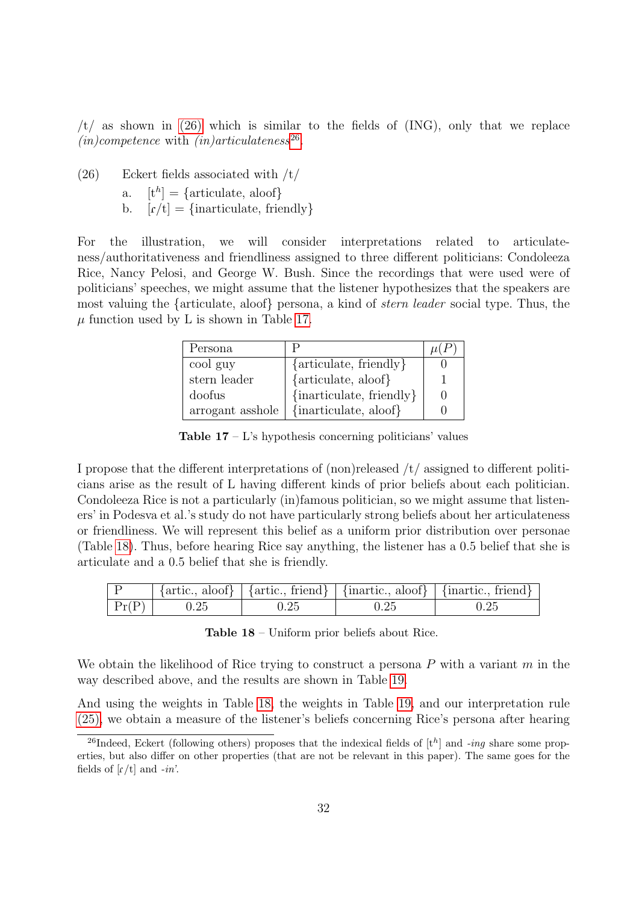/t/ as shown in (26) which is similar to the fields of (ING), only that we replace *(in)competence* with *(in)articulateness*[26].

(26) Eckert fields associated with /t/

a. $[t^h]$ = {articulate, aloof}

b. [ɾ/t] = {inarticulate, friendly}

For the illustration, we will consider interpretations related to articulateness/authoritativeness and friendliness assigned to three different politicians: Condoleeza Rice, Nancy Pelosi, and George W. Bush. Since the recordings that were used were of politicians' speeches, we might assume that the listener hypothesizes that the speakers are most valuing the {articulate, aloof} persona, a kind of *stern leader* social type. Thus, the $\mu$ function used by L is shown in Table 17.

| Persona | P | $\mu(P)$ |
|---|---|---|
| cool guy | {articulate, friendly} | 0 |
| stern leader | {articulate, aloof} | 1 |
| doofus | {inarticulate, friendly} | 0 |
| arrogant asshole | {inarticulate, aloof} | 0 |

**Table 17** – L's hypothesis concerning politicians' values

I propose that the different interpretations of (non)released /t/ assigned to different politicians arise as the result of L having different kinds of prior beliefs about each politician. Condoleeza Rice is not a particularly (in)famous politician, so we might assume that listeners' in Podesva et al.'s study do not have particularly strong beliefs about her articulateness or friendliness. We will represent this belief as a uniform prior distribution over personae (Table 18). Thus, before hearing Rice say anything, the listener has a 0.5 belief that she is articulate and a 0.5 belief that she is friendly.

| P | {artic., aloof} | {artic., friend} | {inartic., aloof} | {inartic., friend} |
|---|---|---|---|---|
| Pr(P) | 0.25 | 0.25 | 0.25 | 0.25 |

**Table 18** – Uniform prior beliefs about Rice.

We obtain the likelihood of Rice trying to construct a persona $P$ with a variant $m$ in the way described above, and the results are shown in Table 19.

And using the weights in Table 18, the weights in Table 19, and our interpretation rule (25), we obtain a measure of the listener's beliefs concerning Rice's persona after hearing

[26]Indeed, Eckert (following others) proposes that the indexical fields of $[t^h]$ and *-ing* share some properties, but also differ on other properties (that are not be relevant in this paper). The same goes for the fields of [ɾ/t] and *-in'*.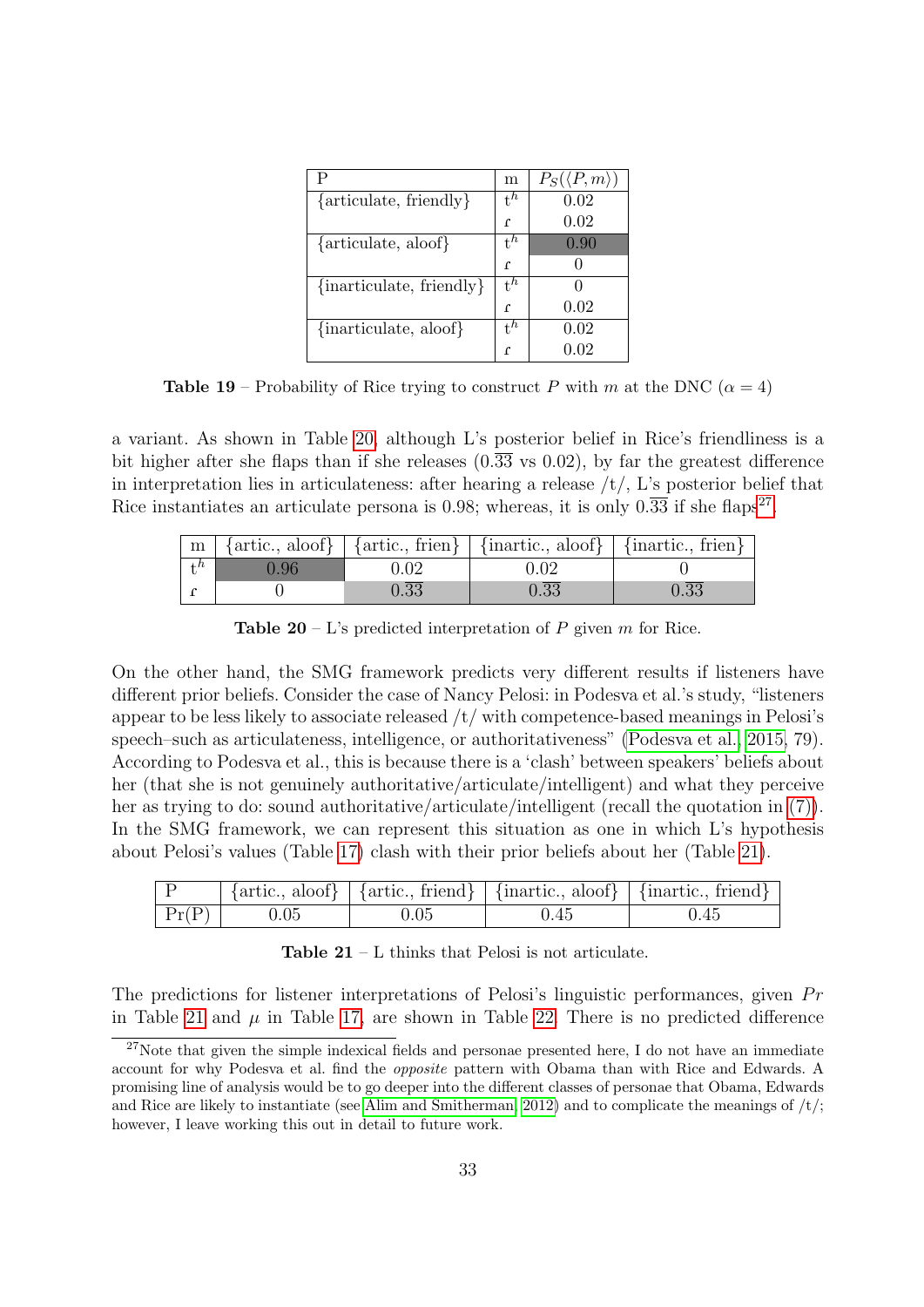| P | m | $P_S(\langle P, m \rangle)$ |
|---|---|---|
| {articulate, friendly} | $t^h$ | 0.02 |
| | $\text{ɾ}$ | 0.02 |
| {articulate, aloof} | $t^h$ | 0.90 |
| | $\text{ɾ}$ | 0 |
| {inarticulate, friendly} | $t^h$ | 0 |
| | $\text{ɾ}$ | 0.02 |
| {inarticulate, aloof} | $t^h$ | 0.02 |
| | $\text{ɾ}$ | 0.02 |

**Table 19** – Probability of Rice trying to construct $P$ with $m$ at the DNC ($\alpha = 4$)

a variant. As shown in Table 20, although L's posterior belief in Rice's friendliness is a bit higher after she flaps than if she releases ($0.\overline{33}$ vs 0.02), by far the greatest difference in interpretation lies in articulateness: after hearing a release /t/, L's posterior belief that Rice instantiates an articulate persona is 0.98; whereas, it is only $0.\overline{33}$ if she flaps[27].

| m | {artic., aloof} | {artic., frien} | {inartic., aloof} | {inartic., frien} |
|---|---|---|---|---|
| $t^h$ | 0.96 | 0.02 | 0.02 | 0 |
| $\text{ɾ}$ | 0 | $0.\overline{33}$ | $0.\overline{33}$ | $0.\overline{33}$ |

**Table 20** – L's predicted interpretation of $P$ given $m$ for Rice.

On the other hand, the SMG framework predicts very different results if listeners have different prior beliefs. Consider the case of Nancy Pelosi: in Podesva et al.'s study, "listeners appear to be less likely to associate released /t/ with competence-based meanings in Pelosi's speech–such as articulateness, intelligence, or authoritativeness" (Podesva et al., 2015, 79). According to Podesva et al., this is because there is a 'clash' between speakers' beliefs about her (that she is not genuinely authoritative/articulate/intelligent) and what they perceive her as trying to do: sound authoritative/articulate/intelligent (recall the quotation in (7)). In the SMG framework, we can represent this situation as one in which L's hypothesis about Pelosi's values (Table 17) clash with their prior beliefs about her (Table 21).

| P | {artic., aloof} | {artic., friend} | {inartic., aloof} | {inartic., friend} |
|---|---|---|---|---|
| Pr(P) | 0.05 | 0.05 | 0.45 | 0.45 |

**Table 21** – L thinks that Pelosi is not articulate.

The predictions for listener interpretations of Pelosi's linguistic performances, given $Pr$ in Table 21 and $\mu$ in Table 17, are shown in Table 22. There is no predicted difference

[27] Note that given the simple indexical fields and personae presented here, I do not have an immediate account for why Podesva et al. find the *opposite* pattern with Obama than with Rice and Edwards. A promising line of analysis would be to go deeper into the different classes of personae that Obama, Edwards and Rice are likely to instantiate (see Alim and Smitherman, 2012) and to complicate the meanings of /t/; however, I leave working this out in detail to future work.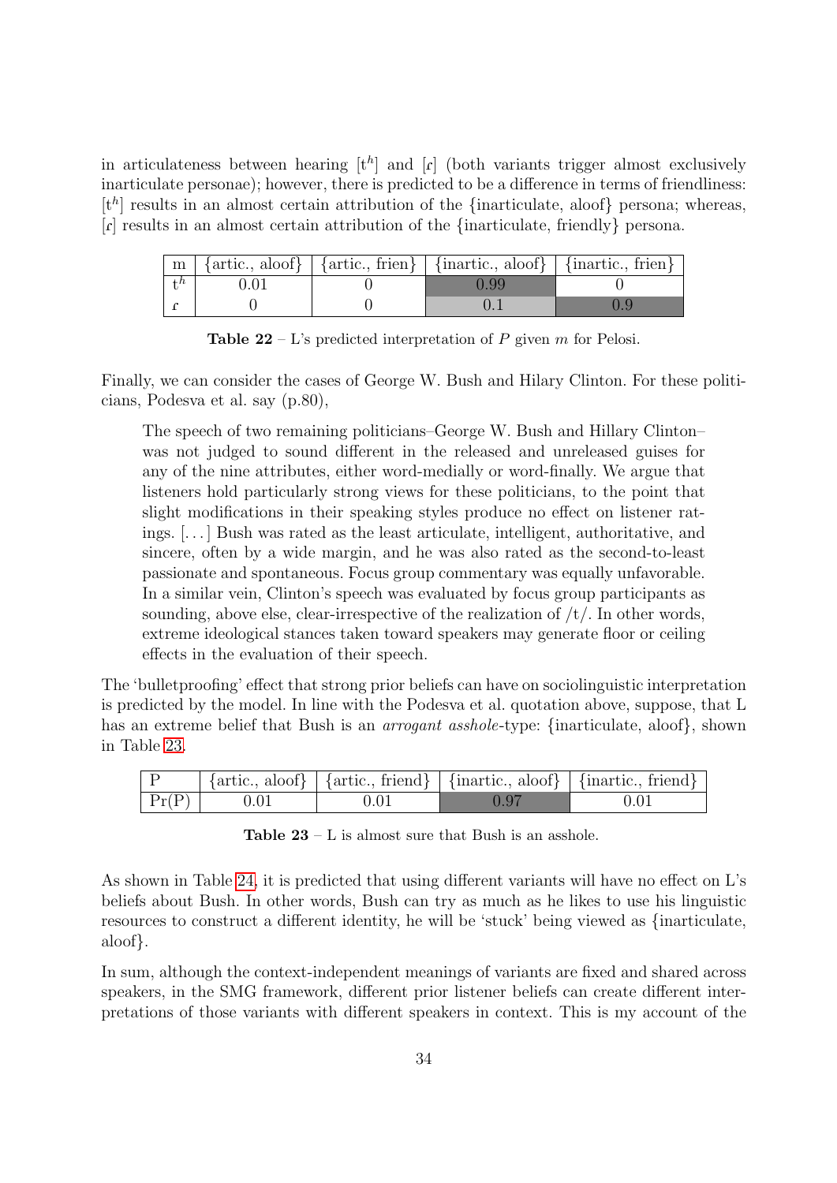in articulateness between hearing [$t^h$] and [ɾ] (both variants trigger almost exclusively inarticulate personae); however, there is predicted to be a difference in terms of friendliness: [$t^h$] results in an almost certain attribution of the {inarticulate, aloof} persona; whereas, [ɾ] results in an almost certain attribution of the {inarticulate, friendly} persona.

| m | {artic., aloof} | {artic., frien} | {inartic., aloof} | {inartic., frien} |
|---|---|---|---|---|
| $t^h$ | 0.01 | 0 | 0.99 | 0 |
| ɾ | 0 | 0 | 0.1 | 0.9 |

**Table 22** – L's predicted interpretation of $P$ given $m$ for Pelosi.

Finally, we can consider the cases of George W. Bush and Hilary Clinton. For these politicians, Podesva et al. say (p.80),

> The speech of two remaining politicians–George W. Bush and Hillary Clinton–was not judged to sound different in the released and unreleased guises for any of the nine attributes, either word-medially or word-finally. We argue that listeners hold particularly strong views for these politicians, to the point that slight modifications in their speaking styles produce no effect on listener ratings. [...] Bush was rated as the least articulate, intelligent, authoritative, and sincere, often by a wide margin, and he was also rated as the second-to-least passionate and spontaneous. Focus group commentary was equally unfavorable. In a similar vein, Clinton's speech was evaluated by focus group participants as sounding, above else, clear-irrespective of the realization of /t/. In other words, extreme ideological stances taken toward speakers may generate floor or ceiling effects in the evaluation of their speech.

The 'bulletproofing' effect that strong prior beliefs can have on sociolinguistic interpretation is predicted by the model. In line with the Podesva et al. quotation above, suppose, that L has an extreme belief that Bush is an *arrogant asshole*-type: {inarticulate, aloof}, shown in Table 23.

| P | {artic., aloof} | {artic., friend} | {inartic., aloof} | {inartic., friend} |
|---|---|---|---|---|
| Pr(P) | 0.01 | 0.01 | 0.97 | 0.01 |

**Table 23** – L is almost sure that Bush is an asshole.

As shown in Table 24, it is predicted that using different variants will have no effect on L's beliefs about Bush. In other words, Bush can try as much as he likes to use his linguistic resources to construct a different identity, he will be 'stuck' being viewed as {inarticulate, aloof}.

In sum, although the context-independent meanings of variants are fixed and shared across speakers, in the SMG framework, different prior listener beliefs can create different interpretations of those variants with different speakers in context. This is my account of the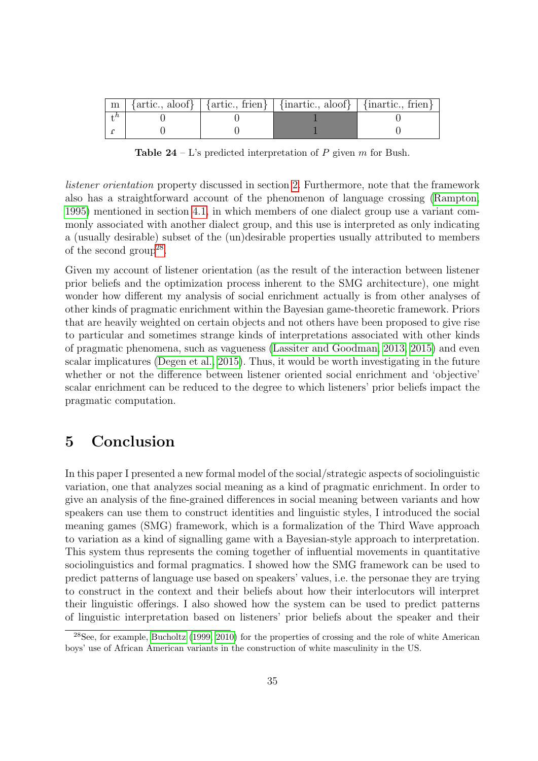| m | {artic., aloof} | {artic., frien} | {inartic., aloof} | {inartic., frien} |
|---|---|---|---|---|
| $t^h$ | 0 | 0 | 1 | 0 |
| $\mathfrak{c}$ | 0 | 0 | 1 | 0 |

**Table 24** – L's predicted interpretation of $P$ given $m$ for Bush.

*listener orientation* property discussed in section 2. Furthermore, note that the framework also has a straightforward account of the phenomenon of language crossing (Rampton, 1995) mentioned in section 4.1, in which members of one dialect group use a variant commonly associated with another dialect group, and this use is interpreted as only indicating a (usually desirable) subset of the (un)desirable properties usually attributed to members of the second group[28].

Given my account of listener orientation (as the result of the interaction between listener prior beliefs and the optimization process inherent to the SMG architecture), one might wonder how different my analysis of social enrichment actually is from other analyses of other kinds of pragmatic enrichment within the Bayesian game-theoretic framework. Priors that are heavily weighted on certain objects and not others have been proposed to give rise to particular and sometimes strange kinds of interpretations associated with other kinds of pragmatic phenomena, such as vagueness (Lassiter and Goodman, 2013, 2015) and even scalar implicatures (Degen et al., 2015). Thus, it would be worth investigating in the future whether or not the difference between listener oriented social enrichment and 'objective' scalar enrichment can be reduced to the degree to which listeners' prior beliefs impact the pragmatic computation.

# 5 Conclusion

In this paper I presented a new formal model of the social/strategic aspects of sociolinguistic variation, one that analyzes social meaning as a kind of pragmatic enrichment. In order to give an analysis of the fine-grained differences in social meaning between variants and how speakers can use them to construct identities and linguistic styles, I introduced the social meaning games (SMG) framework, which is a formalization of the Third Wave approach to variation as a kind of signalling game with a Bayesian-style approach to interpretation. This system thus represents the coming together of influential movements in quantitative sociolinguistics and formal pragmatics. I showed how the SMG framework can be used to predict patterns of language use based on speakers' values, i.e. the personae they are trying to construct in the context and their beliefs about how their interlocutors will interpret their linguistic offerings. I also showed how the system can be used to predict patterns of linguistic interpretation based on listeners' prior beliefs about the speaker and their

[28] See, for example, Bucholtz (1999, 2010) for the properties of crossing and the role of white American boys' use of African American variants in the construction of white masculinity in the US.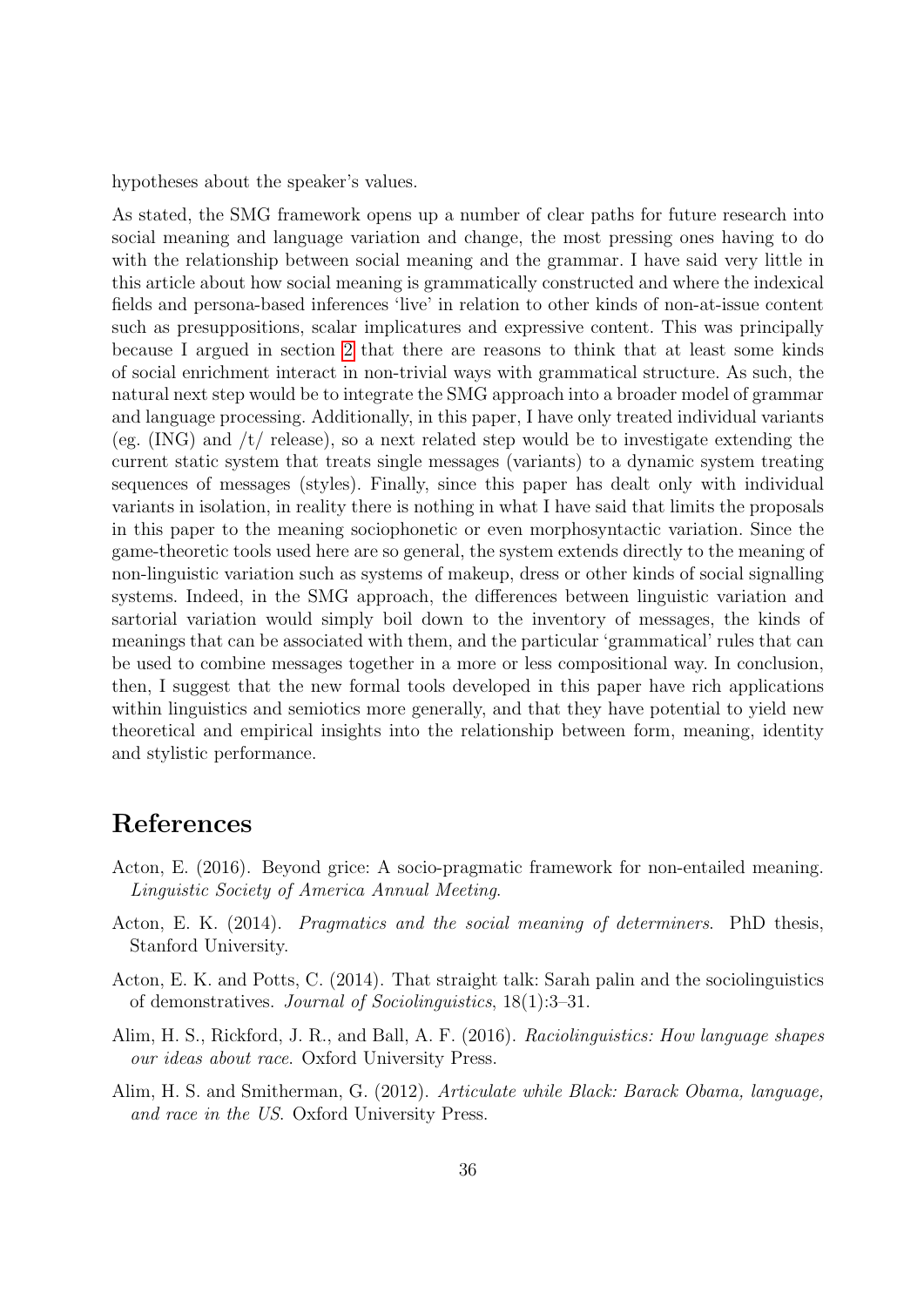hypotheses about the speaker's values.

As stated, the SMG framework opens up a number of clear paths for future research into social meaning and language variation and change, the most pressing ones having to do with the relationship between social meaning and the grammar. I have said very little in this article about how social meaning is grammatically constructed and where the indexical fields and persona-based inferences 'live' in relation to other kinds of non-at-issue content such as presuppositions, scalar implicatures and expressive content. This was principally because I argued in section 2 that there are reasons to think that at least some kinds of social enrichment interact in non-trivial ways with grammatical structure. As such, the natural next step would be to integrate the SMG approach into a broader model of grammar and language processing. Additionally, in this paper, I have only treated individual variants (eg. (ING) and /t/ release), so a next related step would be to investigate extending the current static system that treats single messages (variants) to a dynamic system treating sequences of messages (styles). Finally, since this paper has dealt only with individual variants in isolation, in reality there is nothing in what I have said that limits the proposals in this paper to the meaning sociophonetic or even morphosyntactic variation. Since the game-theoretic tools used here are so general, the system extends directly to the meaning of non-linguistic variation such as systems of makeup, dress or other kinds of social signalling systems. Indeed, in the SMG approach, the differences between linguistic variation and sartorial variation would simply boil down to the inventory of messages, the kinds of meanings that can be associated with them, and the particular 'grammatical' rules that can be used to combine messages together in a more or less compositional way. In conclusion, then, I suggest that the new formal tools developed in this paper have rich applications within linguistics and semiotics more generally, and that they have potential to yield new theoretical and empirical insights into the relationship between form, meaning, identity and stylistic performance.

# References

Acton, E. (2016). Beyond grice: A socio-pragmatic framework for non-entailed meaning. *Linguistic Society of America Annual Meeting*.

Acton, E. K. (2014). *Pragmatics and the social meaning of determiners*. PhD thesis, Stanford University.

Acton, E. K. and Potts, C. (2014). That straight talk: Sarah palin and the sociolinguistics of demonstratives. *Journal of Sociolinguistics*, 18(1):3–31.

Alim, H. S., Rickford, J. R., and Ball, A. F. (2016). *Raciolinguistics: How language shapes our ideas about race*. Oxford University Press.

Alim, H. S. and Smitherman, G. (2012). *Articulate while Black: Barack Obama, language, and race in the US*. Oxford University Press.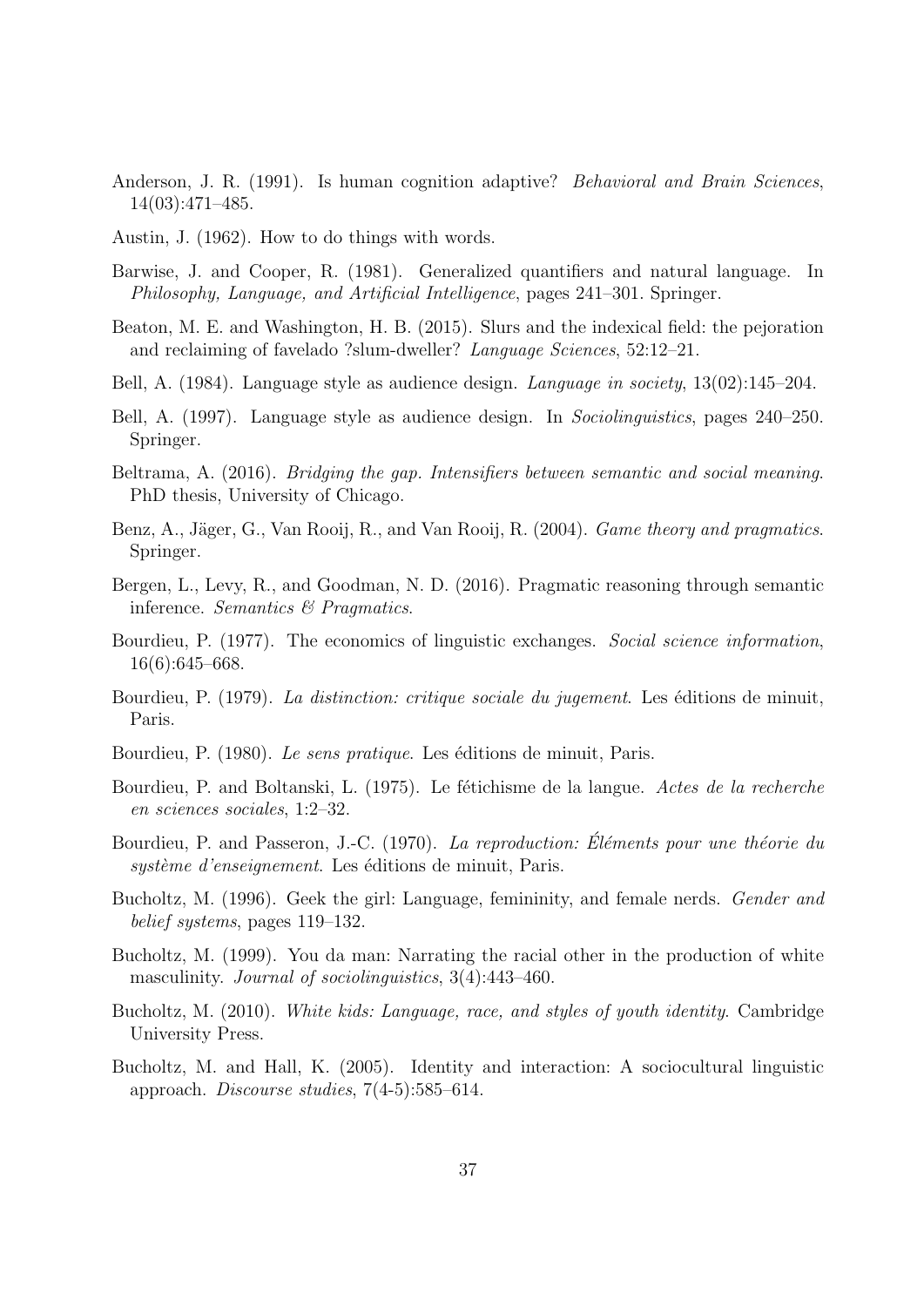Anderson, J. R. (1991). Is human cognition adaptive? *Behavioral and Brain Sciences*, 14(03):471–485.

Austin, J. (1962). How to do things with words.

Barwise, J. and Cooper, R. (1981). Generalized quantifiers and natural language. In *Philosophy, Language, and Artificial Intelligence*, pages 241–301. Springer.

Beaton, M. E. and Washington, H. B. (2015). Slurs and the indexical field: the pejoration and reclaiming of favelado ?slum-dweller? *Language Sciences*, 52:12–21.

Bell, A. (1984). Language style as audience design. *Language in society*, 13(02):145–204.

Bell, A. (1997). Language style as audience design. In *Sociolinguistics*, pages 240–250. Springer.

Beltrama, A. (2016). *Bridging the gap. Intensifiers between semantic and social meaning*. PhD thesis, University of Chicago.

Benz, A., Jäger, G., Van Rooij, R., and Van Rooij, R. (2004). *Game theory and pragmatics*. Springer.

Bergen, L., Levy, R., and Goodman, N. D. (2016). Pragmatic reasoning through semantic inference. *Semantics & Pragmatics*.

Bourdieu, P. (1977). The economics of linguistic exchanges. *Social science information*, 16(6):645–668.

Bourdieu, P. (1979). *La distinction: critique sociale du jugement*. Les éditions de minuit, Paris.

Bourdieu, P. (1980). *Le sens pratique*. Les éditions de minuit, Paris.

Bourdieu, P. and Boltanski, L. (1975). Le fétichisme de la langue. *Actes de la recherche en sciences sociales*, 1:2–32.

Bourdieu, P. and Passeron, J.-C. (1970). *La reproduction: Éléments pour une théorie du système d'enseignement*. Les éditions de minuit, Paris.

Bucholtz, M. (1996). Geek the girl: Language, femininity, and female nerds. *Gender and belief systems*, pages 119–132.

Bucholtz, M. (1999). You da man: Narrating the racial other in the production of white masculinity. *Journal of sociolinguistics*, 3(4):443–460.

Bucholtz, M. (2010). *White kids: Language, race, and styles of youth identity*. Cambridge University Press.

Bucholtz, M. and Hall, K. (2005). Identity and interaction: A sociocultural linguistic approach. *Discourse studies*, 7(4-5):585–614.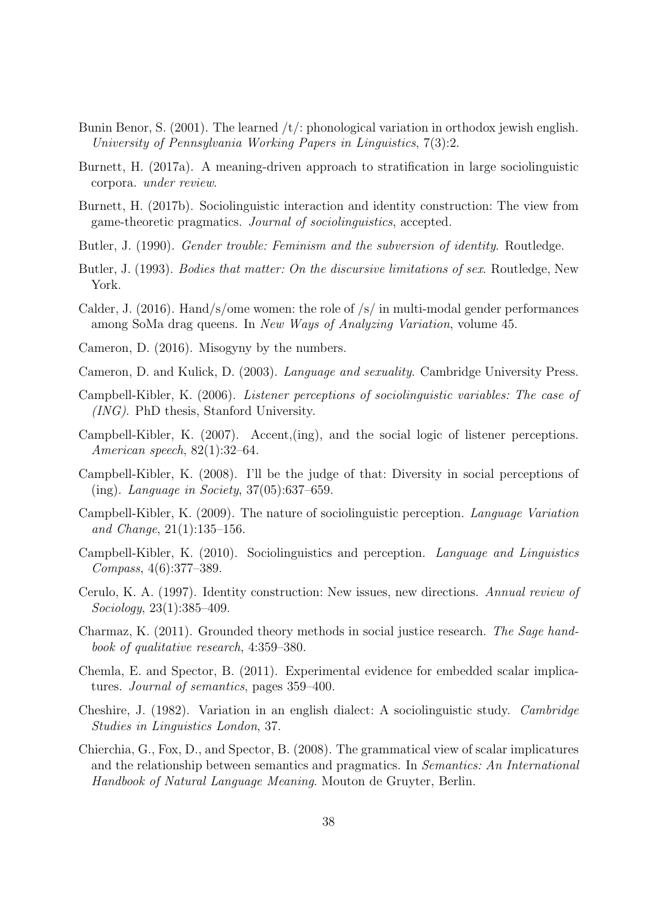Bunin Benor, S. (2001). The learned /t/: phonological variation in orthodox jewish english. *University of Pennsylvania Working Papers in Linguistics*, 7(3):2.

Burnett, H. (2017a). A meaning-driven approach to stratification in large sociolinguistic corpora. *under review*.

Burnett, H. (2017b). Sociolinguistic interaction and identity construction: The view from game-theoretic pragmatics. *Journal of sociolinguistics*, accepted.

Butler, J. (1990). *Gender trouble: Feminism and the subversion of identity*. Routledge.

Butler, J. (1993). *Bodies that matter: On the discursive limitations of sex*. Routledge, New York.

Calder, J. (2016). Hand/s/ome women: the role of /s/ in multi-modal gender performances among SoMa drag queens. In *New Ways of Analyzing Variation*, volume 45.

Cameron, D. (2016). Misogyny by the numbers.

Cameron, D. and Kulick, D. (2003). *Language and sexuality*. Cambridge University Press.

Campbell-Kibler, K. (2006). *Listener perceptions of sociolinguistic variables: The case of (ING)*. PhD thesis, Stanford University.

Campbell-Kibler, K. (2007). Accent,(ing), and the social logic of listener perceptions. *American speech*, 82(1):32–64.

Campbell-Kibler, K. (2008). I'll be the judge of that: Diversity in social perceptions of (ing). *Language in Society*, 37(05):637–659.

Campbell-Kibler, K. (2009). The nature of sociolinguistic perception. *Language Variation and Change*, 21(1):135–156.

Campbell-Kibler, K. (2010). Sociolinguistics and perception. *Language and Linguistics Compass*, 4(6):377–389.

Cerulo, K. A. (1997). Identity construction: New issues, new directions. *Annual review of Sociology*, 23(1):385–409.

Charmaz, K. (2011). Grounded theory methods in social justice research. *The Sage handbook of qualitative research*, 4:359–380.

Chemla, E. and Spector, B. (2011). Experimental evidence for embedded scalar implicatures. *Journal of semantics*, pages 359–400.

Cheshire, J. (1982). Variation in an english dialect: A sociolinguistic study. *Cambridge Studies in Linguistics London*, 37.

Chierchia, G., Fox, D., and Spector, B. (2008). The grammatical view of scalar implicatures and the relationship between semantics and pragmatics. In *Semantics: An International Handbook of Natural Language Meaning*. Mouton de Gruyter, Berlin.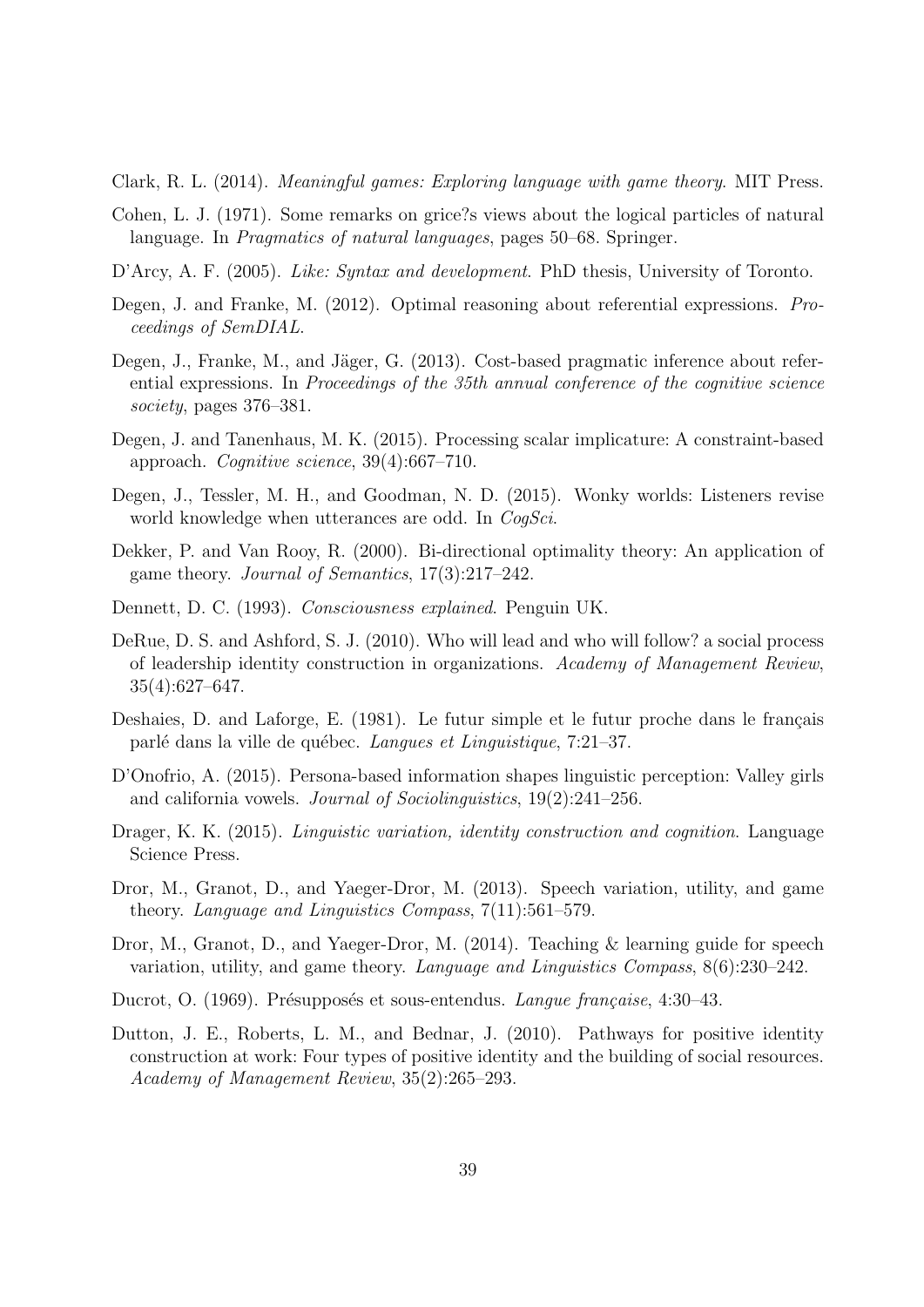Clark, R. L. (2014). *Meaningful games: Exploring language with game theory*. MIT Press.

Cohen, L. J. (1971). Some remarks on grice?s views about the logical particles of natural language. In *Pragmatics of natural languages*, pages 50–68. Springer.

D'Arcy, A. F. (2005). *Like: Syntax and development*. PhD thesis, University of Toronto.

Degen, J. and Franke, M. (2012). Optimal reasoning about referential expressions. *Proceedings of SemDIAL*.

Degen, J., Franke, M., and Jäger, G. (2013). Cost-based pragmatic inference about referential expressions. In *Proceedings of the 35th annual conference of the cognitive science society*, pages 376–381.

Degen, J. and Tanenhaus, M. K. (2015). Processing scalar implicature: A constraint-based approach. *Cognitive science*, 39(4):667–710.

Degen, J., Tessler, M. H., and Goodman, N. D. (2015). Wonky worlds: Listeners revise world knowledge when utterances are odd. In *CogSci*.

Dekker, P. and Van Rooy, R. (2000). Bi-directional optimality theory: An application of game theory. *Journal of Semantics*, 17(3):217–242.

Dennett, D. C. (1993). *Consciousness explained*. Penguin UK.

DeRue, D. S. and Ashford, S. J. (2010). Who will lead and who will follow? a social process of leadership identity construction in organizations. *Academy of Management Review*, 35(4):627–647.

Deshaies, D. and Laforge, E. (1981). Le futur simple et le futur proche dans le français parlé dans la ville de québec. *Langues et Linguistique*, 7:21–37.

D'Onofrio, A. (2015). Persona-based information shapes linguistic perception: Valley girls and california vowels. *Journal of Sociolinguistics*, 19(2):241–256.

Drager, K. K. (2015). *Linguistic variation, identity construction and cognition*. Language Science Press.

Dror, M., Granot, D., and Yaeger-Dror, M. (2013). Speech variation, utility, and game theory. *Language and Linguistics Compass*, 7(11):561–579.

Dror, M., Granot, D., and Yaeger-Dror, M. (2014). Teaching & learning guide for speech variation, utility, and game theory. *Language and Linguistics Compass*, 8(6):230–242.

Ducrot, O. (1969). Présupposés et sous-entendus. *Langue française*, 4:30–43.

Dutton, J. E., Roberts, L. M., and Bednar, J. (2010). Pathways for positive identity construction at work: Four types of positive identity and the building of social resources. *Academy of Management Review*, 35(2):265–293.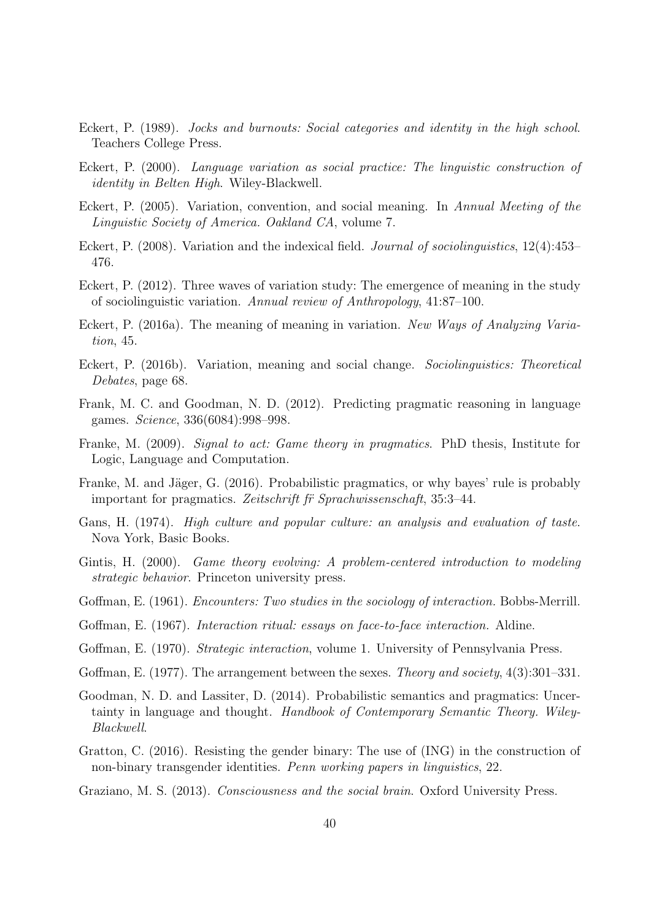Eckert, P. (1989). *Jocks and burnouts: Social categories and identity in the high school*. Teachers College Press.

Eckert, P. (2000). *Language variation as social practice: The linguistic construction of identity in Belten High*. Wiley-Blackwell.

Eckert, P. (2005). Variation, convention, and social meaning. In *Annual Meeting of the Linguistic Society of America. Oakland CA*, volume 7.

Eckert, P. (2008). Variation and the indexical field. *Journal of sociolinguistics*, 12(4):453–476.

Eckert, P. (2012). Three waves of variation study: The emergence of meaning in the study of sociolinguistic variation. *Annual review of Anthropology*, 41:87–100.

Eckert, P. (2016a). The meaning of meaning in variation. *New Ways of Analyzing Variation*, 45.

Eckert, P. (2016b). Variation, meaning and social change. *Sociolinguistics: Theoretical Debates*, page 68.

Frank, M. C. and Goodman, N. D. (2012). Predicting pragmatic reasoning in language games. *Science*, 336(6084):998–998.

Franke, M. (2009). *Signal to act: Game theory in pragmatics*. PhD thesis, Institute for Logic, Language and Computation.

Franke, M. and Jäger, G. (2016). Probabilistic pragmatics, or why bayes' rule is probably important for pragmatics. *Zeitschrift fr̈ Sprachwissenschaft*, 35:3–44.

Gans, H. (1974). *High culture and popular culture: an analysis and evaluation of taste*. Nova York, Basic Books.

Gintis, H. (2000). *Game theory evolving: A problem-centered introduction to modeling strategic behavior*. Princeton university press.

Goffman, E. (1961). *Encounters: Two studies in the sociology of interaction.* Bobbs-Merrill.

Goffman, E. (1967). *Interaction ritual: essays on face-to-face interaction.* Aldine.

Goffman, E. (1970). *Strategic interaction*, volume 1. University of Pennsylvania Press.

Goffman, E. (1977). The arrangement between the sexes. *Theory and society*, 4(3):301–331.

Goodman, N. D. and Lassiter, D. (2014). Probabilistic semantics and pragmatics: Uncertainty in language and thought. *Handbook of Contemporary Semantic Theory. Wiley-Blackwell*.

Gratton, C. (2016). Resisting the gender binary: The use of (ING) in the construction of non-binary transgender identities. *Penn working papers in linguistics*, 22.

Graziano, M. S. (2013). *Consciousness and the social brain.* Oxford University Press.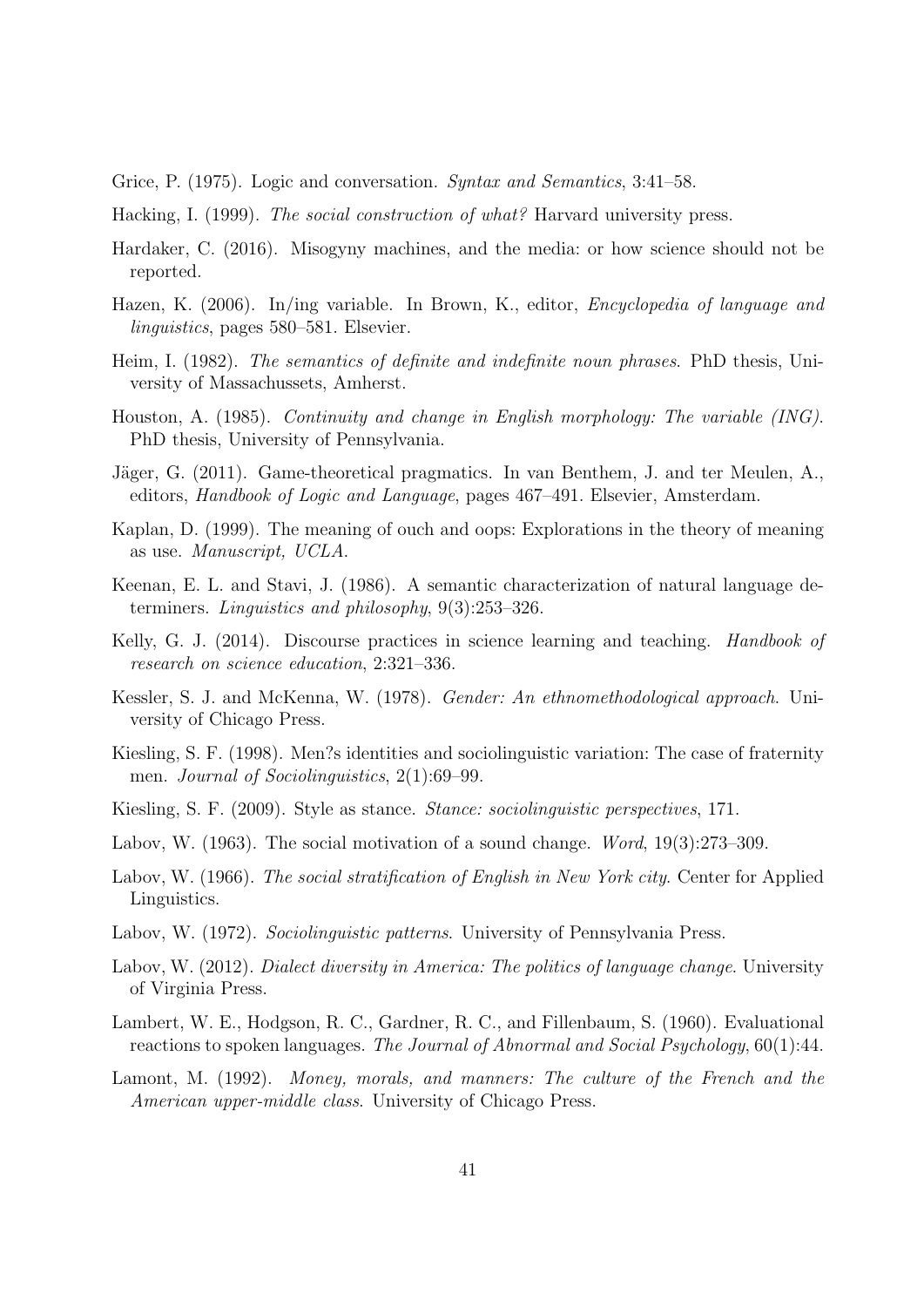Grice, P. (1975). Logic and conversation. *Syntax and Semantics*, 3:41–58.

Hacking, I. (1999). *The social construction of what?* Harvard university press.

Hardaker, C. (2016). Misogyny machines, and the media: or how science should not be reported.

Hazen, K. (2006). In/ing variable. In Brown, K., editor, *Encyclopedia of language and linguistics*, pages 580–581. Elsevier.

Heim, I. (1982). *The semantics of definite and indefinite noun phrases*. PhD thesis, University of Massachussets, Amherst.

Houston, A. (1985). *Continuity and change in English morphology: The variable (ING)*. PhD thesis, University of Pennsylvania.

Jäger, G. (2011). Game-theoretical pragmatics. In van Benthem, J. and ter Meulen, A., editors, *Handbook of Logic and Language*, pages 467–491. Elsevier, Amsterdam.

Kaplan, D. (1999). The meaning of ouch and oops: Explorations in the theory of meaning as use. *Manuscript, UCLA*.

Keenan, E. L. and Stavi, J. (1986). A semantic characterization of natural language determiners. *Linguistics and philosophy*, 9(3):253–326.

Kelly, G. J. (2014). Discourse practices in science learning and teaching. *Handbook of research on science education*, 2:321–336.

Kessler, S. J. and McKenna, W. (1978). *Gender: An ethnomethodological approach*. University of Chicago Press.

Kiesling, S. F. (1998). Men?s identities and sociolinguistic variation: The case of fraternity men. *Journal of Sociolinguistics*, 2(1):69–99.

Kiesling, S. F. (2009). Style as stance. *Stance: sociolinguistic perspectives*, 171.

Labov, W. (1963). The social motivation of a sound change. *Word*, 19(3):273–309.

Labov, W. (1966). *The social stratification of English in New York city*. Center for Applied Linguistics.

Labov, W. (1972). *Sociolinguistic patterns*. University of Pennsylvania Press.

Labov, W. (2012). *Dialect diversity in America: The politics of language change*. University of Virginia Press.

Lambert, W. E., Hodgson, R. C., Gardner, R. C., and Fillenbaum, S. (1960). Evaluational reactions to spoken languages. *The Journal of Abnormal and Social Psychology*, 60(1):44.

Lamont, M. (1992). *Money, morals, and manners: The culture of the French and the American upper-middle class*. University of Chicago Press.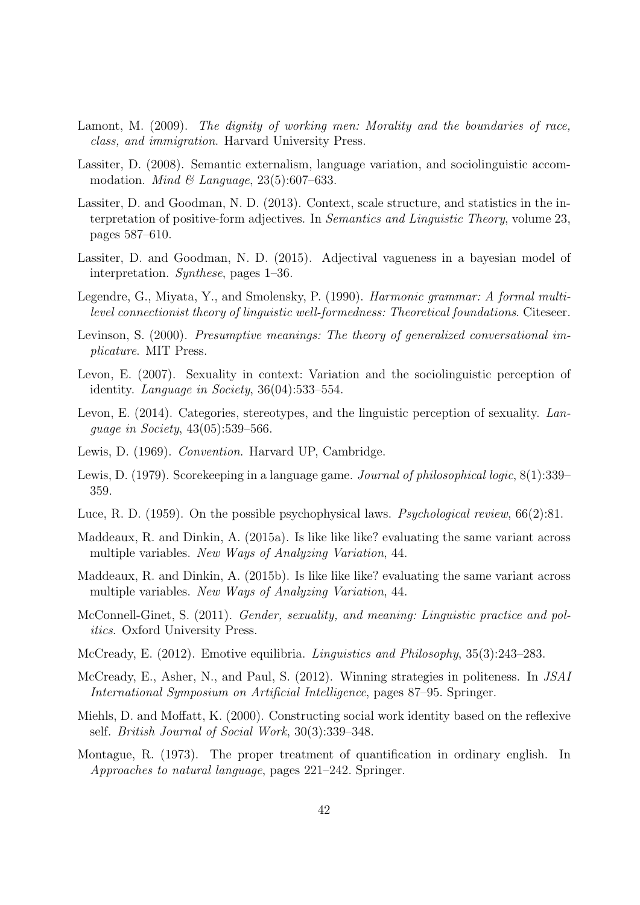Lamont, M. (2009). *The dignity of working men: Morality and the boundaries of race, class, and immigration*. Harvard University Press.

Lassiter, D. (2008). Semantic externalism, language variation, and sociolinguistic accommodation. *Mind & Language*, 23(5):607–633.

Lassiter, D. and Goodman, N. D. (2013). Context, scale structure, and statistics in the interpretation of positive-form adjectives. In *Semantics and Linguistic Theory*, volume 23, pages 587–610.

Lassiter, D. and Goodman, N. D. (2015). Adjectival vagueness in a bayesian model of interpretation. *Synthese*, pages 1–36.

Legendre, G., Miyata, Y., and Smolensky, P. (1990). *Harmonic grammar: A formal multi-level connectionist theory of linguistic well-formedness: Theoretical foundations*. Citeseer.

Levinson, S. (2000). *Presumptive meanings: The theory of generalized conversational implicature*. MIT Press.

Levon, E. (2007). Sexuality in context: Variation and the sociolinguistic perception of identity. *Language in Society*, 36(04):533–554.

Levon, E. (2014). Categories, stereotypes, and the linguistic perception of sexuality. *Language in Society*, 43(05):539–566.

Lewis, D. (1969). *Convention*. Harvard UP, Cambridge.

Lewis, D. (1979). Scorekeeping in a language game. *Journal of philosophical logic*, 8(1):339–359.

Luce, R. D. (1959). On the possible psychophysical laws. *Psychological review*, 66(2):81.

Maddeaux, R. and Dinkin, A. (2015a). Is like like like? evaluating the same variant across multiple variables. *New Ways of Analyzing Variation*, 44.

Maddeaux, R. and Dinkin, A. (2015b). Is like like like? evaluating the same variant across multiple variables. *New Ways of Analyzing Variation*, 44.

McConnell-Ginet, S. (2011). *Gender, sexuality, and meaning: Linguistic practice and politics*. Oxford University Press.

McCready, E. (2012). Emotive equilibria. *Linguistics and Philosophy*, 35(3):243–283.

McCready, E., Asher, N., and Paul, S. (2012). Winning strategies in politeness. In *JSAI International Symposium on Artificial Intelligence*, pages 87–95. Springer.

Miehls, D. and Moffatt, K. (2000). Constructing social work identity based on the reflexive self. *British Journal of Social Work*, 30(3):339–348.

Montague, R. (1973). The proper treatment of quantification in ordinary english. In *Approaches to natural language*, pages 221–242. Springer.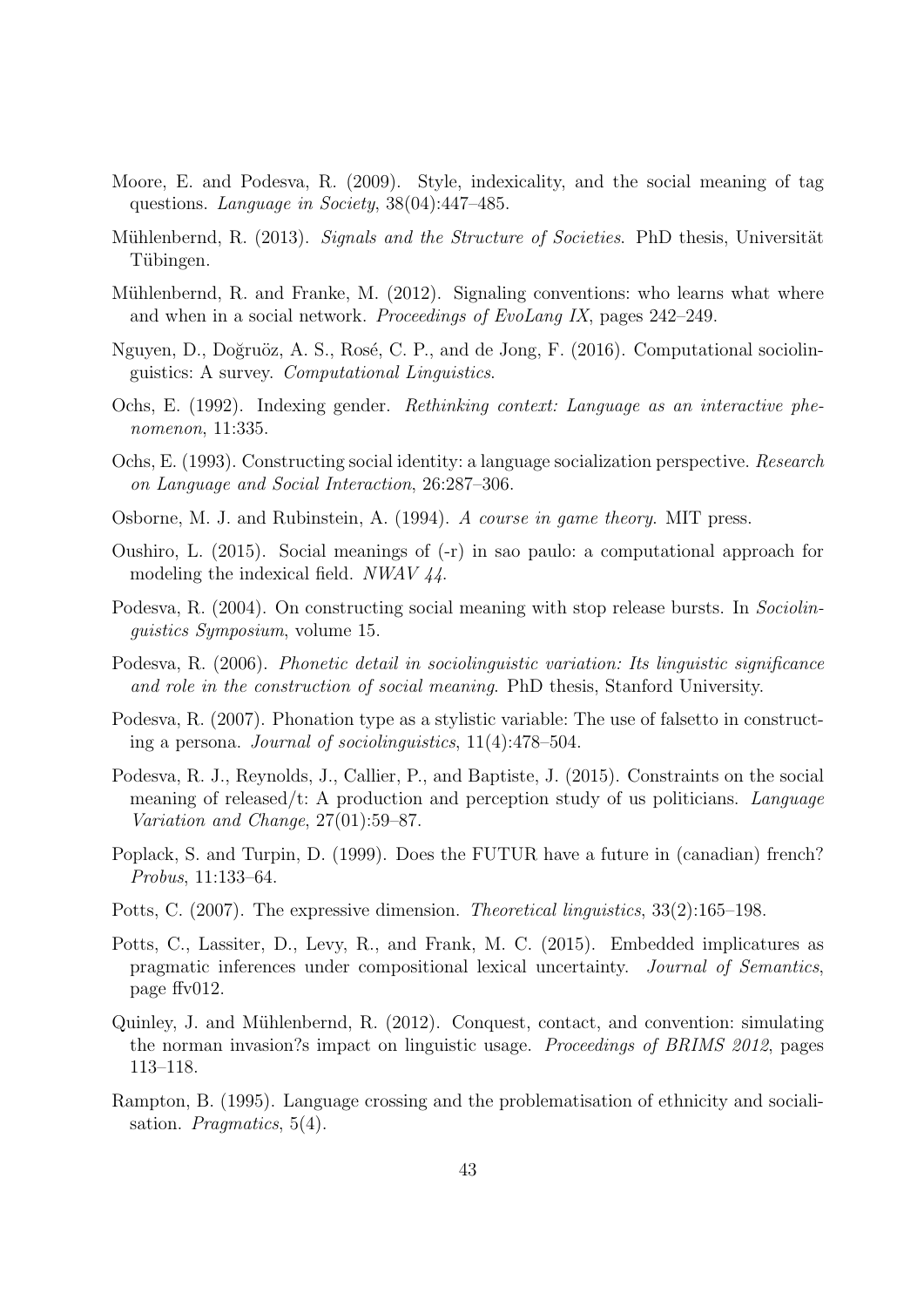Moore, E. and Podesva, R. (2009). Style, indexicality, and the social meaning of tag questions. *Language in Society*, 38(04):447–485.

Mühlenbernd, R. (2013). *Signals and the Structure of Societies*. PhD thesis, Universität Tübingen.

Mühlenbernd, R. and Franke, M. (2012). Signaling conventions: who learns what where and when in a social network. *Proceedings of EvoLang IX*, pages 242–249.

Nguyen, D., Doğruöz, A. S., Rosé, C. P., and de Jong, F. (2016). Computational sociolinguistics: A survey. *Computational Linguistics*.

Ochs, E. (1992). Indexing gender. *Rethinking context: Language as an interactive phenomenon*, 11:335.

Ochs, E. (1993). Constructing social identity: a language socialization perspective. *Research on Language and Social Interaction*, 26:287–306.

Osborne, M. J. and Rubinstein, A. (1994). *A course in game theory*. MIT press.

Oushiro, L. (2015). Social meanings of (-r) in sao paulo: a computational approach for modeling the indexical field. *NWAV 44*.

Podesva, R. (2004). On constructing social meaning with stop release bursts. In *Sociolinguistics Symposium*, volume 15.

Podesva, R. (2006). *Phonetic detail in sociolinguistic variation: Its linguistic significance and role in the construction of social meaning*. PhD thesis, Stanford University.

Podesva, R. (2007). Phonation type as a stylistic variable: The use of falsetto in constructing a persona. *Journal of sociolinguistics*, 11(4):478–504.

Podesva, R. J., Reynolds, J., Callier, P., and Baptiste, J. (2015). Constraints on the social meaning of released/t: A production and perception study of us politicians. *Language Variation and Change*, 27(01):59–87.

Poplack, S. and Turpin, D. (1999). Does the FUTUR have a future in (canadian) french? *Probus*, 11:133–64.

Potts, C. (2007). The expressive dimension. *Theoretical linguistics*, 33(2):165–198.

Potts, C., Lassiter, D., Levy, R., and Frank, M. C. (2015). Embedded implicatures as pragmatic inferences under compositional lexical uncertainty. *Journal of Semantics*, page ffv012.

Quinley, J. and Mühlenbernd, R. (2012). Conquest, contact, and convention: simulating the norman invasion?s impact on linguistic usage. *Proceedings of BRIMS 2012*, pages 113–118.

Rampton, B. (1995). Language crossing and the problematisation of ethnicity and socialisation. *Pragmatics*, 5(4).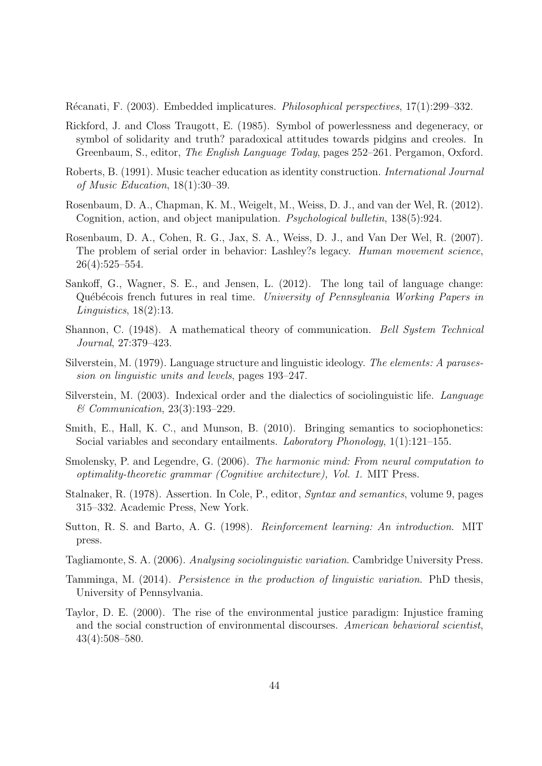Récanati, F. (2003). Embedded implicatures. *Philosophical perspectives*, 17(1):299–332.

Rickford, J. and Closs Traugott, E. (1985). Symbol of powerlessness and degeneracy, or symbol of solidarity and truth? paradoxical attitudes towards pidgins and creoles. In Greenbaum, S., editor, *The English Language Today*, pages 252–261. Pergamon, Oxford.

Roberts, B. (1991). Music teacher education as identity construction. *International Journal of Music Education*, 18(1):30–39.

Rosenbaum, D. A., Chapman, K. M., Weigelt, M., Weiss, D. J., and van der Wel, R. (2012). Cognition, action, and object manipulation. *Psychological bulletin*, 138(5):924.

Rosenbaum, D. A., Cohen, R. G., Jax, S. A., Weiss, D. J., and Van Der Wel, R. (2007). The problem of serial order in behavior: Lashley?s legacy. *Human movement science*, 26(4):525–554.

Sankoff, G., Wagner, S. E., and Jensen, L. (2012). The long tail of language change: Québécois french futures in real time. *University of Pennsylvania Working Papers in Linguistics*, 18(2):13.

Shannon, C. (1948). A mathematical theory of communication. *Bell System Technical Journal*, 27:379–423.

Silverstein, M. (1979). Language structure and linguistic ideology. *The elements: A parasession on linguistic units and levels*, pages 193–247.

Silverstein, M. (2003). Indexical order and the dialectics of sociolinguistic life. *Language & Communication*, 23(3):193–229.

Smith, E., Hall, K. C., and Munson, B. (2010). Bringing semantics to sociophonetics: Social variables and secondary entailments. *Laboratory Phonology*, 1(1):121–155.

Smolensky, P. and Legendre, G. (2006). *The harmonic mind: From neural computation to optimality-theoretic grammar (Cognitive architecture), Vol. 1.* MIT Press.

Stalnaker, R. (1978). Assertion. In Cole, P., editor, *Syntax and semantics*, volume 9, pages 315–332. Academic Press, New York.

Sutton, R. S. and Barto, A. G. (1998). *Reinforcement learning: An introduction*. MIT press.

Tagliamonte, S. A. (2006). *Analysing sociolinguistic variation*. Cambridge University Press.

Tamminga, M. (2014). *Persistence in the production of linguistic variation*. PhD thesis, University of Pennsylvania.

Taylor, D. E. (2000). The rise of the environmental justice paradigm: Injustice framing and the social construction of environmental discourses. *American behavioral scientist*, 43(4):508–580.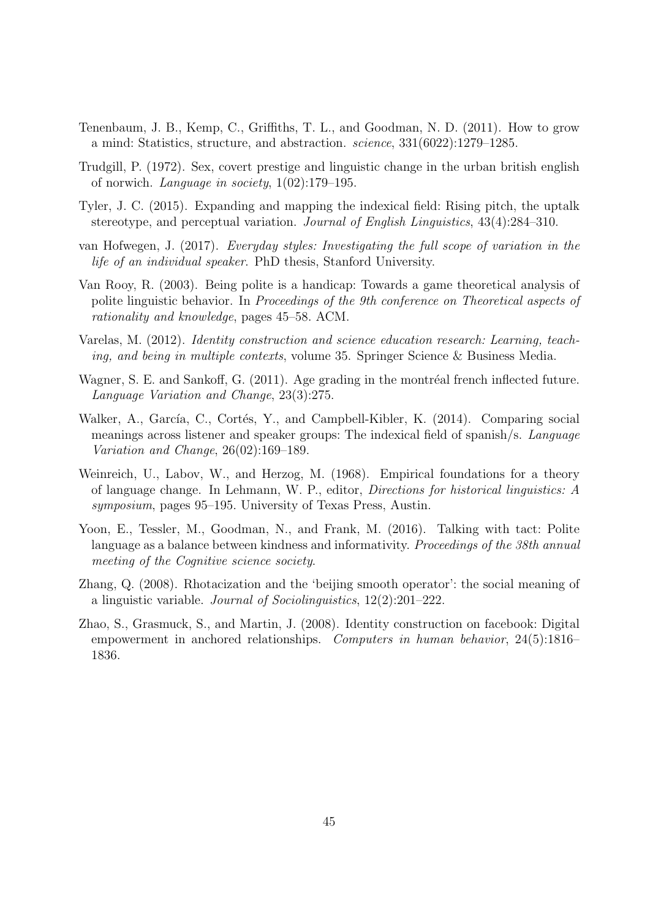Tenenbaum, J. B., Kemp, C., Griffiths, T. L., and Goodman, N. D. (2011). How to grow a mind: Statistics, structure, and abstraction. *science*, 331(6022):1279–1285.

Trudgill, P. (1972). Sex, covert prestige and linguistic change in the urban british english of norwich. *Language in society*, 1(02):179–195.

Tyler, J. C. (2015). Expanding and mapping the indexical field: Rising pitch, the uptalk stereotype, and perceptual variation. *Journal of English Linguistics*, 43(4):284–310.

van Hofwegen, J. (2017). *Everyday styles: Investigating the full scope of variation in the life of an individual speaker*. PhD thesis, Stanford University.

Van Rooy, R. (2003). Being polite is a handicap: Towards a game theoretical analysis of polite linguistic behavior. In *Proceedings of the 9th conference on Theoretical aspects of rationality and knowledge*, pages 45–58. ACM.

Varelas, M. (2012). *Identity construction and science education research: Learning, teaching, and being in multiple contexts*, volume 35. Springer Science & Business Media.

Wagner, S. E. and Sankoff, G. (2011). Age grading in the montréal french inflected future. *Language Variation and Change*, 23(3):275.

Walker, A., García, C., Cortés, Y., and Campbell-Kibler, K. (2014). Comparing social meanings across listener and speaker groups: The indexical field of spanish/s. *Language Variation and Change*, 26(02):169–189.

Weinreich, U., Labov, W., and Herzog, M. (1968). Empirical foundations for a theory of language change. In Lehmann, W. P., editor, *Directions for historical linguistics: A symposium*, pages 95–195. University of Texas Press, Austin.

Yoon, E., Tessler, M., Goodman, N., and Frank, M. (2016). Talking with tact: Polite language as a balance between kindness and informativity. *Proceedings of the 38th annual meeting of the Cognitive science society*.

Zhang, Q. (2008). Rhotacization and the 'beijing smooth operator': the social meaning of a linguistic variable. *Journal of Sociolinguistics*, 12(2):201–222.

Zhao, S., Grasmuck, S., and Martin, J. (2008). Identity construction on facebook: Digital empowerment in anchored relationships. *Computers in human behavior*, 24(5):1816–1836.